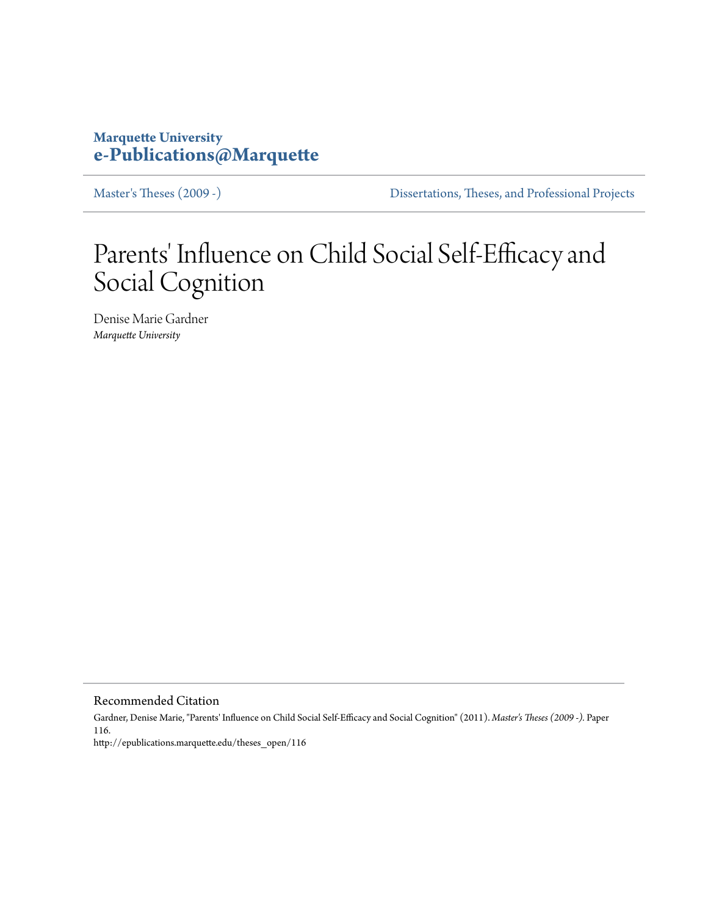**Marquette University**
**e-Publications@Marquette**

Master's Theses (2009 -) | Dissertations, Theses, and Professional Projects

# Parents' Influence on Child Social Self-Efficacy and Social Cognition

Denise Marie Gardner
*Marquette University*

## Recommended Citation

Gardner, Denise Marie, "Parents' Influence on Child Social Self-Efficacy and Social Cognition" (2011). *Master's Theses (2009 -)*. Paper 116.
http://epublications.marquette.edu/theses_open/116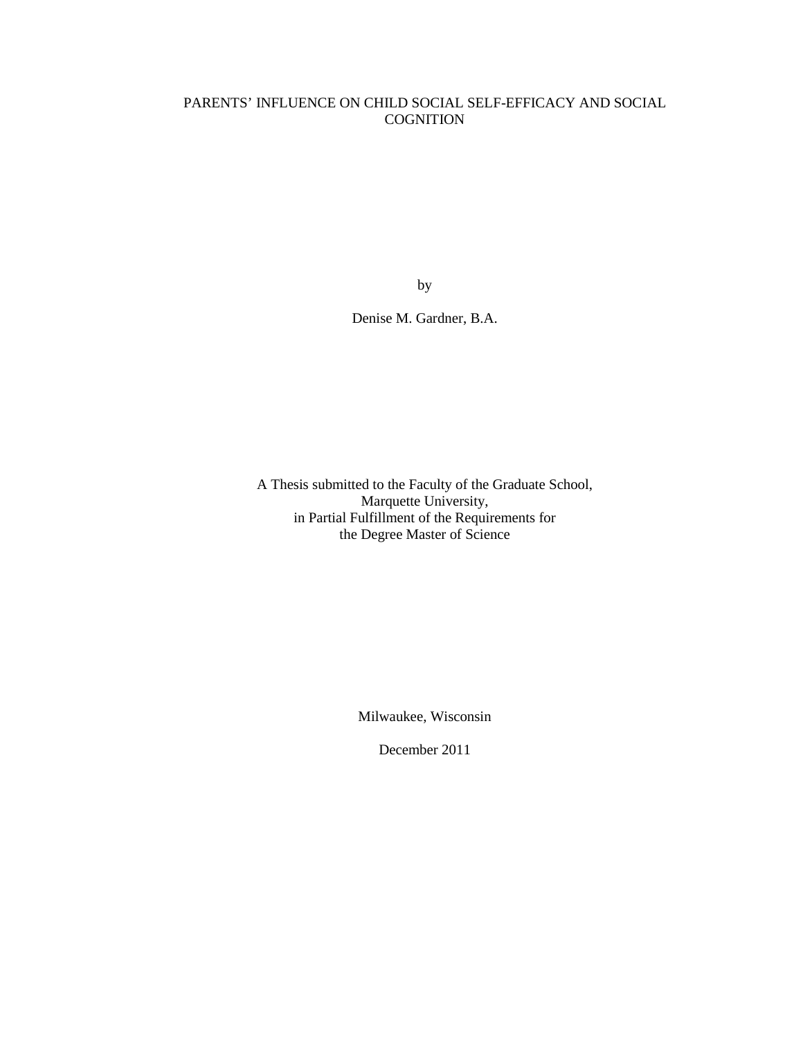# PARENTS' INFLUENCE ON CHILD SOCIAL SELF-EFFICACY AND SOCIAL COGNITION

by

Denise M. Gardner, B.A.

A Thesis submitted to the Faculty of the Graduate School,
Marquette University,
in Partial Fulfillment of the Requirements for
the Degree Master of Science

Milwaukee, Wisconsin

December 2011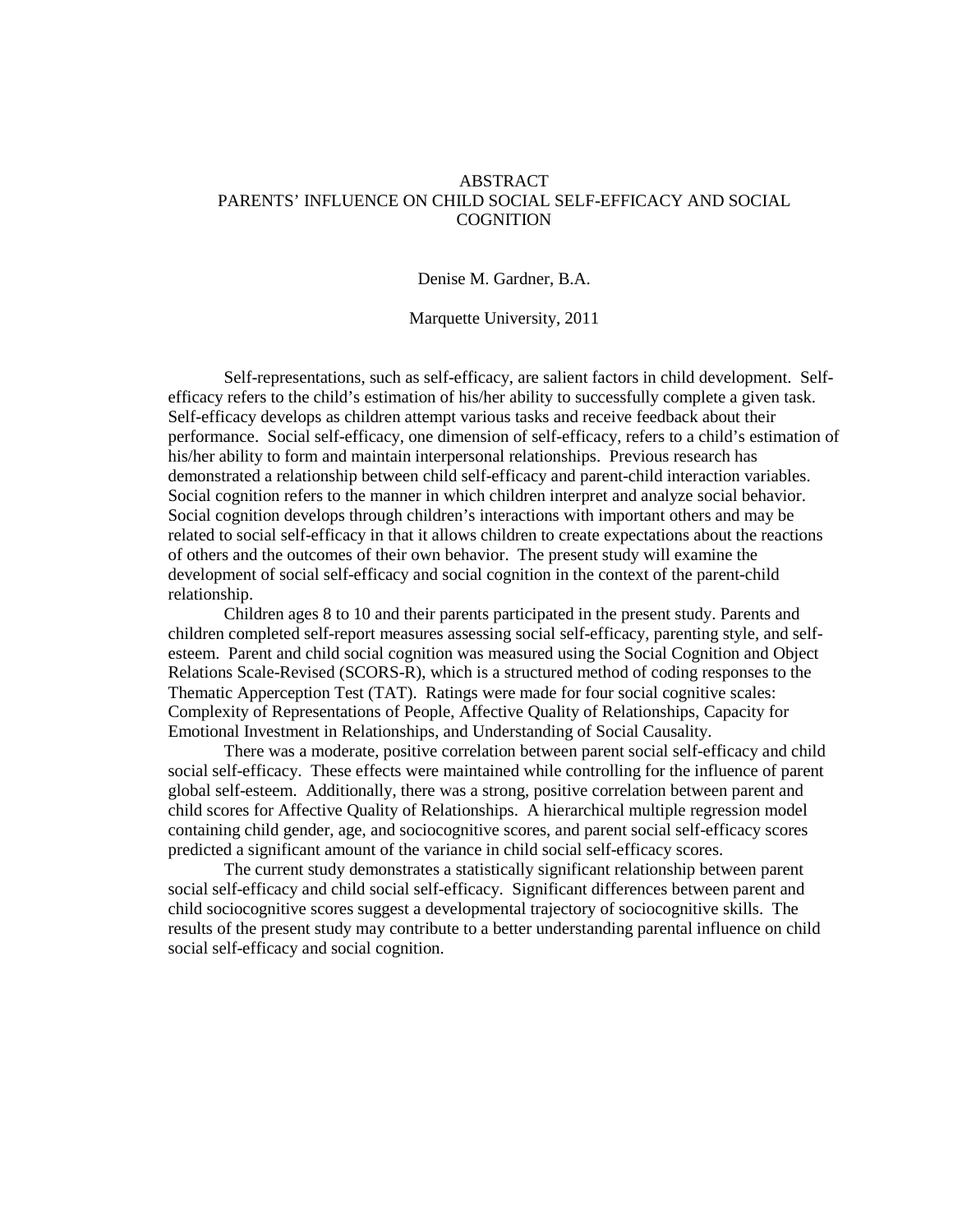# ABSTRACT
## PARENTS' INFLUENCE ON CHILD SOCIAL SELF-EFFICACY AND SOCIAL COGNITION

Denise M. Gardner, B.A.

Marquette University, 2011

Self-representations, such as self-efficacy, are salient factors in child development. Self-efficacy refers to the child's estimation of his/her ability to successfully complete a given task. Self-efficacy develops as children attempt various tasks and receive feedback about their performance. Social self-efficacy, one dimension of self-efficacy, refers to a child's estimation of his/her ability to form and maintain interpersonal relationships. Previous research has demonstrated a relationship between child self-efficacy and parent-child interaction variables. Social cognition refers to the manner in which children interpret and analyze social behavior. Social cognition develops through children's interactions with important others and may be related to social self-efficacy in that it allows children to create expectations about the reactions of others and the outcomes of their own behavior. The present study will examine the development of social self-efficacy and social cognition in the context of the parent-child relationship.

Children ages 8 to 10 and their parents participated in the present study. Parents and children completed self-report measures assessing social self-efficacy, parenting style, and self-esteem. Parent and child social cognition was measured using the Social Cognition and Object Relations Scale-Revised (SCORS-R), which is a structured method of coding responses to the Thematic Apperception Test (TAT). Ratings were made for four social cognitive scales: Complexity of Representations of People, Affective Quality of Relationships, Capacity for Emotional Investment in Relationships, and Understanding of Social Causality.

There was a moderate, positive correlation between parent social self-efficacy and child social self-efficacy. These effects were maintained while controlling for the influence of parent global self-esteem. Additionally, there was a strong, positive correlation between parent and child scores for Affective Quality of Relationships. A hierarchical multiple regression model containing child gender, age, and sociocognitive scores, and parent social self-efficacy scores predicted a significant amount of the variance in child social self-efficacy scores.

The current study demonstrates a statistically significant relationship between parent social self-efficacy and child social self-efficacy. Significant differences between parent and child sociocognitive scores suggest a developmental trajectory of sociocognitive skills. The results of the present study may contribute to a better understanding parental influence on child social self-efficacy and social cognition.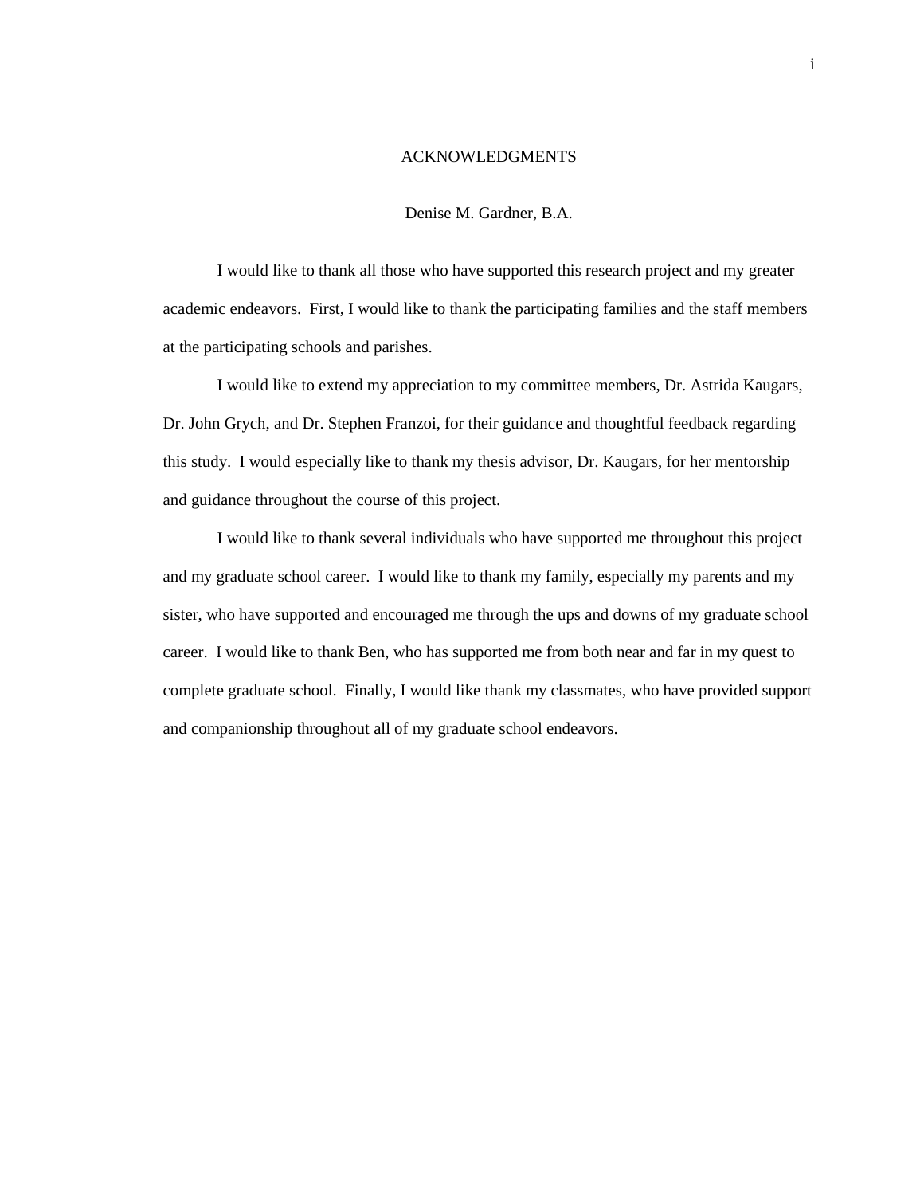# ACKNOWLEDGMENTS

Denise M. Gardner, B.A.

I would like to thank all those who have supported this research project and my greater academic endeavors. First, I would like to thank the participating families and the staff members at the participating schools and parishes.

I would like to extend my appreciation to my committee members, Dr. Astrida Kaugars, Dr. John Grych, and Dr. Stephen Franzoi, for their guidance and thoughtful feedback regarding this study. I would especially like to thank my thesis advisor, Dr. Kaugars, for her mentorship and guidance throughout the course of this project.

I would like to thank several individuals who have supported me throughout this project and my graduate school career. I would like to thank my family, especially my parents and my sister, who have supported and encouraged me through the ups and downs of my graduate school career. I would like to thank Ben, who has supported me from both near and far in my quest to complete graduate school. Finally, I would like thank my classmates, who have provided support and companionship throughout all of my graduate school endeavors.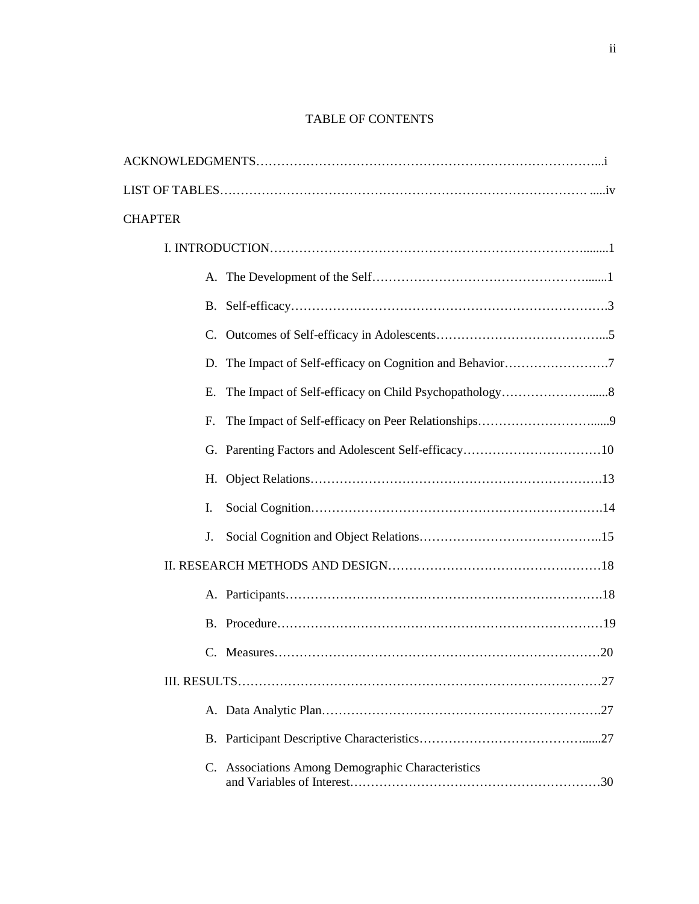# TABLE OF CONTENTS

ACKNOWLEDGMENTS……………………………………………………………………...i

LIST OF TABLES……………………………………………………………………. .....iv

CHAPTER

I. INTRODUCTION…………………………………………………………………........1

- A. The Development of the Self……………………………………………….......1
- B. Self-efficacy………………………………………………………………….3
- C. Outcomes of Self-efficacy in Adolescents…………………………………...5
- D. The Impact of Self-efficacy on Cognition and Behavior…………………….7
- E. The Impact of Self-efficacy on Child Psychopathology…………………......8
- F. The Impact of Self-efficacy on Peer Relationships………………………......9
- G. Parenting Factors and Adolescent Self-efficacy……………………………10
- H. Object Relations……………………………………………………………13
- I. Social Cognition…………………………………………………………….14
- J. Social Cognition and Object Relations……………………………………..15

II. RESEARCH METHODS AND DESIGN……………………………………………18

- A. Participants………………………………………………………………….18
- B. Procedure……………………………………………………………………19
- C. Measures……………………………………………………………………20

III. RESULTS……………………………………………………………………………27

- A. Data Analytic Plan………………………………………………………….27
- B. Participant Descriptive Characteristics…………………………………......27
- C. Associations Among Demographic Characteristics and Variables of Interest……………………………………………………30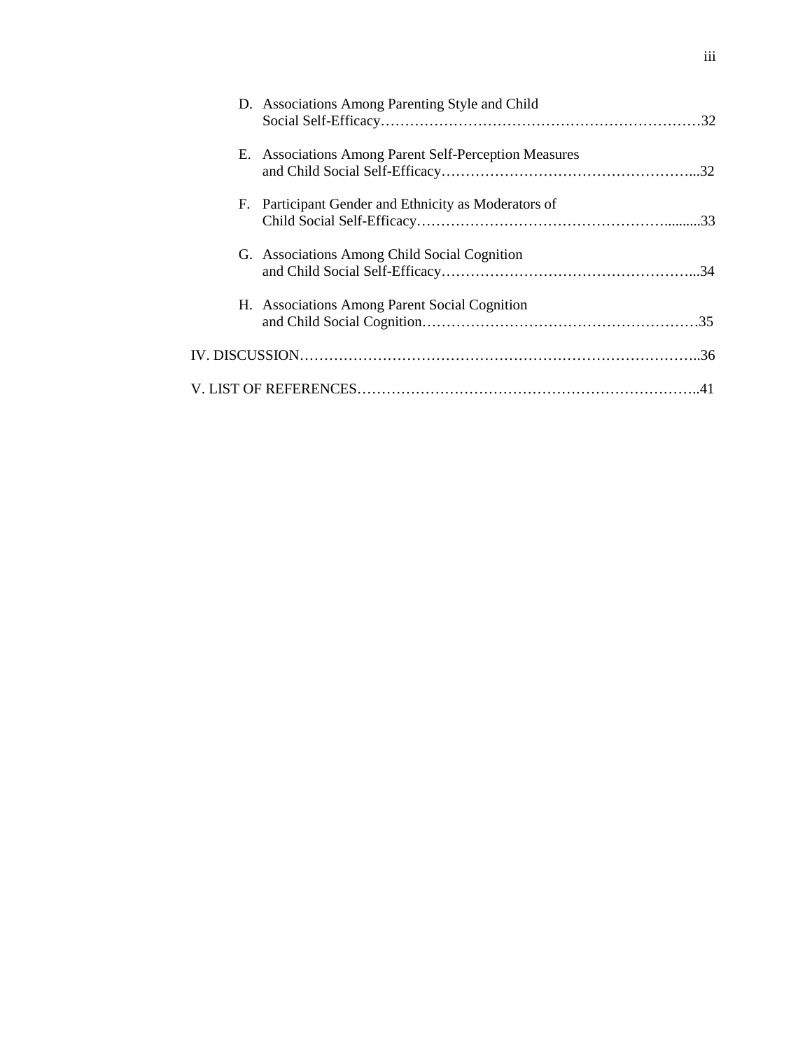D. Associations Among Parenting Style and Child Social Self-Efficacy……………………………………………………………32

E. Associations Among Parent Self-Perception Measures and Child Social Self-Efficacy……………………………………………...32

F. Participant Gender and Ethnicity as Moderators of Child Social Self-Efficacy…………………………………………….........33

G. Associations Among Child Social Cognition and Child Social Self-Efficacy……………………………………………...34

H. Associations Among Parent Social Cognition and Child Social Cognition…………………………………………………35

IV. DISCUSSION……………………………………………………………………..36

V. LIST OF REFERENCES……………………………………………………………..41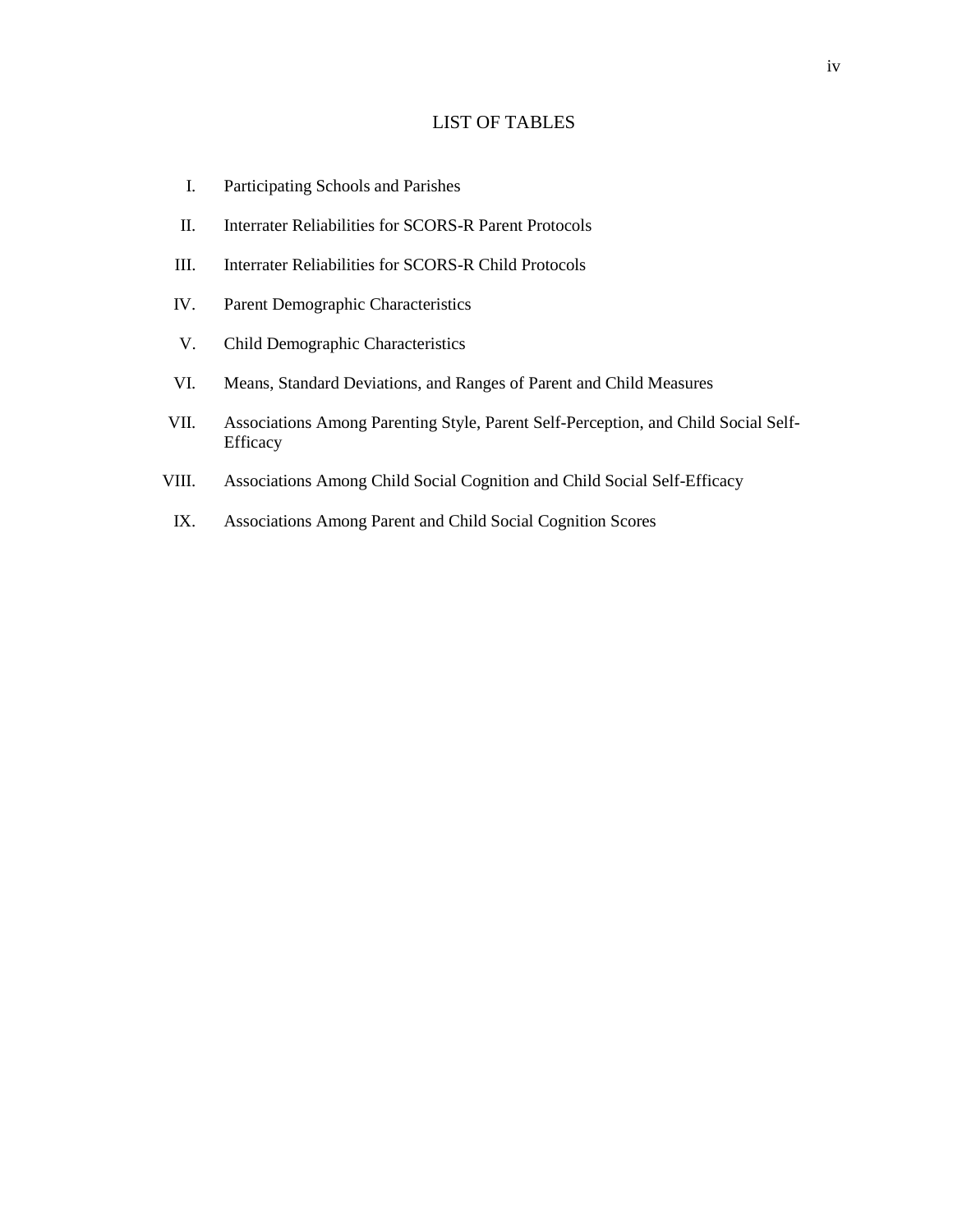# LIST OF TABLES

I. Participating Schools and Parishes

II. Interrater Reliabilities for SCORS-R Parent Protocols

III. Interrater Reliabilities for SCORS-R Child Protocols

IV. Parent Demographic Characteristics

V. Child Demographic Characteristics

VI. Means, Standard Deviations, and Ranges of Parent and Child Measures

VII. Associations Among Parenting Style, Parent Self-Perception, and Child Social Self-Efficacy

VIII. Associations Among Child Social Cognition and Child Social Self-Efficacy

IX. Associations Among Parent and Child Social Cognition Scores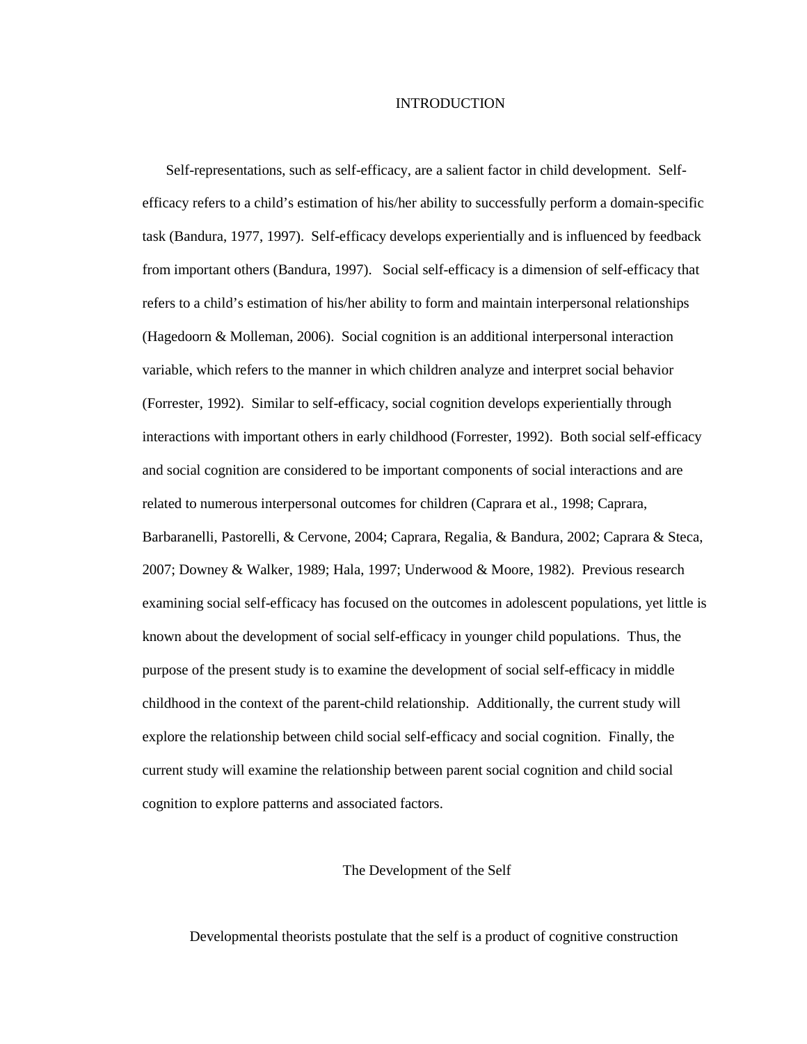# INTRODUCTION

Self-representations, such as self-efficacy, are a salient factor in child development. Self-efficacy refers to a child's estimation of his/her ability to successfully perform a domain-specific task (Bandura, 1977, 1997). Self-efficacy develops experientially and is influenced by feedback from important others (Bandura, 1997). Social self-efficacy is a dimension of self-efficacy that refers to a child's estimation of his/her ability to form and maintain interpersonal relationships (Hagedoorn & Molleman, 2006). Social cognition is an additional interpersonal interaction variable, which refers to the manner in which children analyze and interpret social behavior (Forrester, 1992). Similar to self-efficacy, social cognition develops experientially through interactions with important others in early childhood (Forrester, 1992). Both social self-efficacy and social cognition are considered to be important components of social interactions and are related to numerous interpersonal outcomes for children (Caprara et al., 1998; Caprara, Barbaranelli, Pastorelli, & Cervone, 2004; Caprara, Regalia, & Bandura, 2002; Caprara & Steca, 2007; Downey & Walker, 1989; Hala, 1997; Underwood & Moore, 1982). Previous research examining social self-efficacy has focused on the outcomes in adolescent populations, yet little is known about the development of social self-efficacy in younger child populations. Thus, the purpose of the present study is to examine the development of social self-efficacy in middle childhood in the context of the parent-child relationship. Additionally, the current study will explore the relationship between child social self-efficacy and social cognition. Finally, the current study will examine the relationship between parent social cognition and child social cognition to explore patterns and associated factors.

## The Development of the Self

Developmental theorists postulate that the self is a product of cognitive construction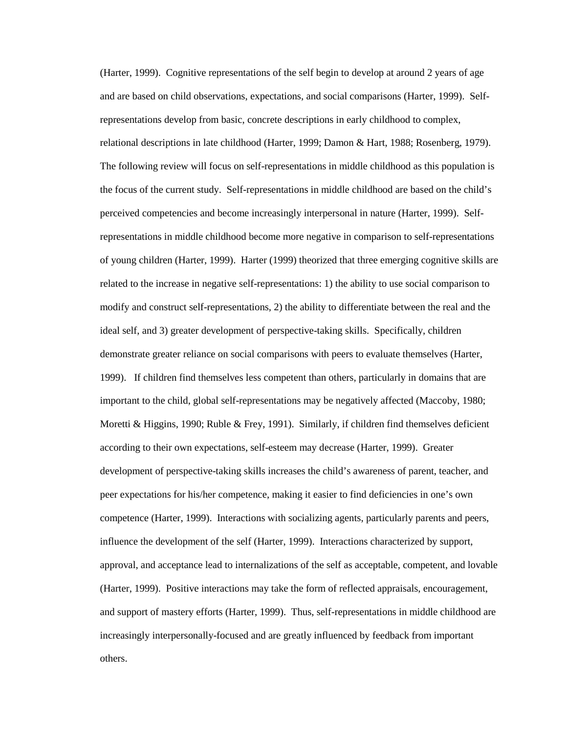(Harter, 1999). Cognitive representations of the self begin to develop at around 2 years of age and are based on child observations, expectations, and social comparisons (Harter, 1999). Self-representations develop from basic, concrete descriptions in early childhood to complex, relational descriptions in late childhood (Harter, 1999; Damon & Hart, 1988; Rosenberg, 1979). The following review will focus on self-representations in middle childhood as this population is the focus of the current study. Self-representations in middle childhood are based on the child's perceived competencies and become increasingly interpersonal in nature (Harter, 1999). Self-representations in middle childhood become more negative in comparison to self-representations of young children (Harter, 1999). Harter (1999) theorized that three emerging cognitive skills are related to the increase in negative self-representations: 1) the ability to use social comparison to modify and construct self-representations, 2) the ability to differentiate between the real and the ideal self, and 3) greater development of perspective-taking skills. Specifically, children demonstrate greater reliance on social comparisons with peers to evaluate themselves (Harter, 1999). If children find themselves less competent than others, particularly in domains that are important to the child, global self-representations may be negatively affected (Maccoby, 1980; Moretti & Higgins, 1990; Ruble & Frey, 1991). Similarly, if children find themselves deficient according to their own expectations, self-esteem may decrease (Harter, 1999). Greater development of perspective-taking skills increases the child's awareness of parent, teacher, and peer expectations for his/her competence, making it easier to find deficiencies in one's own competence (Harter, 1999). Interactions with socializing agents, particularly parents and peers, influence the development of the self (Harter, 1999). Interactions characterized by support, approval, and acceptance lead to internalizations of the self as acceptable, competent, and lovable (Harter, 1999). Positive interactions may take the form of reflected appraisals, encouragement, and support of mastery efforts (Harter, 1999). Thus, self-representations in middle childhood are increasingly interpersonally-focused and are greatly influenced by feedback from important others.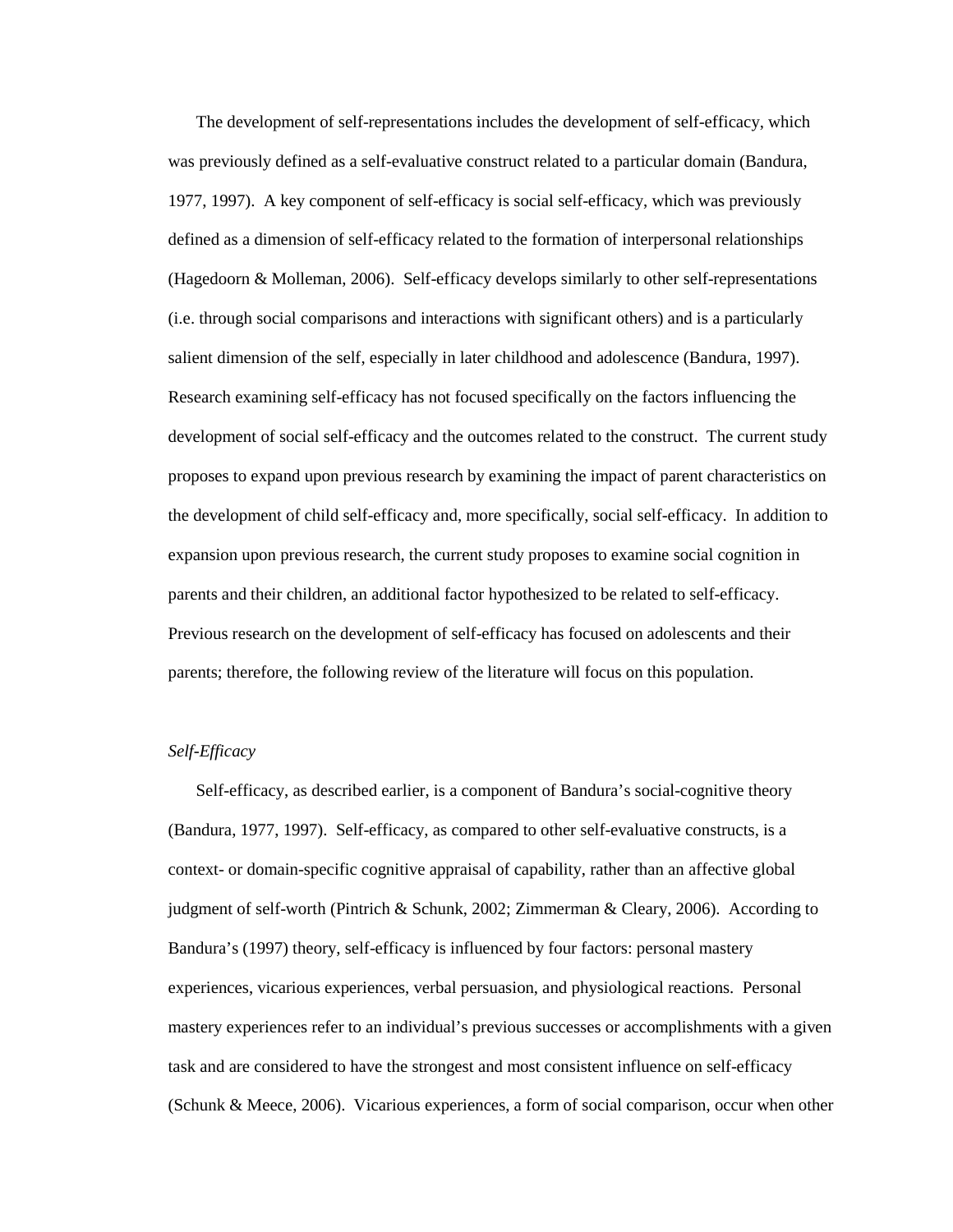The development of self-representations includes the development of self-efficacy, which was previously defined as a self-evaluative construct related to a particular domain (Bandura, 1977, 1997). A key component of self-efficacy is social self-efficacy, which was previously defined as a dimension of self-efficacy related to the formation of interpersonal relationships (Hagedoorn & Molleman, 2006). Self-efficacy develops similarly to other self-representations (i.e. through social comparisons and interactions with significant others) and is a particularly salient dimension of the self, especially in later childhood and adolescence (Bandura, 1997). Research examining self-efficacy has not focused specifically on the factors influencing the development of social self-efficacy and the outcomes related to the construct. The current study proposes to expand upon previous research by examining the impact of parent characteristics on the development of child self-efficacy and, more specifically, social self-efficacy. In addition to expansion upon previous research, the current study proposes to examine social cognition in parents and their children, an additional factor hypothesized to be related to self-efficacy. Previous research on the development of self-efficacy has focused on adolescents and their parents; therefore, the following review of the literature will focus on this population.

### *Self-Efficacy*

Self-efficacy, as described earlier, is a component of Bandura's social-cognitive theory (Bandura, 1977, 1997). Self-efficacy, as compared to other self-evaluative constructs, is a context- or domain-specific cognitive appraisal of capability, rather than an affective global judgment of self-worth (Pintrich & Schunk, 2002; Zimmerman & Cleary, 2006). According to Bandura's (1997) theory, self-efficacy is influenced by four factors: personal mastery experiences, vicarious experiences, verbal persuasion, and physiological reactions. Personal mastery experiences refer to an individual's previous successes or accomplishments with a given task and are considered to have the strongest and most consistent influence on self-efficacy (Schunk & Meece, 2006). Vicarious experiences, a form of social comparison, occur when other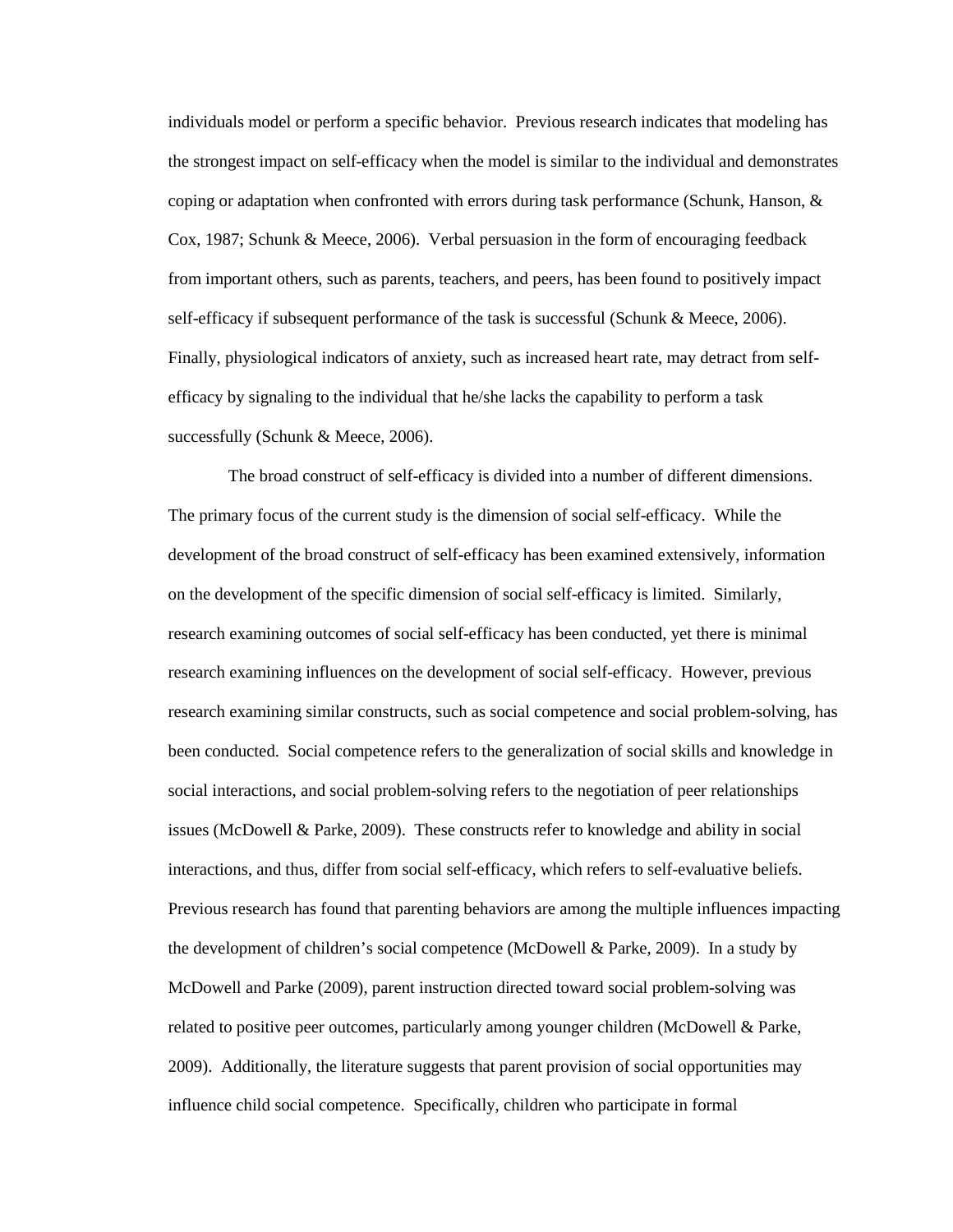individuals model or perform a specific behavior. Previous research indicates that modeling has the strongest impact on self-efficacy when the model is similar to the individual and demonstrates coping or adaptation when confronted with errors during task performance (Schunk, Hanson, & Cox, 1987; Schunk & Meece, 2006). Verbal persuasion in the form of encouraging feedback from important others, such as parents, teachers, and peers, has been found to positively impact self-efficacy if subsequent performance of the task is successful (Schunk & Meece, 2006). Finally, physiological indicators of anxiety, such as increased heart rate, may detract from self-efficacy by signaling to the individual that he/she lacks the capability to perform a task successfully (Schunk & Meece, 2006).

The broad construct of self-efficacy is divided into a number of different dimensions. The primary focus of the current study is the dimension of social self-efficacy. While the development of the broad construct of self-efficacy has been examined extensively, information on the development of the specific dimension of social self-efficacy is limited. Similarly, research examining outcomes of social self-efficacy has been conducted, yet there is minimal research examining influences on the development of social self-efficacy. However, previous research examining similar constructs, such as social competence and social problem-solving, has been conducted. Social competence refers to the generalization of social skills and knowledge in social interactions, and social problem-solving refers to the negotiation of peer relationships issues (McDowell & Parke, 2009). These constructs refer to knowledge and ability in social interactions, and thus, differ from social self-efficacy, which refers to self-evaluative beliefs. Previous research has found that parenting behaviors are among the multiple influences impacting the development of children's social competence (McDowell & Parke, 2009). In a study by McDowell and Parke (2009), parent instruction directed toward social problem-solving was related to positive peer outcomes, particularly among younger children (McDowell & Parke, 2009). Additionally, the literature suggests that parent provision of social opportunities may influence child social competence. Specifically, children who participate in formal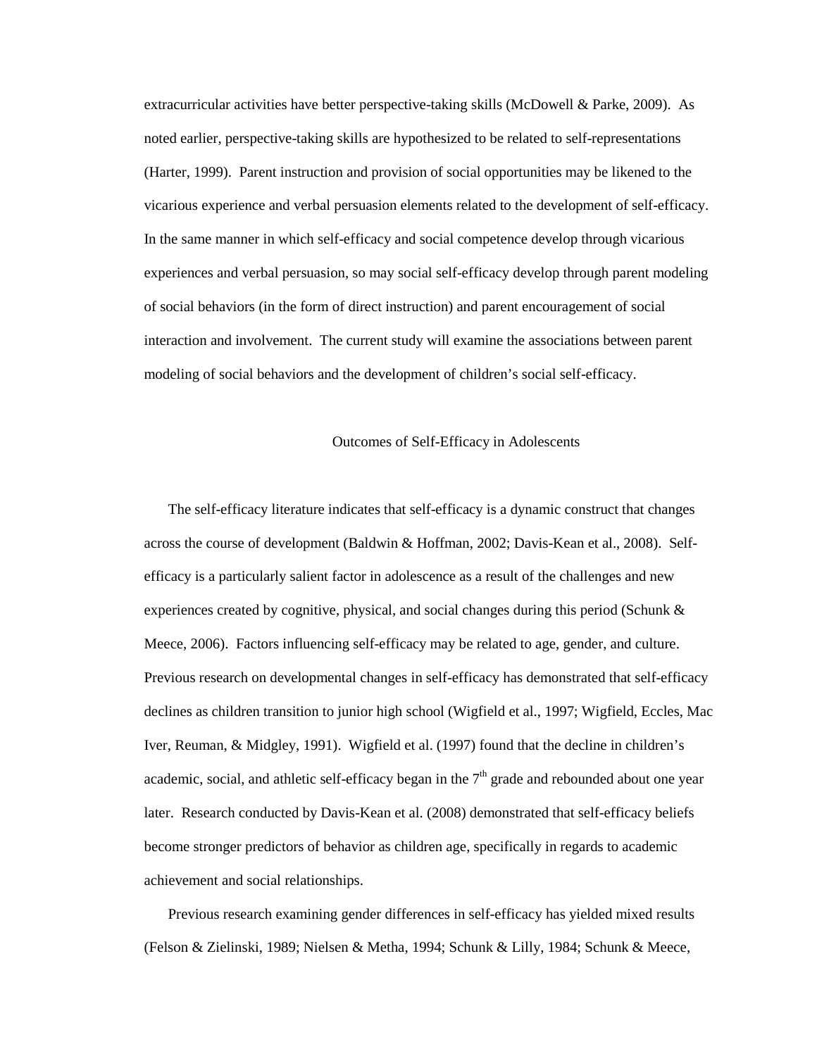extracurricular activities have better perspective-taking skills (McDowell & Parke, 2009). As noted earlier, perspective-taking skills are hypothesized to be related to self-representations (Harter, 1999). Parent instruction and provision of social opportunities may be likened to the vicarious experience and verbal persuasion elements related to the development of self-efficacy. In the same manner in which self-efficacy and social competence develop through vicarious experiences and verbal persuasion, so may social self-efficacy develop through parent modeling of social behaviors (in the form of direct instruction) and parent encouragement of social interaction and involvement. The current study will examine the associations between parent modeling of social behaviors and the development of children's social self-efficacy.

## Outcomes of Self-Efficacy in Adolescents

The self-efficacy literature indicates that self-efficacy is a dynamic construct that changes across the course of development (Baldwin & Hoffman, 2002; Davis-Kean et al., 2008). Self-efficacy is a particularly salient factor in adolescence as a result of the challenges and new experiences created by cognitive, physical, and social changes during this period (Schunk & Meece, 2006). Factors influencing self-efficacy may be related to age, gender, and culture. Previous research on developmental changes in self-efficacy has demonstrated that self-efficacy declines as children transition to junior high school (Wigfield et al., 1997; Wigfield, Eccles, Mac Iver, Reuman, & Midgley, 1991). Wigfield et al. (1997) found that the decline in children's academic, social, and athletic self-efficacy began in the 7th grade and rebounded about one year later. Research conducted by Davis-Kean et al. (2008) demonstrated that self-efficacy beliefs become stronger predictors of behavior as children age, specifically in regards to academic achievement and social relationships.

Previous research examining gender differences in self-efficacy has yielded mixed results (Felson & Zielinski, 1989; Nielsen & Metha, 1994; Schunk & Lilly, 1984; Schunk & Meece,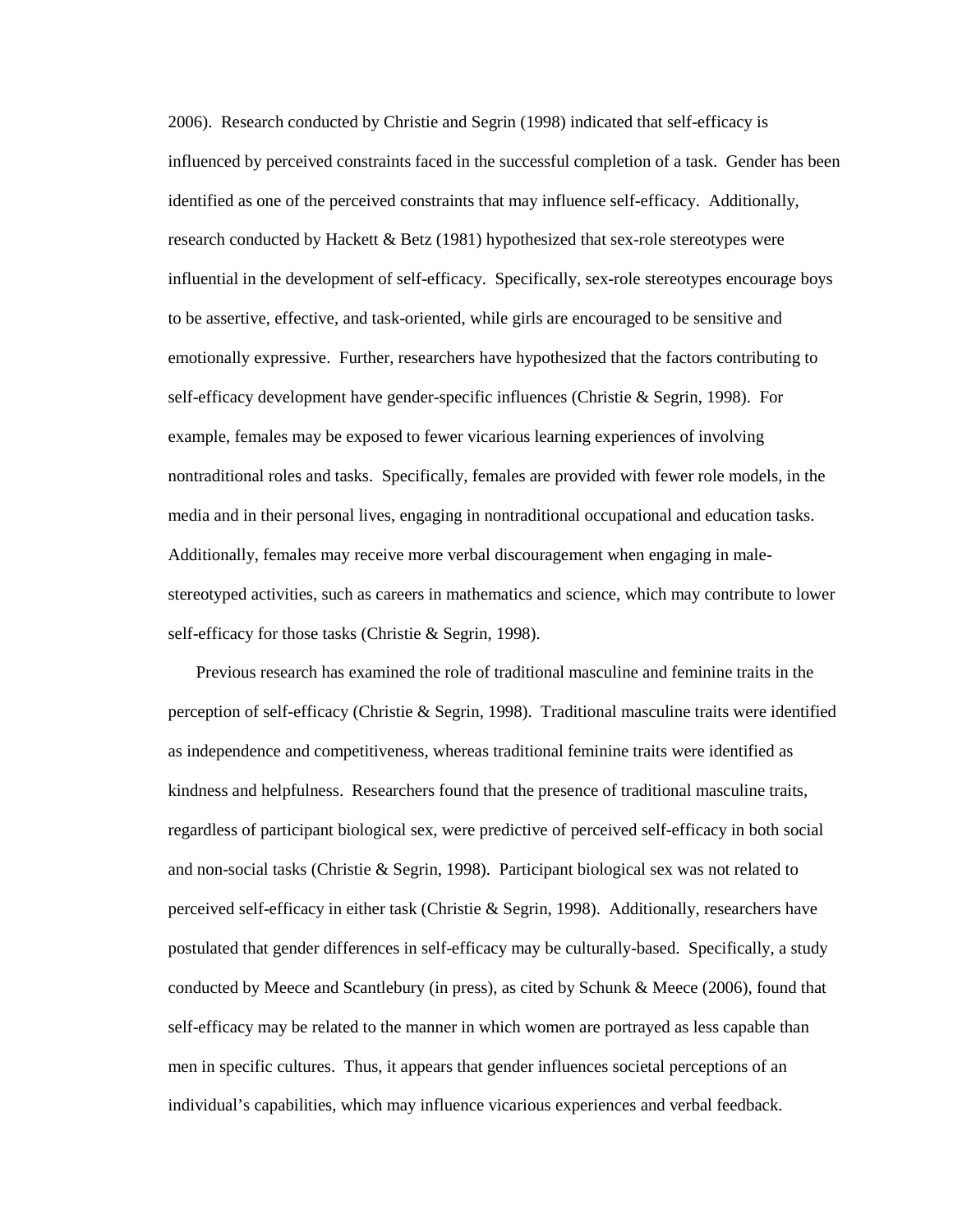2006). Research conducted by Christie and Segrin (1998) indicated that self-efficacy is influenced by perceived constraints faced in the successful completion of a task. Gender has been identified as one of the perceived constraints that may influence self-efficacy. Additionally, research conducted by Hackett & Betz (1981) hypothesized that sex-role stereotypes were influential in the development of self-efficacy. Specifically, sex-role stereotypes encourage boys to be assertive, effective, and task-oriented, while girls are encouraged to be sensitive and emotionally expressive. Further, researchers have hypothesized that the factors contributing to self-efficacy development have gender-specific influences (Christie & Segrin, 1998). For example, females may be exposed to fewer vicarious learning experiences of involving nontraditional roles and tasks. Specifically, females are provided with fewer role models, in the media and in their personal lives, engaging in nontraditional occupational and education tasks. Additionally, females may receive more verbal discouragement when engaging in male-stereotyped activities, such as careers in mathematics and science, which may contribute to lower self-efficacy for those tasks (Christie & Segrin, 1998).

Previous research has examined the role of traditional masculine and feminine traits in the perception of self-efficacy (Christie & Segrin, 1998). Traditional masculine traits were identified as independence and competitiveness, whereas traditional feminine traits were identified as kindness and helpfulness. Researchers found that the presence of traditional masculine traits, regardless of participant biological sex, were predictive of perceived self-efficacy in both social and non-social tasks (Christie & Segrin, 1998). Participant biological sex was not related to perceived self-efficacy in either task (Christie & Segrin, 1998). Additionally, researchers have postulated that gender differences in self-efficacy may be culturally-based. Specifically, a study conducted by Meece and Scantlebury (in press), as cited by Schunk & Meece (2006), found that self-efficacy may be related to the manner in which women are portrayed as less capable than men in specific cultures. Thus, it appears that gender influences societal perceptions of an individual's capabilities, which may influence vicarious experiences and verbal feedback.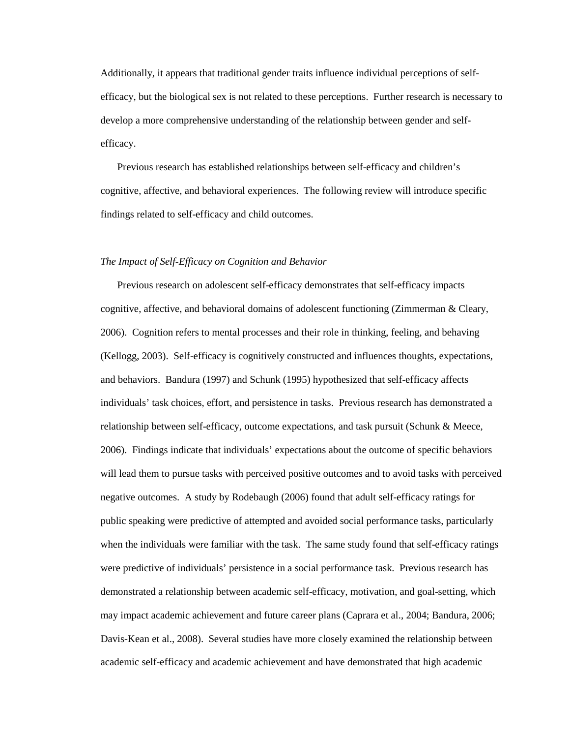Additionally, it appears that traditional gender traits influence individual perceptions of self-efficacy, but the biological sex is not related to these perceptions. Further research is necessary to develop a more comprehensive understanding of the relationship between gender and self-efficacy.

Previous research has established relationships between self-efficacy and children's cognitive, affective, and behavioral experiences. The following review will introduce specific findings related to self-efficacy and child outcomes.

*The Impact of Self-Efficacy on Cognition and Behavior*

Previous research on adolescent self-efficacy demonstrates that self-efficacy impacts cognitive, affective, and behavioral domains of adolescent functioning (Zimmerman & Cleary, 2006). Cognition refers to mental processes and their role in thinking, feeling, and behaving (Kellogg, 2003). Self-efficacy is cognitively constructed and influences thoughts, expectations, and behaviors. Bandura (1997) and Schunk (1995) hypothesized that self-efficacy affects individuals' task choices, effort, and persistence in tasks. Previous research has demonstrated a relationship between self-efficacy, outcome expectations, and task pursuit (Schunk & Meece, 2006). Findings indicate that individuals' expectations about the outcome of specific behaviors will lead them to pursue tasks with perceived positive outcomes and to avoid tasks with perceived negative outcomes. A study by Rodebaugh (2006) found that adult self-efficacy ratings for public speaking were predictive of attempted and avoided social performance tasks, particularly when the individuals were familiar with the task. The same study found that self-efficacy ratings were predictive of individuals' persistence in a social performance task. Previous research has demonstrated a relationship between academic self-efficacy, motivation, and goal-setting, which may impact academic achievement and future career plans (Caprara et al., 2004; Bandura, 2006; Davis-Kean et al., 2008). Several studies have more closely examined the relationship between academic self-efficacy and academic achievement and have demonstrated that high academic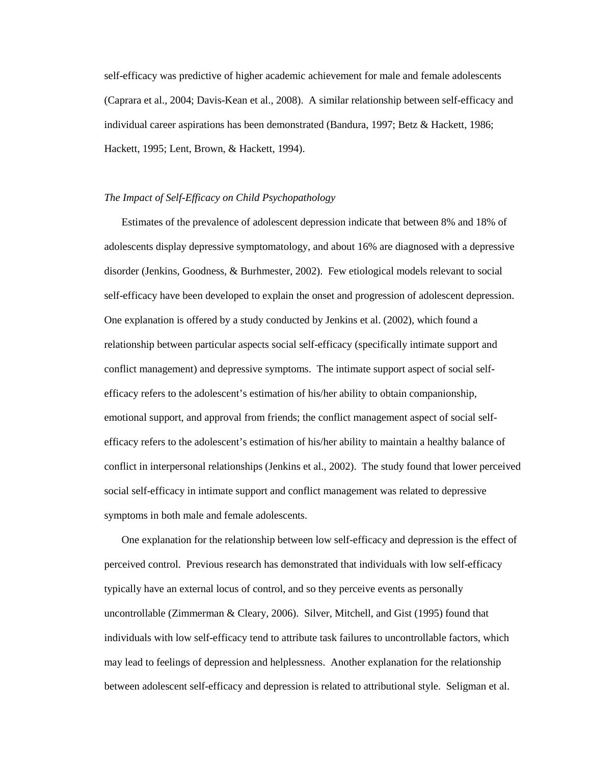self-efficacy was predictive of higher academic achievement for male and female adolescents (Caprara et al., 2004; Davis-Kean et al., 2008). A similar relationship between self-efficacy and individual career aspirations has been demonstrated (Bandura, 1997; Betz & Hackett, 1986; Hackett, 1995; Lent, Brown, & Hackett, 1994).

### *The Impact of Self-Efficacy on Child Psychopathology*

Estimates of the prevalence of adolescent depression indicate that between 8% and 18% of adolescents display depressive symptomatology, and about 16% are diagnosed with a depressive disorder (Jenkins, Goodness, & Burhmester, 2002). Few etiological models relevant to social self-efficacy have been developed to explain the onset and progression of adolescent depression. One explanation is offered by a study conducted by Jenkins et al. (2002), which found a relationship between particular aspects social self-efficacy (specifically intimate support and conflict management) and depressive symptoms. The intimate support aspect of social self-efficacy refers to the adolescent's estimation of his/her ability to obtain companionship, emotional support, and approval from friends; the conflict management aspect of social self-efficacy refers to the adolescent's estimation of his/her ability to maintain a healthy balance of conflict in interpersonal relationships (Jenkins et al., 2002). The study found that lower perceived social self-efficacy in intimate support and conflict management was related to depressive symptoms in both male and female adolescents.

One explanation for the relationship between low self-efficacy and depression is the effect of perceived control. Previous research has demonstrated that individuals with low self-efficacy typically have an external locus of control, and so they perceive events as personally uncontrollable (Zimmerman & Cleary, 2006). Silver, Mitchell, and Gist (1995) found that individuals with low self-efficacy tend to attribute task failures to uncontrollable factors, which may lead to feelings of depression and helplessness. Another explanation for the relationship between adolescent self-efficacy and depression is related to attributional style. Seligman et al.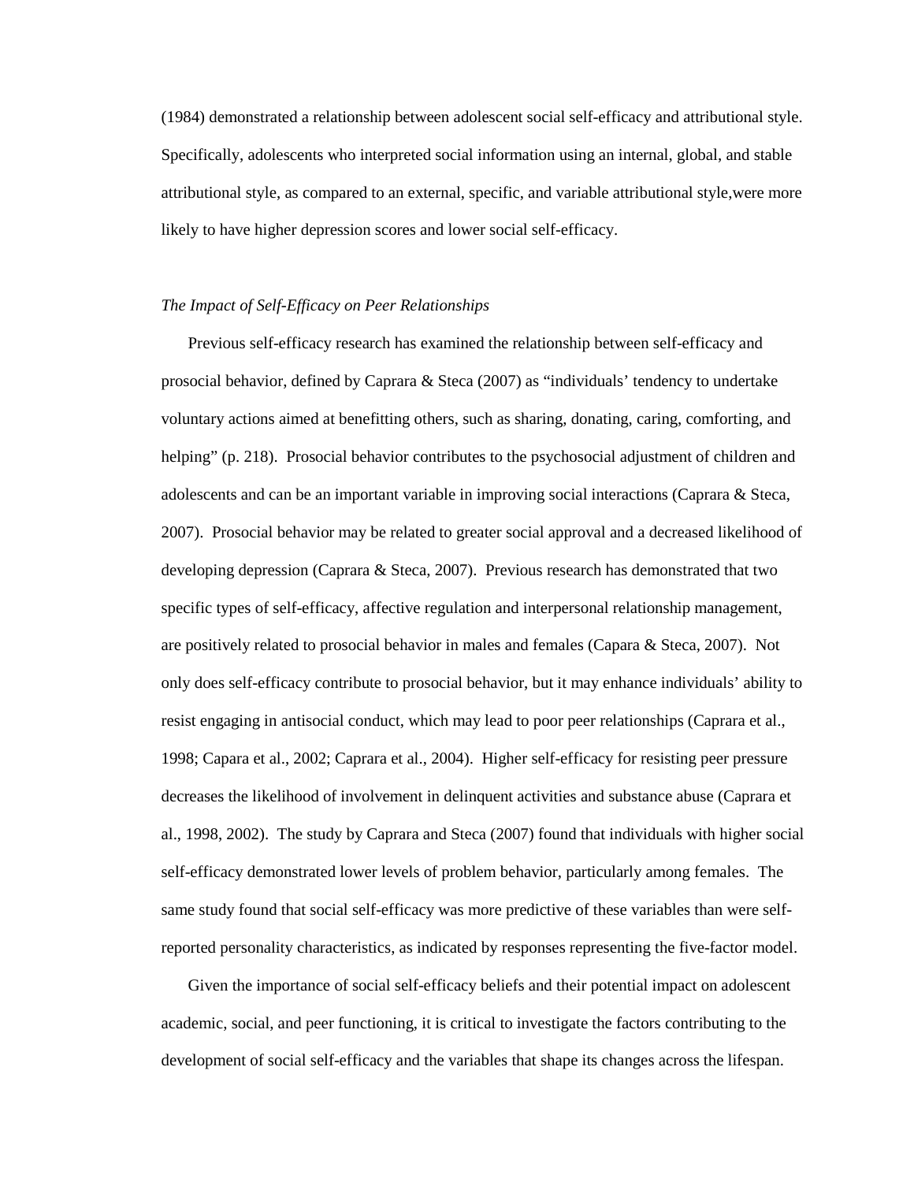(1984) demonstrated a relationship between adolescent social self-efficacy and attributional style. Specifically, adolescents who interpreted social information using an internal, global, and stable attributional style, as compared to an external, specific, and variable attributional style,were more likely to have higher depression scores and lower social self-efficacy.

*The Impact of Self-Efficacy on Peer Relationships*

Previous self-efficacy research has examined the relationship between self-efficacy and prosocial behavior, defined by Caprara & Steca (2007) as “individuals’ tendency to undertake voluntary actions aimed at benefitting others, such as sharing, donating, caring, comforting, and helping” (p. 218). Prosocial behavior contributes to the psychosocial adjustment of children and adolescents and can be an important variable in improving social interactions (Caprara & Steca, 2007). Prosocial behavior may be related to greater social approval and a decreased likelihood of developing depression (Caprara & Steca, 2007). Previous research has demonstrated that two specific types of self-efficacy, affective regulation and interpersonal relationship management, are positively related to prosocial behavior in males and females (Capara & Steca, 2007). Not only does self-efficacy contribute to prosocial behavior, but it may enhance individuals’ ability to resist engaging in antisocial conduct, which may lead to poor peer relationships (Caprara et al., 1998; Capara et al., 2002; Caprara et al., 2004). Higher self-efficacy for resisting peer pressure decreases the likelihood of involvement in delinquent activities and substance abuse (Caprara et al., 1998, 2002). The study by Caprara and Steca (2007) found that individuals with higher social self-efficacy demonstrated lower levels of problem behavior, particularly among females. The same study found that social self-efficacy was more predictive of these variables than were self-reported personality characteristics, as indicated by responses representing the five-factor model.

Given the importance of social self-efficacy beliefs and their potential impact on adolescent academic, social, and peer functioning, it is critical to investigate the factors contributing to the development of social self-efficacy and the variables that shape its changes across the lifespan.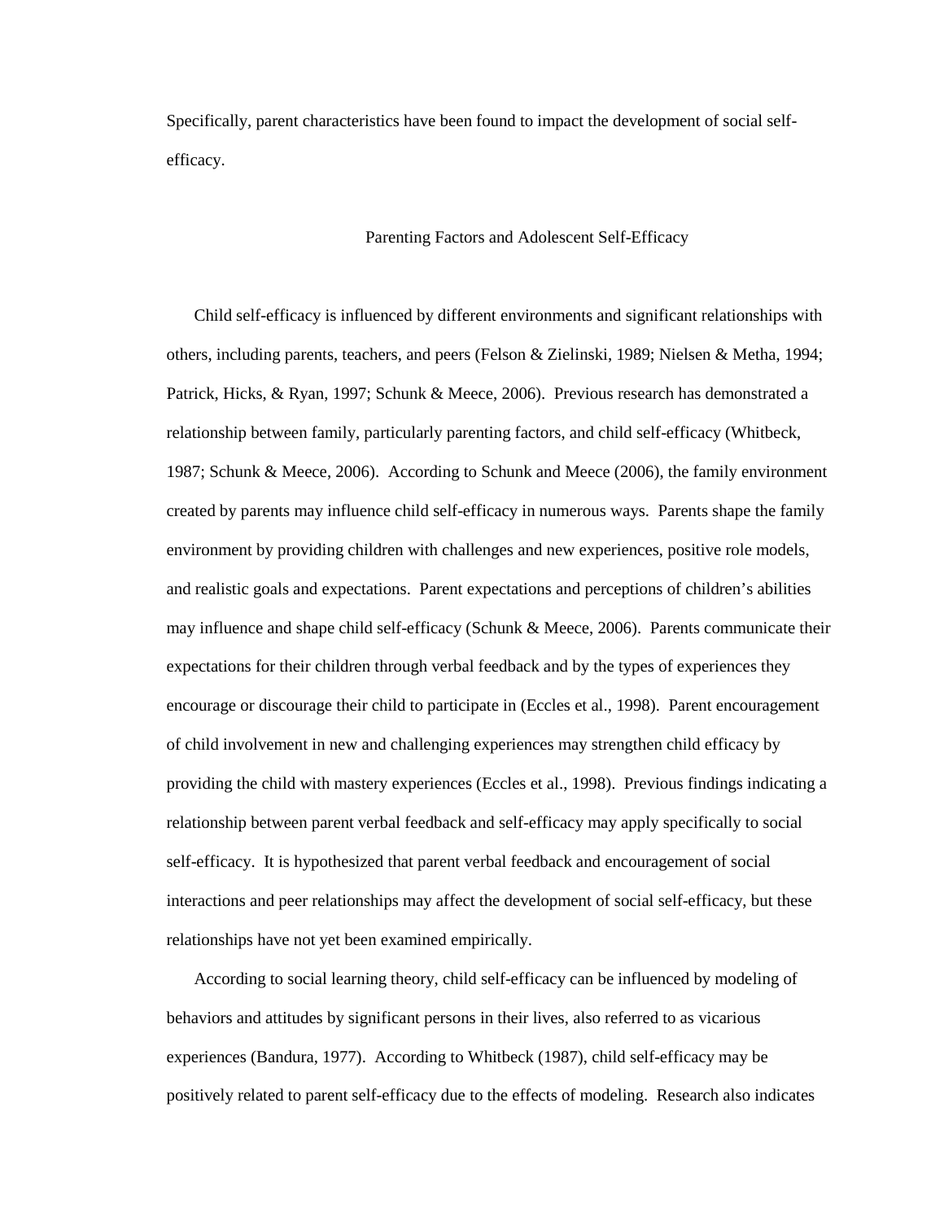Specifically, parent characteristics have been found to impact the development of social self-efficacy.

## Parenting Factors and Adolescent Self-Efficacy

Child self-efficacy is influenced by different environments and significant relationships with others, including parents, teachers, and peers (Felson & Zielinski, 1989; Nielsen & Metha, 1994; Patrick, Hicks, & Ryan, 1997; Schunk & Meece, 2006). Previous research has demonstrated a relationship between family, particularly parenting factors, and child self-efficacy (Whitbeck, 1987; Schunk & Meece, 2006). According to Schunk and Meece (2006), the family environment created by parents may influence child self-efficacy in numerous ways. Parents shape the family environment by providing children with challenges and new experiences, positive role models, and realistic goals and expectations. Parent expectations and perceptions of children's abilities may influence and shape child self-efficacy (Schunk & Meece, 2006). Parents communicate their expectations for their children through verbal feedback and by the types of experiences they encourage or discourage their child to participate in (Eccles et al., 1998). Parent encouragement of child involvement in new and challenging experiences may strengthen child efficacy by providing the child with mastery experiences (Eccles et al., 1998). Previous findings indicating a relationship between parent verbal feedback and self-efficacy may apply specifically to social self-efficacy. It is hypothesized that parent verbal feedback and encouragement of social interactions and peer relationships may affect the development of social self-efficacy, but these relationships have not yet been examined empirically.

According to social learning theory, child self-efficacy can be influenced by modeling of behaviors and attitudes by significant persons in their lives, also referred to as vicarious experiences (Bandura, 1977). According to Whitbeck (1987), child self-efficacy may be positively related to parent self-efficacy due to the effects of modeling. Research also indicates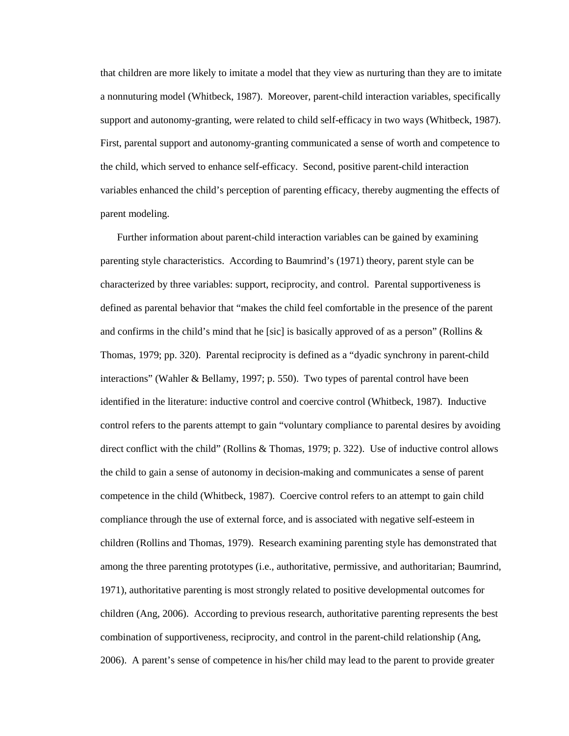that children are more likely to imitate a model that they view as nurturing than they are to imitate a nonnuturing model (Whitbeck, 1987). Moreover, parent-child interaction variables, specifically support and autonomy-granting, were related to child self-efficacy in two ways (Whitbeck, 1987). First, parental support and autonomy-granting communicated a sense of worth and competence to the child, which served to enhance self-efficacy. Second, positive parent-child interaction variables enhanced the child's perception of parenting efficacy, thereby augmenting the effects of parent modeling.

Further information about parent-child interaction variables can be gained by examining parenting style characteristics. According to Baumrind's (1971) theory, parent style can be characterized by three variables: support, reciprocity, and control. Parental supportiveness is defined as parental behavior that "makes the child feel comfortable in the presence of the parent and confirms in the child's mind that he [sic] is basically approved of as a person" (Rollins & Thomas, 1979; pp. 320). Parental reciprocity is defined as a "dyadic synchrony in parent-child interactions" (Wahler & Bellamy, 1997; p. 550). Two types of parental control have been identified in the literature: inductive control and coercive control (Whitbeck, 1987). Inductive control refers to the parents attempt to gain "voluntary compliance to parental desires by avoiding direct conflict with the child" (Rollins & Thomas, 1979; p. 322). Use of inductive control allows the child to gain a sense of autonomy in decision-making and communicates a sense of parent competence in the child (Whitbeck, 1987). Coercive control refers to an attempt to gain child compliance through the use of external force, and is associated with negative self-esteem in children (Rollins and Thomas, 1979). Research examining parenting style has demonstrated that among the three parenting prototypes (i.e., authoritative, permissive, and authoritarian; Baumrind, 1971), authoritative parenting is most strongly related to positive developmental outcomes for children (Ang, 2006). According to previous research, authoritative parenting represents the best combination of supportiveness, reciprocity, and control in the parent-child relationship (Ang, 2006). A parent's sense of competence in his/her child may lead to the parent to provide greater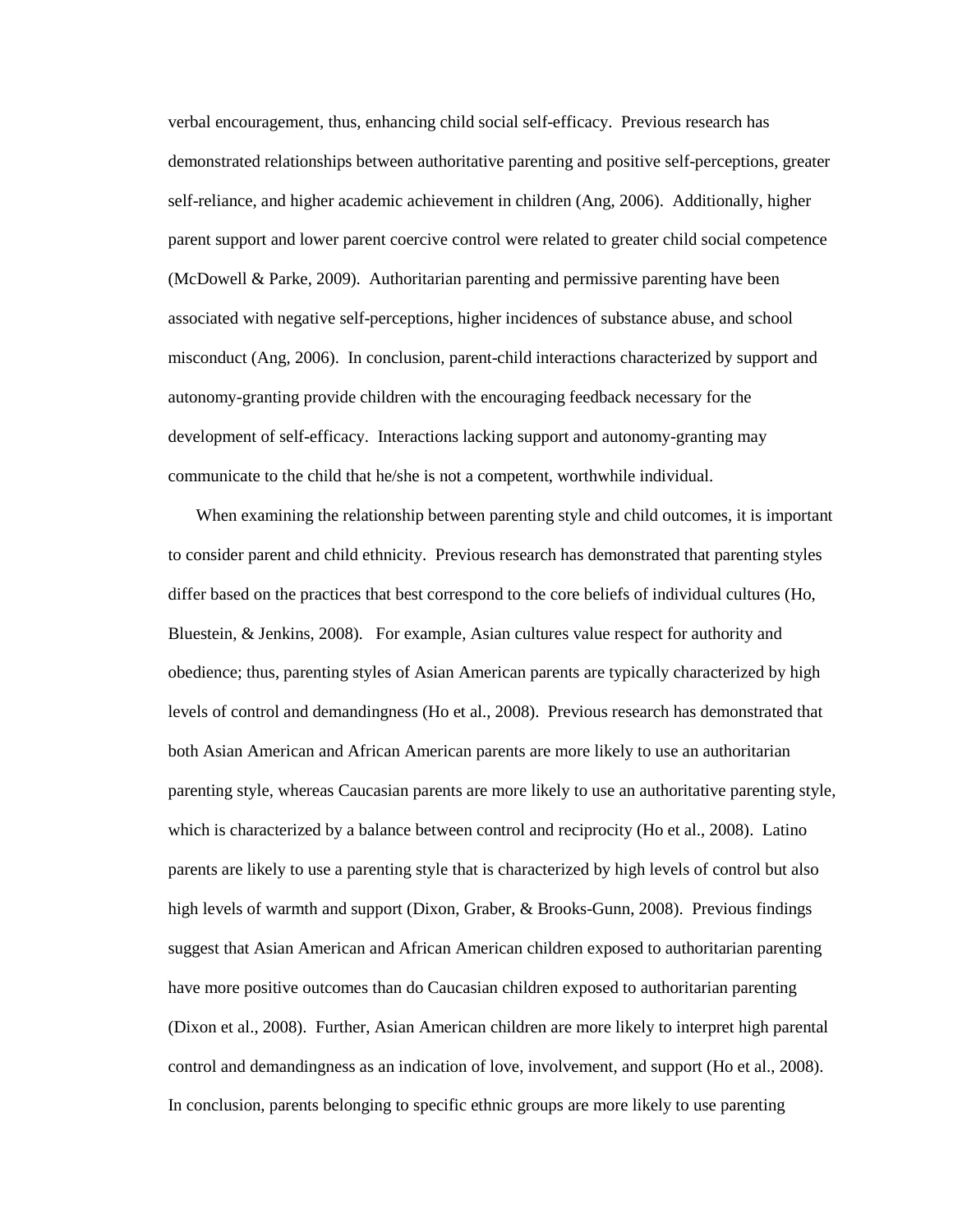verbal encouragement, thus, enhancing child social self-efficacy. Previous research has demonstrated relationships between authoritative parenting and positive self-perceptions, greater self-reliance, and higher academic achievement in children (Ang, 2006). Additionally, higher parent support and lower parent coercive control were related to greater child social competence (McDowell & Parke, 2009). Authoritarian parenting and permissive parenting have been associated with negative self-perceptions, higher incidences of substance abuse, and school misconduct (Ang, 2006). In conclusion, parent-child interactions characterized by support and autonomy-granting provide children with the encouraging feedback necessary for the development of self-efficacy. Interactions lacking support and autonomy-granting may communicate to the child that he/she is not a competent, worthwhile individual.

When examining the relationship between parenting style and child outcomes, it is important to consider parent and child ethnicity. Previous research has demonstrated that parenting styles differ based on the practices that best correspond to the core beliefs of individual cultures (Ho, Bluestein, & Jenkins, 2008). For example, Asian cultures value respect for authority and obedience; thus, parenting styles of Asian American parents are typically characterized by high levels of control and demandingness (Ho et al., 2008). Previous research has demonstrated that both Asian American and African American parents are more likely to use an authoritarian parenting style, whereas Caucasian parents are more likely to use an authoritative parenting style, which is characterized by a balance between control and reciprocity (Ho et al., 2008). Latino parents are likely to use a parenting style that is characterized by high levels of control but also high levels of warmth and support (Dixon, Graber, & Brooks-Gunn, 2008). Previous findings suggest that Asian American and African American children exposed to authoritarian parenting have more positive outcomes than do Caucasian children exposed to authoritarian parenting (Dixon et al., 2008). Further, Asian American children are more likely to interpret high parental control and demandingness as an indication of love, involvement, and support (Ho et al., 2008). In conclusion, parents belonging to specific ethnic groups are more likely to use parenting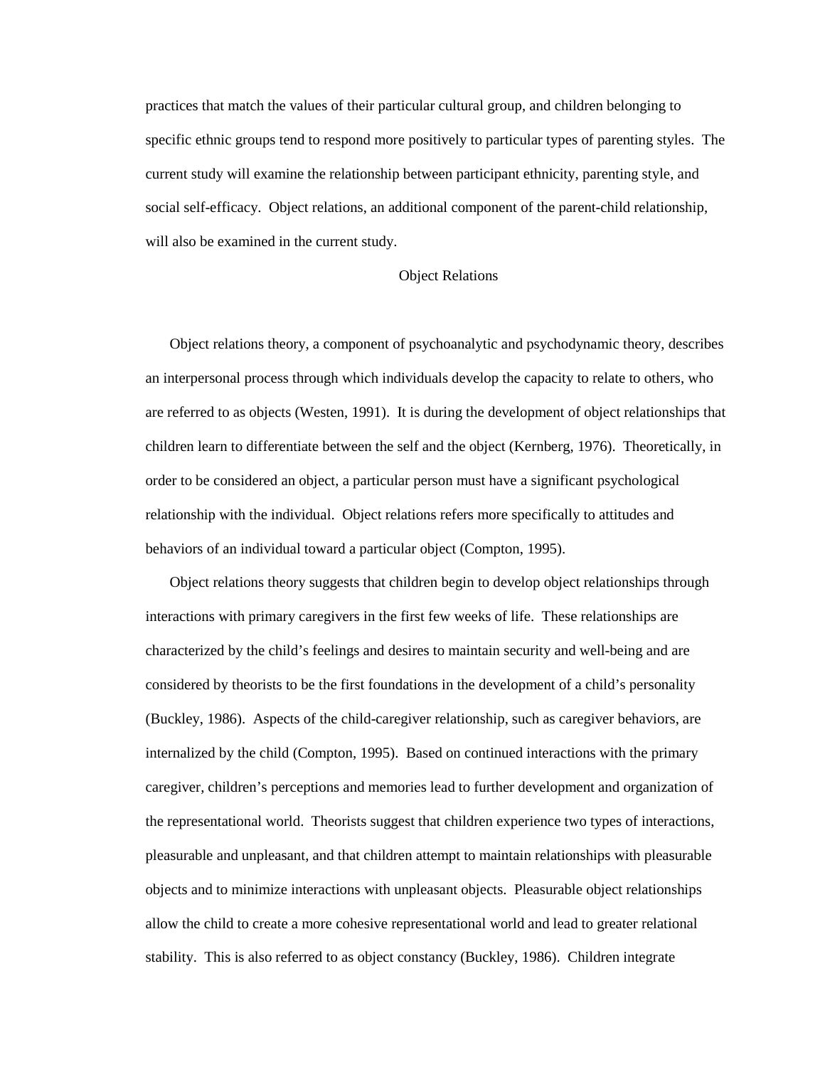practices that match the values of their particular cultural group, and children belonging to specific ethnic groups tend to respond more positively to particular types of parenting styles. The current study will examine the relationship between participant ethnicity, parenting style, and social self-efficacy. Object relations, an additional component of the parent-child relationship, will also be examined in the current study.

## Object Relations

Object relations theory, a component of psychoanalytic and psychodynamic theory, describes an interpersonal process through which individuals develop the capacity to relate to others, who are referred to as objects (Westen, 1991). It is during the development of object relationships that children learn to differentiate between the self and the object (Kernberg, 1976). Theoretically, in order to be considered an object, a particular person must have a significant psychological relationship with the individual. Object relations refers more specifically to attitudes and behaviors of an individual toward a particular object (Compton, 1995).

Object relations theory suggests that children begin to develop object relationships through interactions with primary caregivers in the first few weeks of life. These relationships are characterized by the child's feelings and desires to maintain security and well-being and are considered by theorists to be the first foundations in the development of a child's personality (Buckley, 1986). Aspects of the child-caregiver relationship, such as caregiver behaviors, are internalized by the child (Compton, 1995). Based on continued interactions with the primary caregiver, children's perceptions and memories lead to further development and organization of the representational world. Theorists suggest that children experience two types of interactions, pleasurable and unpleasant, and that children attempt to maintain relationships with pleasurable objects and to minimize interactions with unpleasant objects. Pleasurable object relationships allow the child to create a more cohesive representational world and lead to greater relational stability. This is also referred to as object constancy (Buckley, 1986). Children integrate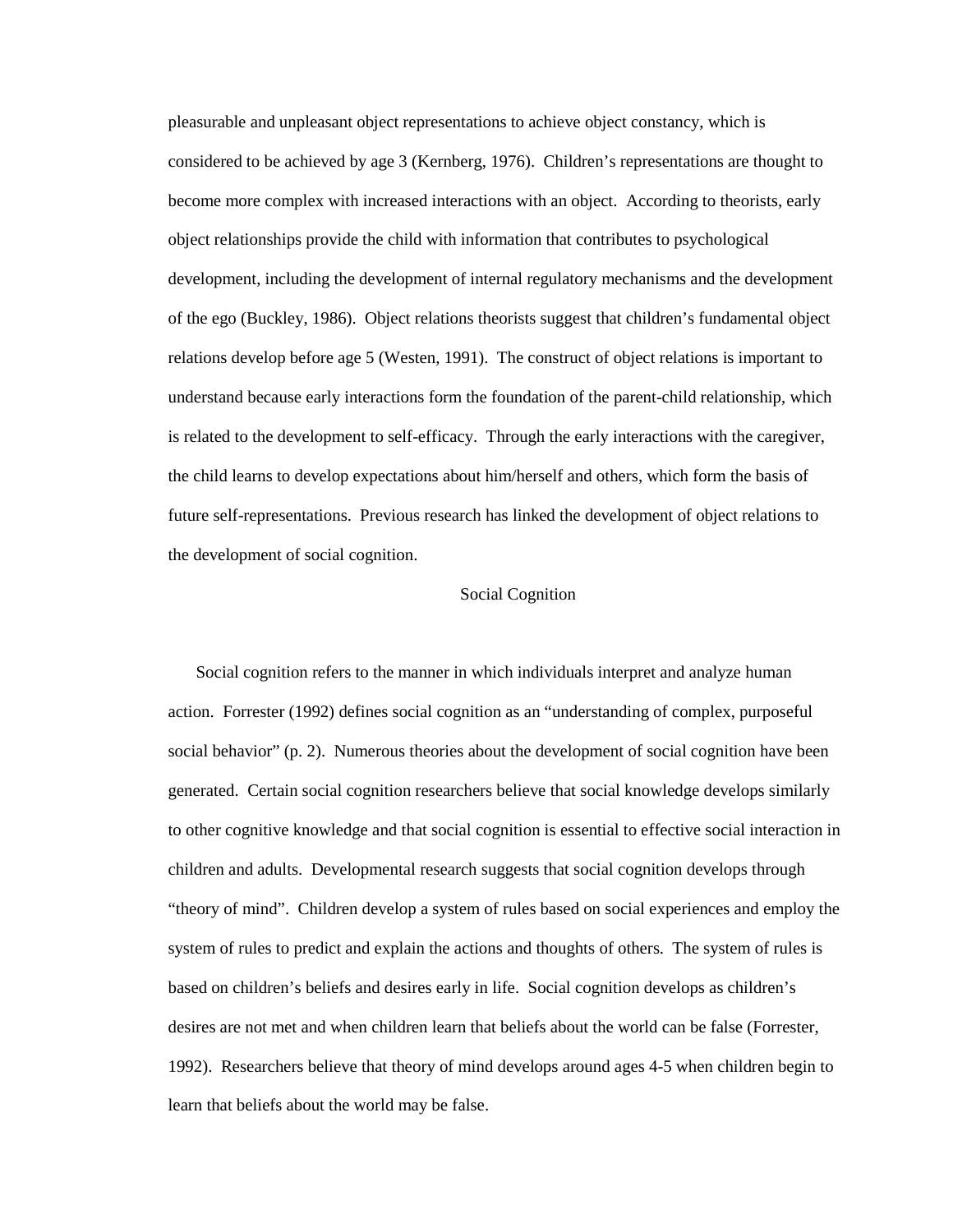pleasurable and unpleasant object representations to achieve object constancy, which is considered to be achieved by age 3 (Kernberg, 1976). Children's representations are thought to become more complex with increased interactions with an object. According to theorists, early object relationships provide the child with information that contributes to psychological development, including the development of internal regulatory mechanisms and the development of the ego (Buckley, 1986). Object relations theorists suggest that children's fundamental object relations develop before age 5 (Westen, 1991). The construct of object relations is important to understand because early interactions form the foundation of the parent-child relationship, which is related to the development to self-efficacy. Through the early interactions with the caregiver, the child learns to develop expectations about him/herself and others, which form the basis of future self-representations. Previous research has linked the development of object relations to the development of social cognition.

## Social Cognition

Social cognition refers to the manner in which individuals interpret and analyze human action. Forrester (1992) defines social cognition as an "understanding of complex, purposeful social behavior" (p. 2). Numerous theories about the development of social cognition have been generated. Certain social cognition researchers believe that social knowledge develops similarly to other cognitive knowledge and that social cognition is essential to effective social interaction in children and adults. Developmental research suggests that social cognition develops through "theory of mind". Children develop a system of rules based on social experiences and employ the system of rules to predict and explain the actions and thoughts of others. The system of rules is based on children's beliefs and desires early in life. Social cognition develops as children's desires are not met and when children learn that beliefs about the world can be false (Forrester, 1992). Researchers believe that theory of mind develops around ages 4-5 when children begin to learn that beliefs about the world may be false.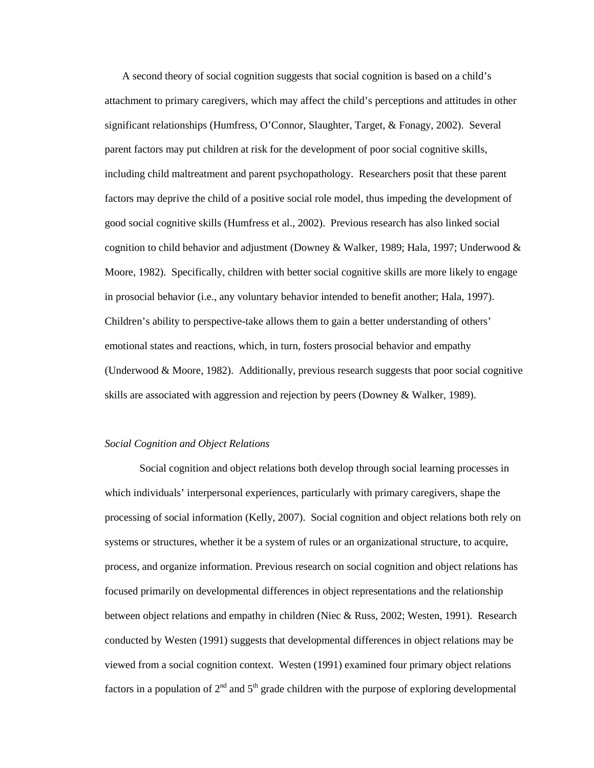A second theory of social cognition suggests that social cognition is based on a child's attachment to primary caregivers, which may affect the child's perceptions and attitudes in other significant relationships (Humfress, O'Connor, Slaughter, Target, & Fonagy, 2002). Several parent factors may put children at risk for the development of poor social cognitive skills, including child maltreatment and parent psychopathology. Researchers posit that these parent factors may deprive the child of a positive social role model, thus impeding the development of good social cognitive skills (Humfress et al., 2002). Previous research has also linked social cognition to child behavior and adjustment (Downey & Walker, 1989; Hala, 1997; Underwood & Moore, 1982). Specifically, children with better social cognitive skills are more likely to engage in prosocial behavior (i.e., any voluntary behavior intended to benefit another; Hala, 1997). Children's ability to perspective-take allows them to gain a better understanding of others' emotional states and reactions, which, in turn, fosters prosocial behavior and empathy (Underwood & Moore, 1982). Additionally, previous research suggests that poor social cognitive skills are associated with aggression and rejection by peers (Downey & Walker, 1989).

*Social Cognition and Object Relations*

Social cognition and object relations both develop through social learning processes in which individuals' interpersonal experiences, particularly with primary caregivers, shape the processing of social information (Kelly, 2007). Social cognition and object relations both rely on systems or structures, whether it be a system of rules or an organizational structure, to acquire, process, and organize information. Previous research on social cognition and object relations has focused primarily on developmental differences in object representations and the relationship between object relations and empathy in children (Niec & Russ, 2002; Westen, 1991). Research conducted by Westen (1991) suggests that developmental differences in object relations may be viewed from a social cognition context. Westen (1991) examined four primary object relations factors in a population of 2nd and 5th grade children with the purpose of exploring developmental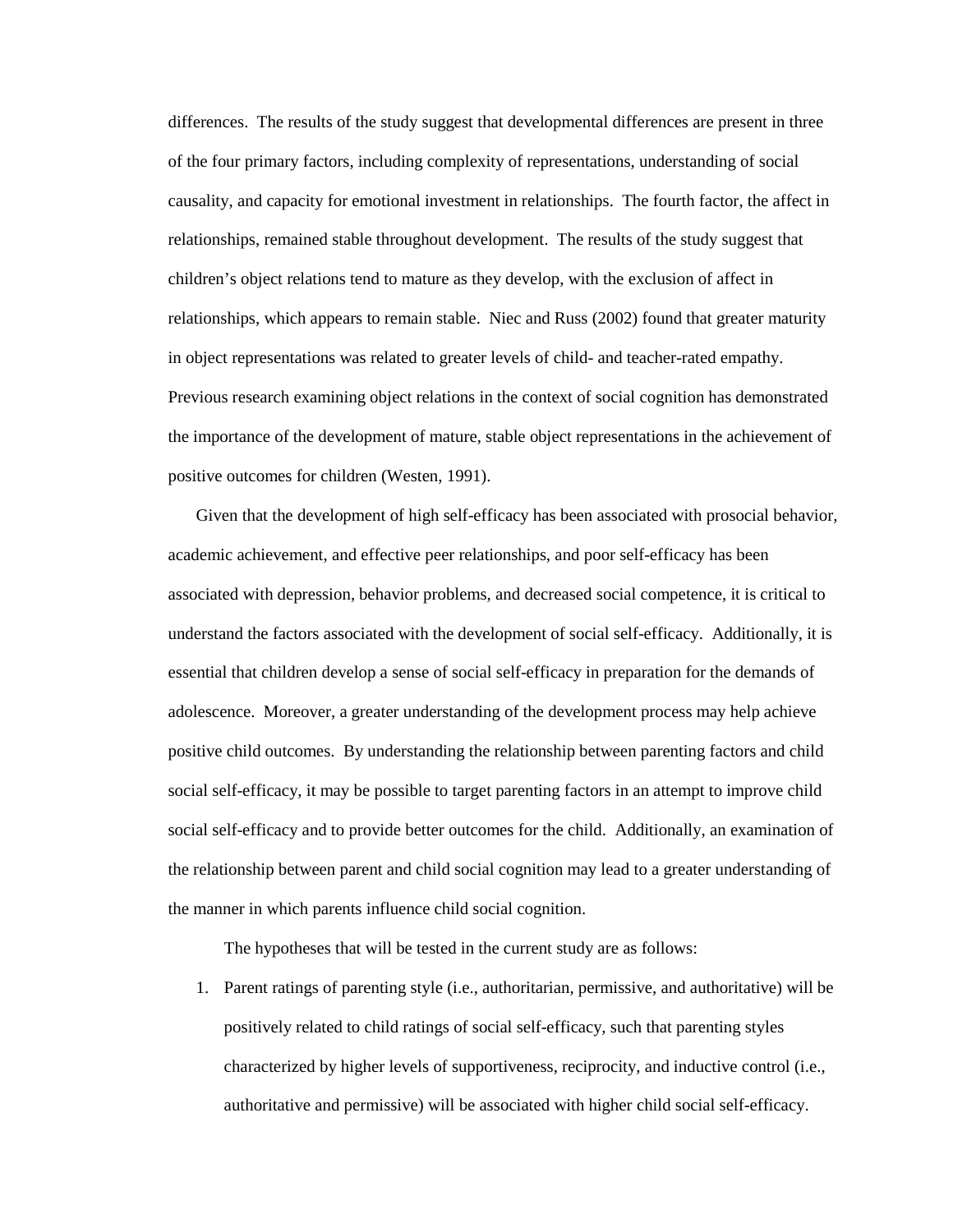differences. The results of the study suggest that developmental differences are present in three of the four primary factors, including complexity of representations, understanding of social causality, and capacity for emotional investment in relationships. The fourth factor, the affect in relationships, remained stable throughout development. The results of the study suggest that children's object relations tend to mature as they develop, with the exclusion of affect in relationships, which appears to remain stable. Niec and Russ (2002) found that greater maturity in object representations was related to greater levels of child- and teacher-rated empathy. Previous research examining object relations in the context of social cognition has demonstrated the importance of the development of mature, stable object representations in the achievement of positive outcomes for children (Westen, 1991).

Given that the development of high self-efficacy has been associated with prosocial behavior, academic achievement, and effective peer relationships, and poor self-efficacy has been associated with depression, behavior problems, and decreased social competence, it is critical to understand the factors associated with the development of social self-efficacy. Additionally, it is essential that children develop a sense of social self-efficacy in preparation for the demands of adolescence. Moreover, a greater understanding of the development process may help achieve positive child outcomes. By understanding the relationship between parenting factors and child social self-efficacy, it may be possible to target parenting factors in an attempt to improve child social self-efficacy and to provide better outcomes for the child. Additionally, an examination of the relationship between parent and child social cognition may lead to a greater understanding of the manner in which parents influence child social cognition.

The hypotheses that will be tested in the current study are as follows:

1. Parent ratings of parenting style (i.e., authoritarian, permissive, and authoritative) will be positively related to child ratings of social self-efficacy, such that parenting styles characterized by higher levels of supportiveness, reciprocity, and inductive control (i.e., authoritative and permissive) will be associated with higher child social self-efficacy.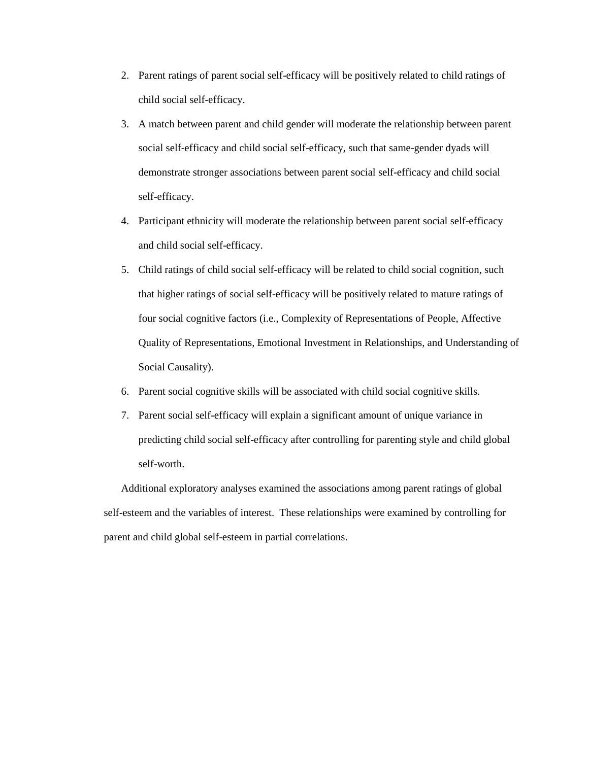2. Parent ratings of parent social self-efficacy will be positively related to child ratings of child social self-efficacy.
3. A match between parent and child gender will moderate the relationship between parent social self-efficacy and child social self-efficacy, such that same-gender dyads will demonstrate stronger associations between parent social self-efficacy and child social self-efficacy.
4. Participant ethnicity will moderate the relationship between parent social self-efficacy and child social self-efficacy.
5. Child ratings of child social self-efficacy will be related to child social cognition, such that higher ratings of social self-efficacy will be positively related to mature ratings of four social cognitive factors (i.e., Complexity of Representations of People, Affective Quality of Representations, Emotional Investment in Relationships, and Understanding of Social Causality).
6. Parent social cognitive skills will be associated with child social cognitive skills.
7. Parent social self-efficacy will explain a significant amount of unique variance in predicting child social self-efficacy after controlling for parenting style and child global self-worth.

Additional exploratory analyses examined the associations among parent ratings of global self-esteem and the variables of interest. These relationships were examined by controlling for parent and child global self-esteem in partial correlations.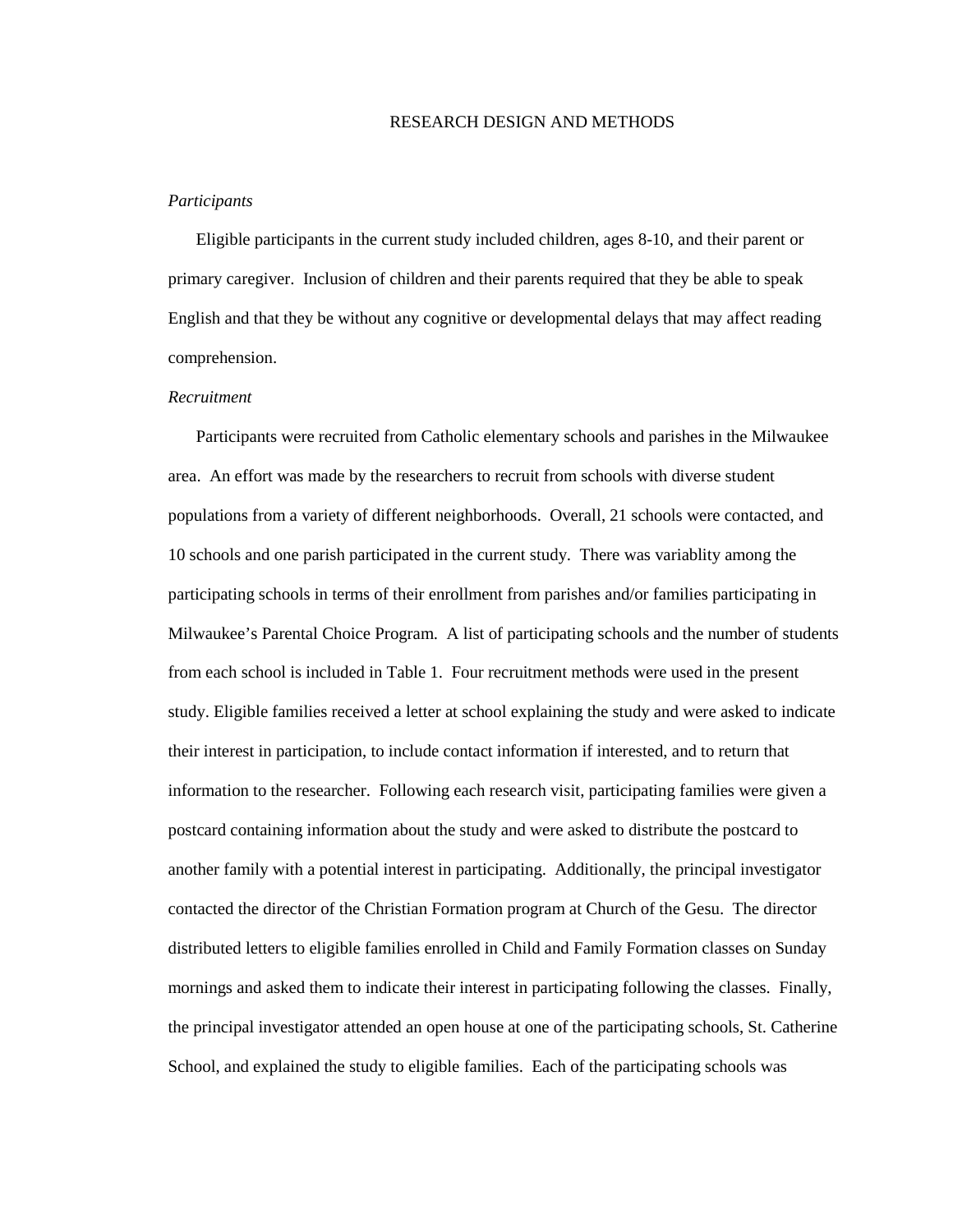# RESEARCH DESIGN AND METHODS

*Participants*

Eligible participants in the current study included children, ages 8-10, and their parent or primary caregiver. Inclusion of children and their parents required that they be able to speak English and that they be without any cognitive or developmental delays that may affect reading comprehension.

*Recruitment*

Participants were recruited from Catholic elementary schools and parishes in the Milwaukee area. An effort was made by the researchers to recruit from schools with diverse student populations from a variety of different neighborhoods. Overall, 21 schools were contacted, and 10 schools and one parish participated in the current study. There was variablity among the participating schools in terms of their enrollment from parishes and/or families participating in Milwaukee's Parental Choice Program. A list of participating schools and the number of students from each school is included in Table 1. Four recruitment methods were used in the present study. Eligible families received a letter at school explaining the study and were asked to indicate their interest in participation, to include contact information if interested, and to return that information to the researcher. Following each research visit, participating families were given a postcard containing information about the study and were asked to distribute the postcard to another family with a potential interest in participating. Additionally, the principal investigator contacted the director of the Christian Formation program at Church of the Gesu. The director distributed letters to eligible families enrolled in Child and Family Formation classes on Sunday mornings and asked them to indicate their interest in participating following the classes. Finally, the principal investigator attended an open house at one of the participating schools, St. Catherine School, and explained the study to eligible families. Each of the participating schools was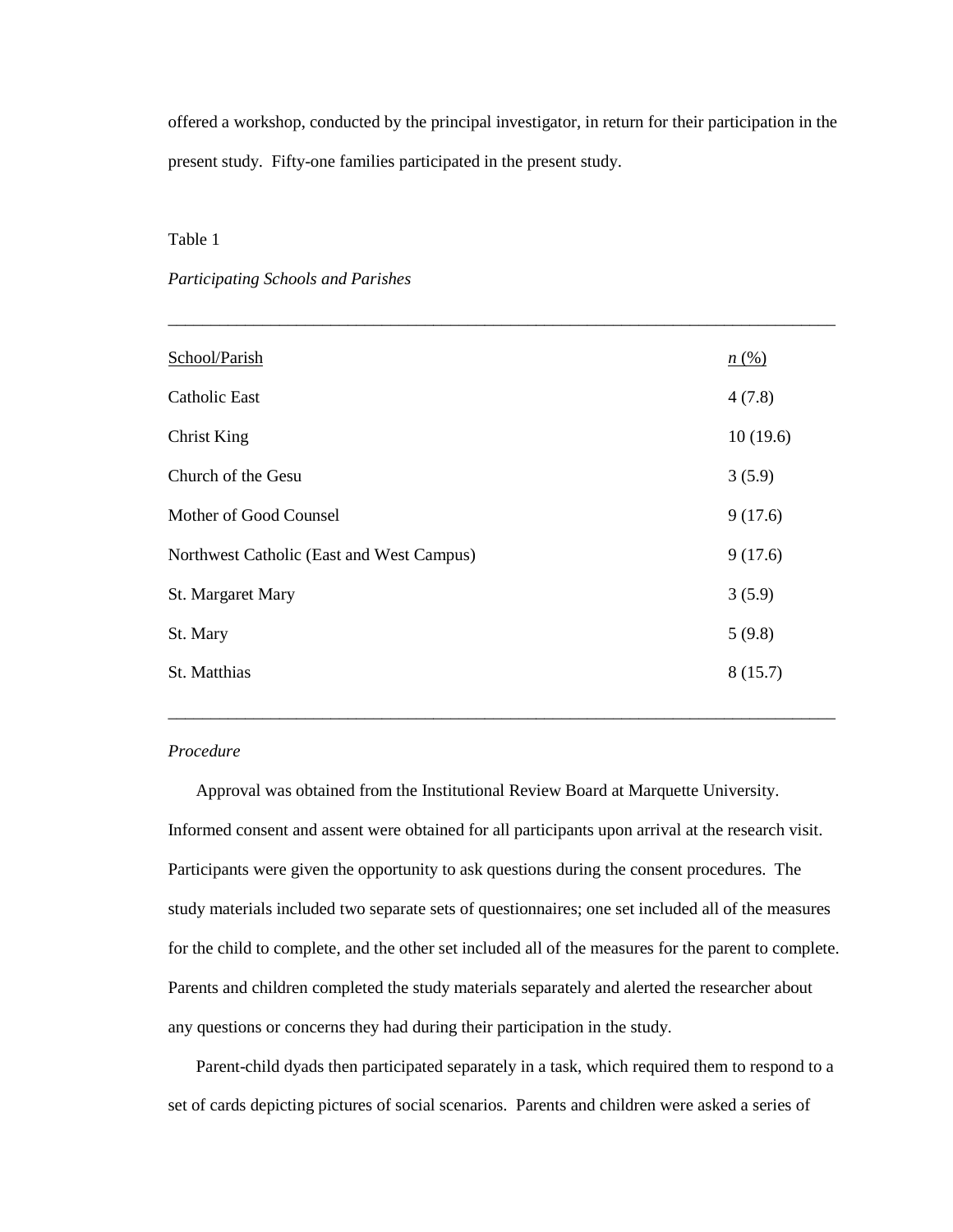offered a workshop, conducted by the principal investigator, in return for their participation in the present study. Fifty-one families participated in the present study.

Table 1

*Participating Schools and Parishes*

| School/Parish | *n* (%) |
|---|---|
| Catholic East | 4 (7.8) |
| Christ King | 10 (19.6) |
| Church of the Gesu | 3 (5.9) |
| Mother of Good Counsel | 9 (17.6) |
| Northwest Catholic (East and West Campus) | 9 (17.6) |
| St. Margaret Mary | 3 (5.9) |
| St. Mary | 5 (9.8) |
| St. Matthias | 8 (15.7) |

*Procedure*

Approval was obtained from the Institutional Review Board at Marquette University. Informed consent and assent were obtained for all participants upon arrival at the research visit. Participants were given the opportunity to ask questions during the consent procedures. The study materials included two separate sets of questionnaires; one set included all of the measures for the child to complete, and the other set included all of the measures for the parent to complete. Parents and children completed the study materials separately and alerted the researcher about any questions or concerns they had during their participation in the study.

Parent-child dyads then participated separately in a task, which required them to respond to a set of cards depicting pictures of social scenarios. Parents and children were asked a series of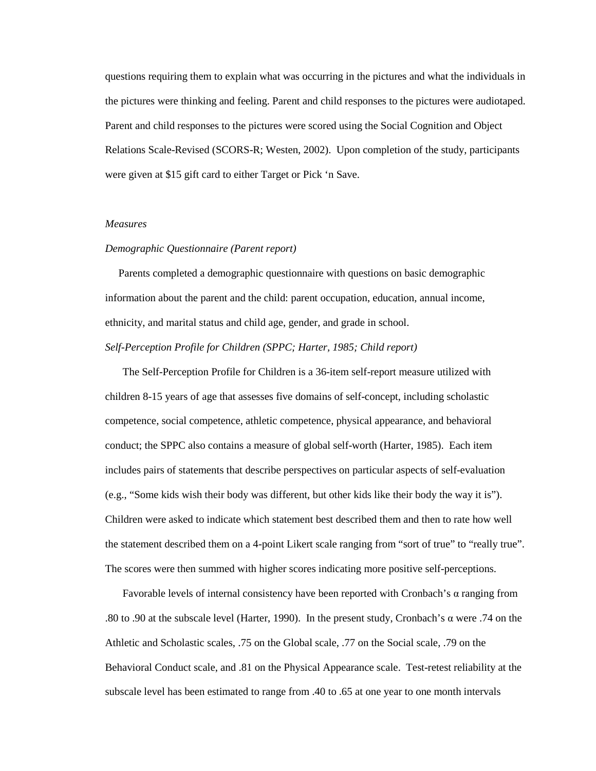questions requiring them to explain what was occurring in the pictures and what the individuals in the pictures were thinking and feeling. Parent and child responses to the pictures were audiotaped. Parent and child responses to the pictures were scored using the Social Cognition and Object Relations Scale-Revised (SCORS-R; Westen, 2002). Upon completion of the study, participants were given at $15 gift card to either Target or Pick 'n Save.

*Measures*

*Demographic Questionnaire (Parent report)*

Parents completed a demographic questionnaire with questions on basic demographic information about the parent and the child: parent occupation, education, annual income, ethnicity, and marital status and child age, gender, and grade in school.

*Self-Perception Profile for Children (SPPC; Harter, 1985; Child report)*

The Self-Perception Profile for Children is a 36-item self-report measure utilized with children 8-15 years of age that assesses five domains of self-concept, including scholastic competence, social competence, athletic competence, physical appearance, and behavioral conduct; the SPPC also contains a measure of global self-worth (Harter, 1985). Each item includes pairs of statements that describe perspectives on particular aspects of self-evaluation (e.g., "Some kids wish their body was different, but other kids like their body the way it is"). Children were asked to indicate which statement best described them and then to rate how well the statement described them on a 4-point Likert scale ranging from "sort of true" to "really true". The scores were then summed with higher scores indicating more positive self-perceptions.

Favorable levels of internal consistency have been reported with Cronbach's $\alpha$ ranging from .80 to .90 at the subscale level (Harter, 1990). In the present study, Cronbach's $\alpha$ were .74 on the Athletic and Scholastic scales, .75 on the Global scale, .77 on the Social scale, .79 on the Behavioral Conduct scale, and .81 on the Physical Appearance scale. Test-retest reliability at the subscale level has been estimated to range from .40 to .65 at one year to one month intervals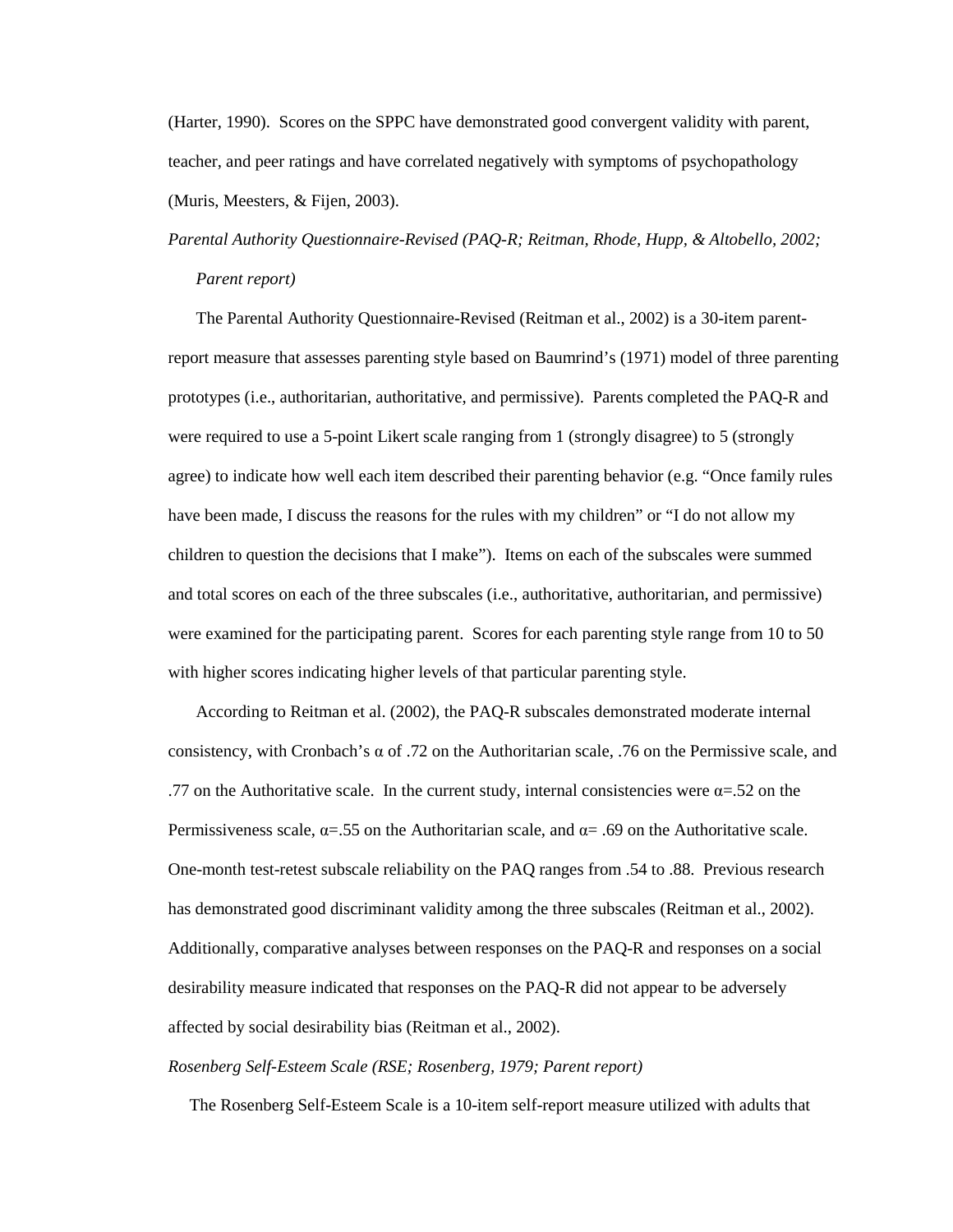(Harter, 1990). Scores on the SPPC have demonstrated good convergent validity with parent, teacher, and peer ratings and have correlated negatively with symptoms of psychopathology (Muris, Meesters, & Fijen, 2003).

*Parental Authority Questionnaire-Revised (PAQ-R; Reitman, Rhode, Hupp, & Altobello, 2002; Parent report)*

The Parental Authority Questionnaire-Revised (Reitman et al., 2002) is a 30-item parent-report measure that assesses parenting style based on Baumrind's (1971) model of three parenting prototypes (i.e., authoritarian, authoritative, and permissive). Parents completed the PAQ-R and were required to use a 5-point Likert scale ranging from 1 (strongly disagree) to 5 (strongly agree) to indicate how well each item described their parenting behavior (e.g. "Once family rules have been made, I discuss the reasons for the rules with my children" or "I do not allow my children to question the decisions that I make"). Items on each of the subscales were summed and total scores on each of the three subscales (i.e., authoritative, authoritarian, and permissive) were examined for the participating parent. Scores for each parenting style range from 10 to 50 with higher scores indicating higher levels of that particular parenting style.

According to Reitman et al. (2002), the PAQ-R subscales demonstrated moderate internal consistency, with Cronbach's $\alpha$ of .72 on the Authoritarian scale, .76 on the Permissive scale, and .77 on the Authoritative scale. In the current study, internal consistencies were $\alpha$=.52 on the Permissiveness scale, $\alpha$=.55 on the Authoritarian scale, and $\alpha$= .69 on the Authoritative scale. One-month test-retest subscale reliability on the PAQ ranges from .54 to .88. Previous research has demonstrated good discriminant validity among the three subscales (Reitman et al., 2002). Additionally, comparative analyses between responses on the PAQ-R and responses on a social desirability measure indicated that responses on the PAQ-R did not appear to be adversely affected by social desirability bias (Reitman et al., 2002).

*Rosenberg Self-Esteem Scale (RSE; Rosenberg, 1979; Parent report)*

The Rosenberg Self-Esteem Scale is a 10-item self-report measure utilized with adults that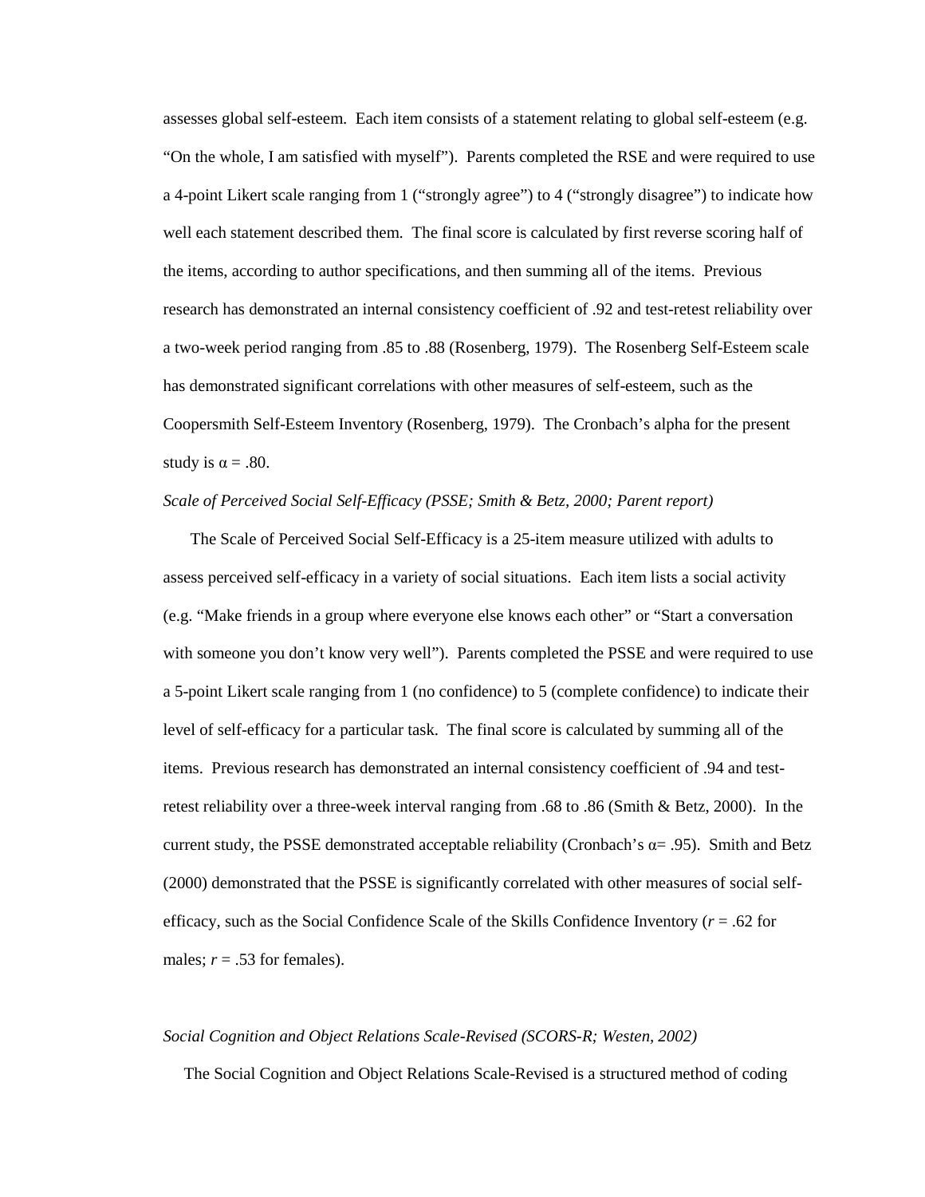assesses global self-esteem. Each item consists of a statement relating to global self-esteem (e.g. "On the whole, I am satisfied with myself"). Parents completed the RSE and were required to use a 4-point Likert scale ranging from 1 ("strongly agree") to 4 ("strongly disagree") to indicate how well each statement described them. The final score is calculated by first reverse scoring half of the items, according to author specifications, and then summing all of the items. Previous research has demonstrated an internal consistency coefficient of .92 and test-retest reliability over a two-week period ranging from .85 to .88 (Rosenberg, 1979). The Rosenberg Self-Esteem scale has demonstrated significant correlations with other measures of self-esteem, such as the Coopersmith Self-Esteem Inventory (Rosenberg, 1979). The Cronbach's alpha for the present study is $\alpha = .80$.

*Scale of Perceived Social Self-Efficacy (PSSE; Smith & Betz, 2000; Parent report)*

The Scale of Perceived Social Self-Efficacy is a 25-item measure utilized with adults to assess perceived self-efficacy in a variety of social situations. Each item lists a social activity (e.g. "Make friends in a group where everyone else knows each other" or "Start a conversation with someone you don't know very well"). Parents completed the PSSE and were required to use a 5-point Likert scale ranging from 1 (no confidence) to 5 (complete confidence) to indicate their level of self-efficacy for a particular task. The final score is calculated by summing all of the items. Previous research has demonstrated an internal consistency coefficient of .94 and test-retest reliability over a three-week interval ranging from .68 to .86 (Smith & Betz, 2000). In the current study, the PSSE demonstrated acceptable reliability (Cronbach's $\alpha = .95$). Smith and Betz (2000) demonstrated that the PSSE is significantly correlated with other measures of social self-efficacy, such as the Social Confidence Scale of the Skills Confidence Inventory ($r = .62$ for males; $r = .53$ for females).

*Social Cognition and Object Relations Scale-Revised (SCORS-R; Westen, 2002)*

The Social Cognition and Object Relations Scale-Revised is a structured method of coding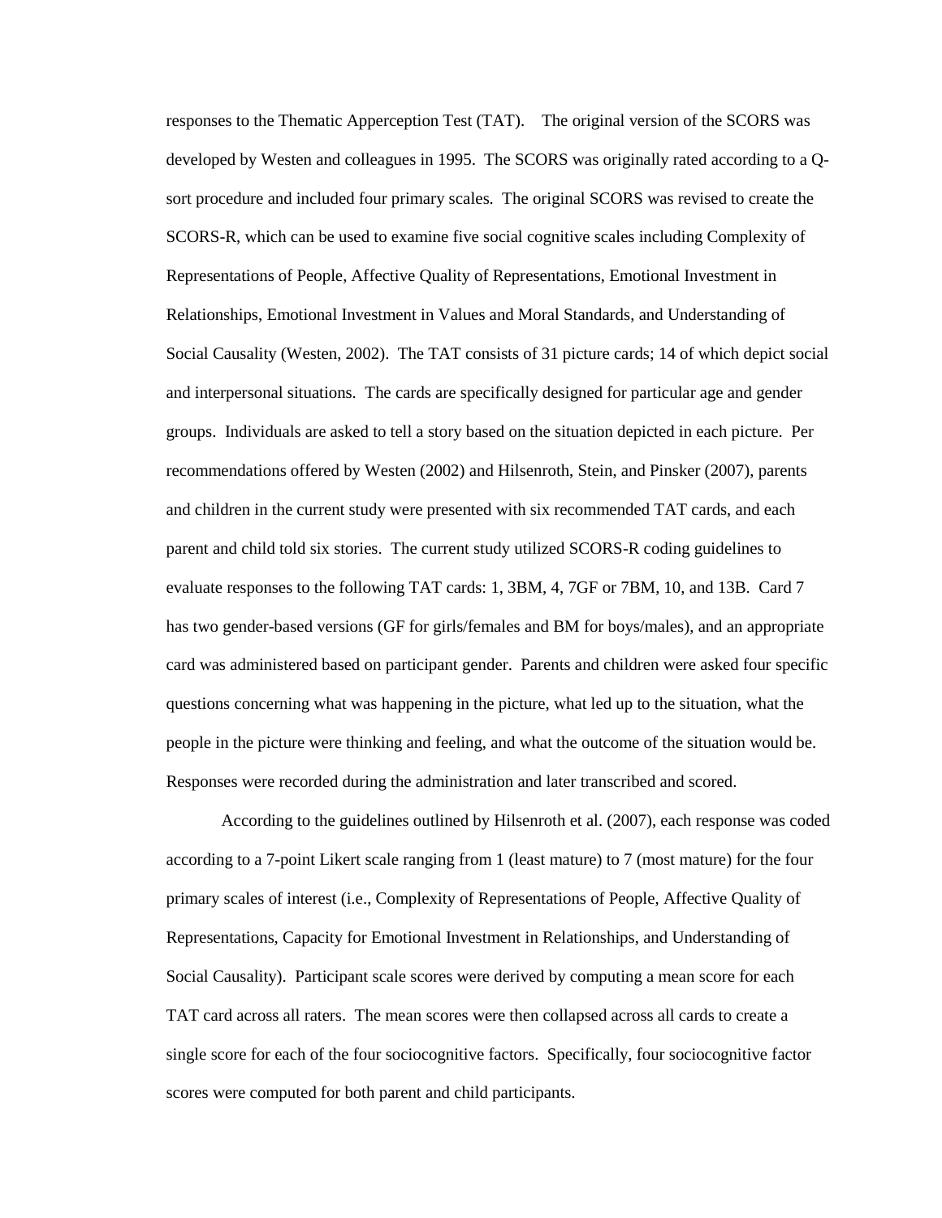responses to the Thematic Apperception Test (TAT). The original version of the SCORS was developed by Westen and colleagues in 1995. The SCORS was originally rated according to a Q-sort procedure and included four primary scales. The original SCORS was revised to create the SCORS-R, which can be used to examine five social cognitive scales including Complexity of Representations of People, Affective Quality of Representations, Emotional Investment in Relationships, Emotional Investment in Values and Moral Standards, and Understanding of Social Causality (Westen, 2002). The TAT consists of 31 picture cards; 14 of which depict social and interpersonal situations. The cards are specifically designed for particular age and gender groups. Individuals are asked to tell a story based on the situation depicted in each picture. Per recommendations offered by Westen (2002) and Hilsenroth, Stein, and Pinsker (2007), parents and children in the current study were presented with six recommended TAT cards, and each parent and child told six stories. The current study utilized SCORS-R coding guidelines to evaluate responses to the following TAT cards: 1, 3BM, 4, 7GF or 7BM, 10, and 13B. Card 7 has two gender-based versions (GF for girls/females and BM for boys/males), and an appropriate card was administered based on participant gender. Parents and children were asked four specific questions concerning what was happening in the picture, what led up to the situation, what the people in the picture were thinking and feeling, and what the outcome of the situation would be. Responses were recorded during the administration and later transcribed and scored.

According to the guidelines outlined by Hilsenroth et al. (2007), each response was coded according to a 7-point Likert scale ranging from 1 (least mature) to 7 (most mature) for the four primary scales of interest (i.e., Complexity of Representations of People, Affective Quality of Representations, Capacity for Emotional Investment in Relationships, and Understanding of Social Causality). Participant scale scores were derived by computing a mean score for each TAT card across all raters. The mean scores were then collapsed across all cards to create a single score for each of the four sociocognitive factors. Specifically, four sociocognitive factor scores were computed for both parent and child participants.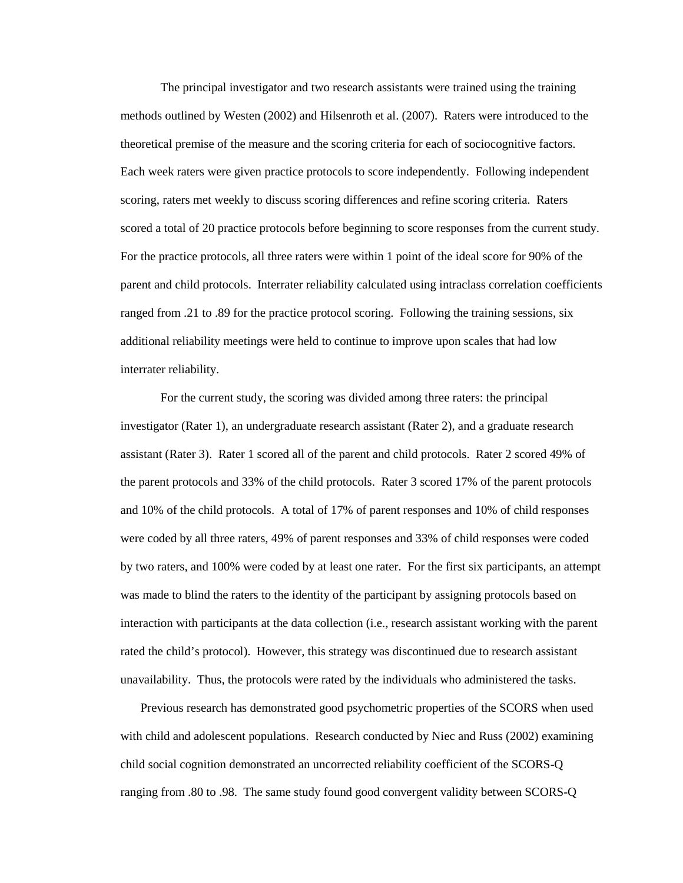The principal investigator and two research assistants were trained using the training methods outlined by Westen (2002) and Hilsenroth et al. (2007). Raters were introduced to the theoretical premise of the measure and the scoring criteria for each of sociocognitive factors. Each week raters were given practice protocols to score independently. Following independent scoring, raters met weekly to discuss scoring differences and refine scoring criteria. Raters scored a total of 20 practice protocols before beginning to score responses from the current study. For the practice protocols, all three raters were within 1 point of the ideal score for 90% of the parent and child protocols. Interrater reliability calculated using intraclass correlation coefficients ranged from .21 to .89 for the practice protocol scoring. Following the training sessions, six additional reliability meetings were held to continue to improve upon scales that had low interrater reliability.

For the current study, the scoring was divided among three raters: the principal investigator (Rater 1), an undergraduate research assistant (Rater 2), and a graduate research assistant (Rater 3). Rater 1 scored all of the parent and child protocols. Rater 2 scored 49% of the parent protocols and 33% of the child protocols. Rater 3 scored 17% of the parent protocols and 10% of the child protocols. A total of 17% of parent responses and 10% of child responses were coded by all three raters, 49% of parent responses and 33% of child responses were coded by two raters, and 100% were coded by at least one rater. For the first six participants, an attempt was made to blind the raters to the identity of the participant by assigning protocols based on interaction with participants at the data collection (i.e., research assistant working with the parent rated the child's protocol). However, this strategy was discontinued due to research assistant unavailability. Thus, the protocols were rated by the individuals who administered the tasks.

Previous research has demonstrated good psychometric properties of the SCORS when used with child and adolescent populations. Research conducted by Niec and Russ (2002) examining child social cognition demonstrated an uncorrected reliability coefficient of the SCORS-Q ranging from .80 to .98. The same study found good convergent validity between SCORS-Q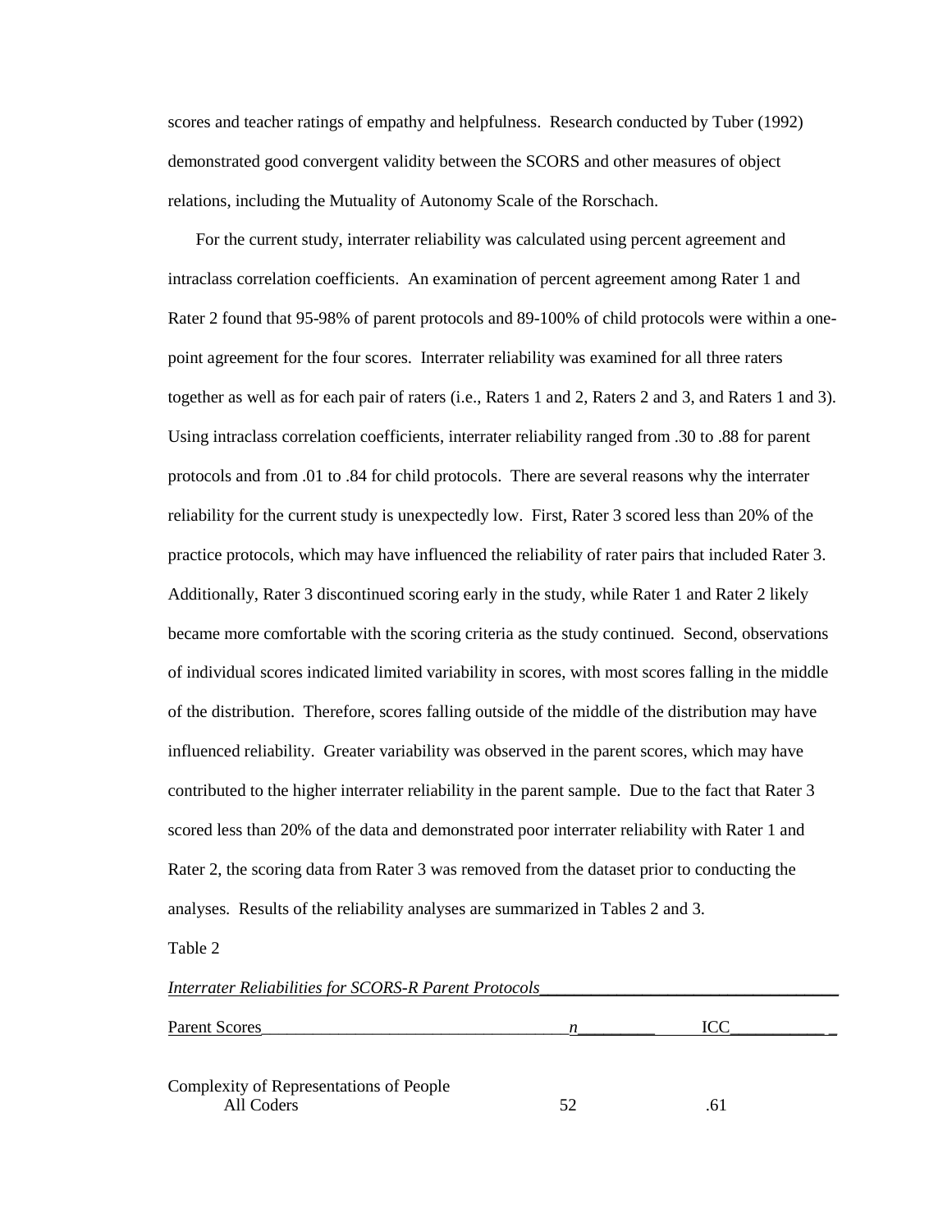scores and teacher ratings of empathy and helpfulness. Research conducted by Tuber (1992) demonstrated good convergent validity between the SCORS and other measures of object relations, including the Mutuality of Autonomy Scale of the Rorschach.

For the current study, interrater reliability was calculated using percent agreement and intraclass correlation coefficients. An examination of percent agreement among Rater 1 and Rater 2 found that 95-98% of parent protocols and 89-100% of child protocols were within a one-point agreement for the four scores. Interrater reliability was examined for all three raters together as well as for each pair of raters (i.e., Raters 1 and 2, Raters 2 and 3, and Raters 1 and 3). Using intraclass correlation coefficients, interrater reliability ranged from .30 to .88 for parent protocols and from .01 to .84 for child protocols. There are several reasons why the interrater reliability for the current study is unexpectedly low. First, Rater 3 scored less than 20% of the practice protocols, which may have influenced the reliability of rater pairs that included Rater 3. Additionally, Rater 3 discontinued scoring early in the study, while Rater 1 and Rater 2 likely became more comfortable with the scoring criteria as the study continued. Second, observations of individual scores indicated limited variability in scores, with most scores falling in the middle of the distribution. Therefore, scores falling outside of the middle of the distribution may have influenced reliability. Greater variability was observed in the parent scores, which may have contributed to the higher interrater reliability in the parent sample. Due to the fact that Rater 3 scored less than 20% of the data and demonstrated poor interrater reliability with Rater 1 and Rater 2, the scoring data from Rater 3 was removed from the dataset prior to conducting the analyses. Results of the reliability analyses are summarized in Tables 2 and 3.

Table 2

*Interrater Reliabilities for SCORS-R Parent Protocols*

| Parent Scores | *n* | ICC |
|---|---|---|
| Complexity of Representations of People | | |
| All Coders | 52 | .61 |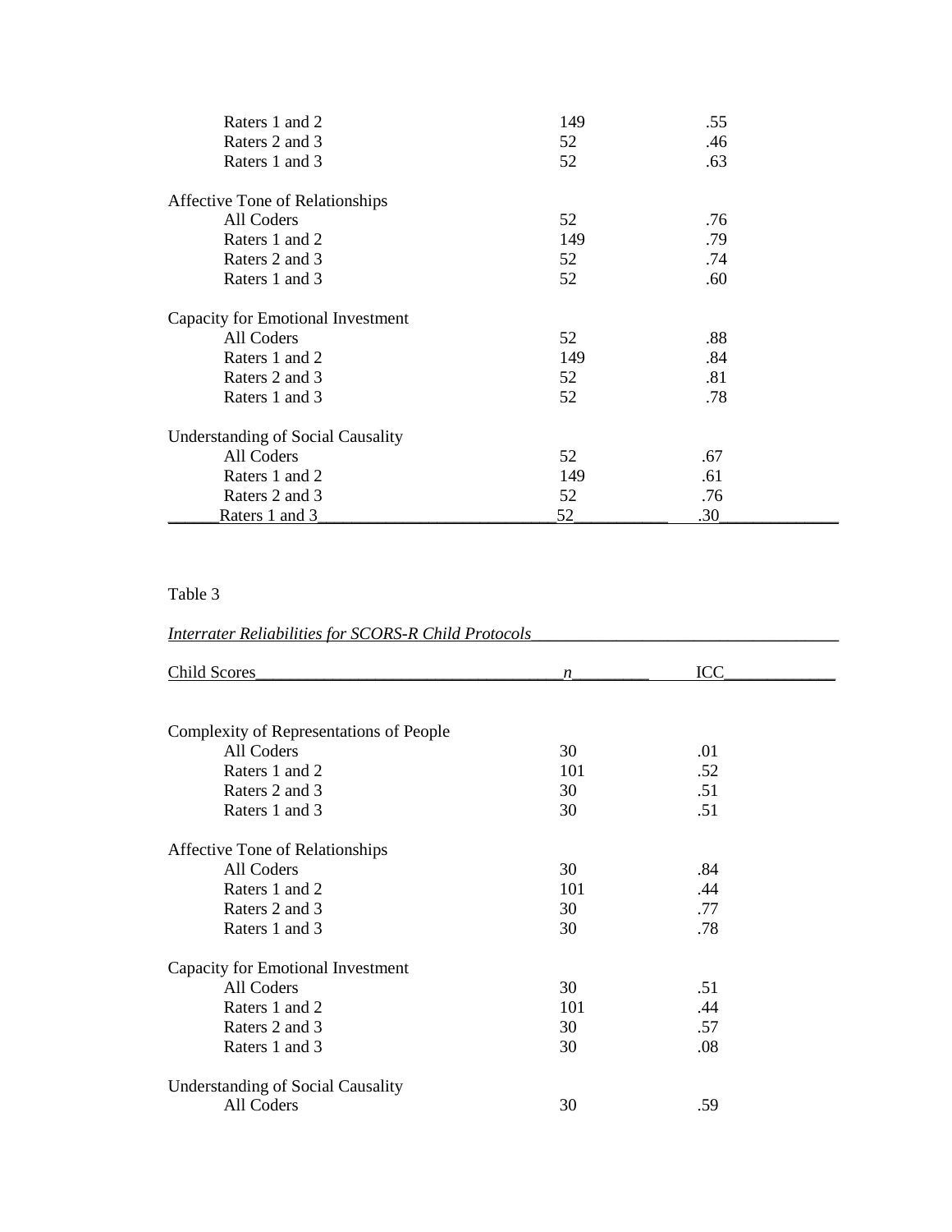| | | |
|---|---|---|
| Raters 1 and 2 | 149 | .55 |
| Raters 2 and 3 | 52 | .46 |
| Raters 1 and 3 | 52 | .63 |
| Affective Tone of Relationships | | |
| All Coders | 52 | .76 |
| Raters 1 and 2 | 149 | .79 |
| Raters 2 and 3 | 52 | .74 |
| Raters 1 and 3 | 52 | .60 |
| Capacity for Emotional Investment | | |
| All Coders | 52 | .88 |
| Raters 1 and 2 | 149 | .84 |
| Raters 2 and 3 | 52 | .81 |
| Raters 1 and 3 | 52 | .78 |
| Understanding of Social Causality | | |
| All Coders | 52 | .67 |
| Raters 1 and 2 | 149 | .61 |
| Raters 2 and 3 | 52 | .76 |
| Raters 1 and 3 | 52 | .30 |

Table 3

*Interrater Reliabilities for SCORS-R Child Protocols*

| Child Scores | *n* | ICC |
|---|---|---|
| Complexity of Representations of People | | |
| All Coders | 30 | .01 |
| Raters 1 and 2 | 101 | .52 |
| Raters 2 and 3 | 30 | .51 |
| Raters 1 and 3 | 30 | .51 |
| Affective Tone of Relationships | | |
| All Coders | 30 | .84 |
| Raters 1 and 2 | 101 | .44 |
| Raters 2 and 3 | 30 | .77 |
| Raters 1 and 3 | 30 | .78 |
| Capacity for Emotional Investment | | |
| All Coders | 30 | .51 |
| Raters 1 and 2 | 101 | .44 |
| Raters 2 and 3 | 30 | .57 |
| Raters 1 and 3 | 30 | .08 |
| Understanding of Social Causality | | |
| All Coders | 30 | .59 |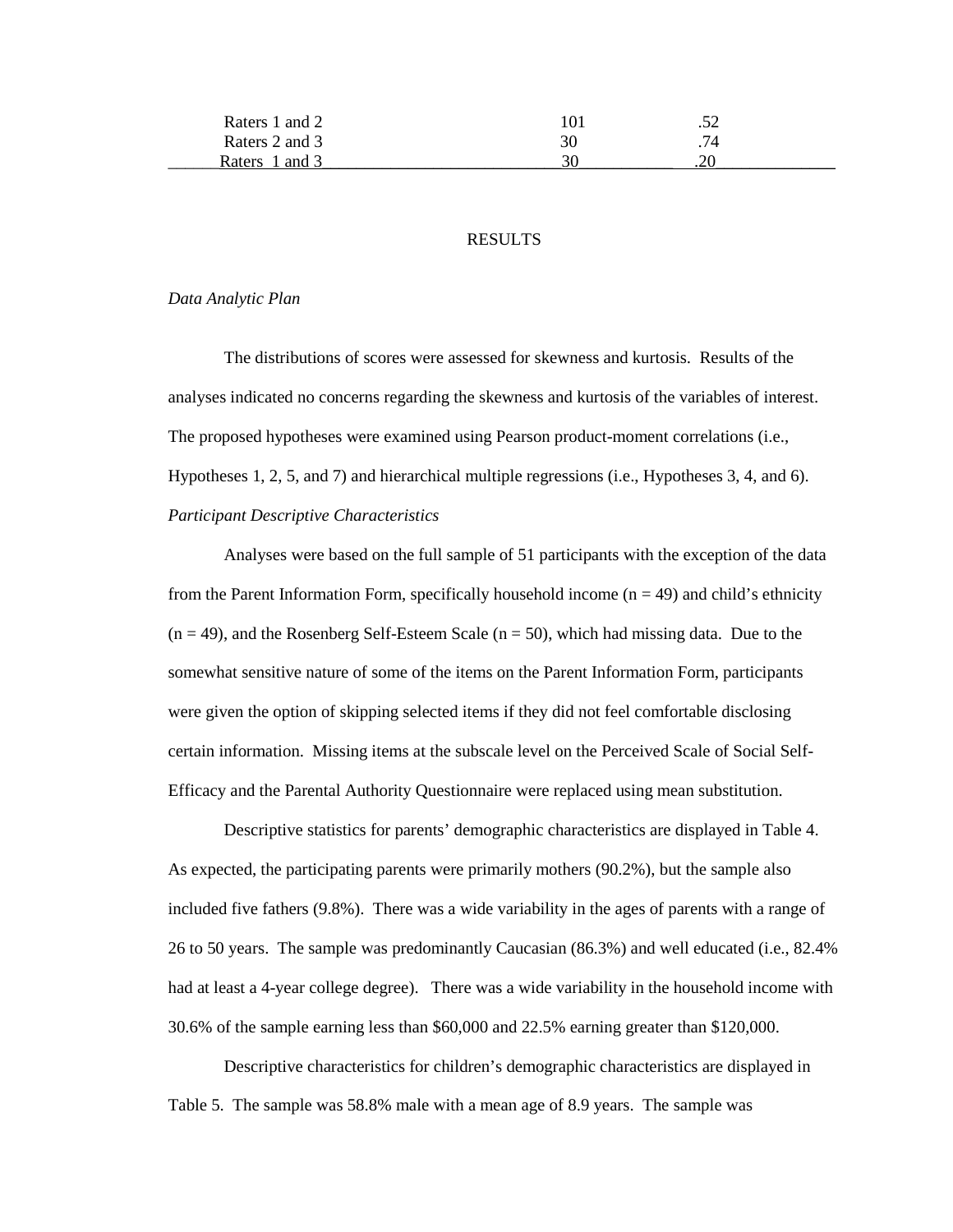| | | |
|---|---|---|
| Raters 1 and 2 | 101 | .52 |
| Raters 2 and 3 | 30 | .74 |
| Raters 1 and 3 | 30 | .20 |

## RESULTS

*Data Analytic Plan*

The distributions of scores were assessed for skewness and kurtosis. Results of the analyses indicated no concerns regarding the skewness and kurtosis of the variables of interest. The proposed hypotheses were examined using Pearson product-moment correlations (i.e., Hypotheses 1, 2, 5, and 7) and hierarchical multiple regressions (i.e., Hypotheses 3, 4, and 6).

*Participant Descriptive Characteristics*

Analyses were based on the full sample of 51 participants with the exception of the data from the Parent Information Form, specifically household income ($n = 49$) and child's ethnicity ($n = 49$), and the Rosenberg Self-Esteem Scale ($n = 50$), which had missing data. Due to the somewhat sensitive nature of some of the items on the Parent Information Form, participants were given the option of skipping selected items if they did not feel comfortable disclosing certain information. Missing items at the subscale level on the Perceived Scale of Social Self-Efficacy and the Parental Authority Questionnaire were replaced using mean substitution.

Descriptive statistics for parents' demographic characteristics are displayed in Table 4. As expected, the participating parents were primarily mothers (90.2%), but the sample also included five fathers (9.8%). There was a wide variability in the ages of parents with a range of 26 to 50 years. The sample was predominantly Caucasian (86.3%) and well educated (i.e., 82.4% had at least a 4-year college degree). There was a wide variability in the household income with 30.6% of the sample earning less than $60,000 and 22.5% earning greater than $120,000.

Descriptive characteristics for children's demographic characteristics are displayed in Table 5. The sample was 58.8% male with a mean age of 8.9 years. The sample was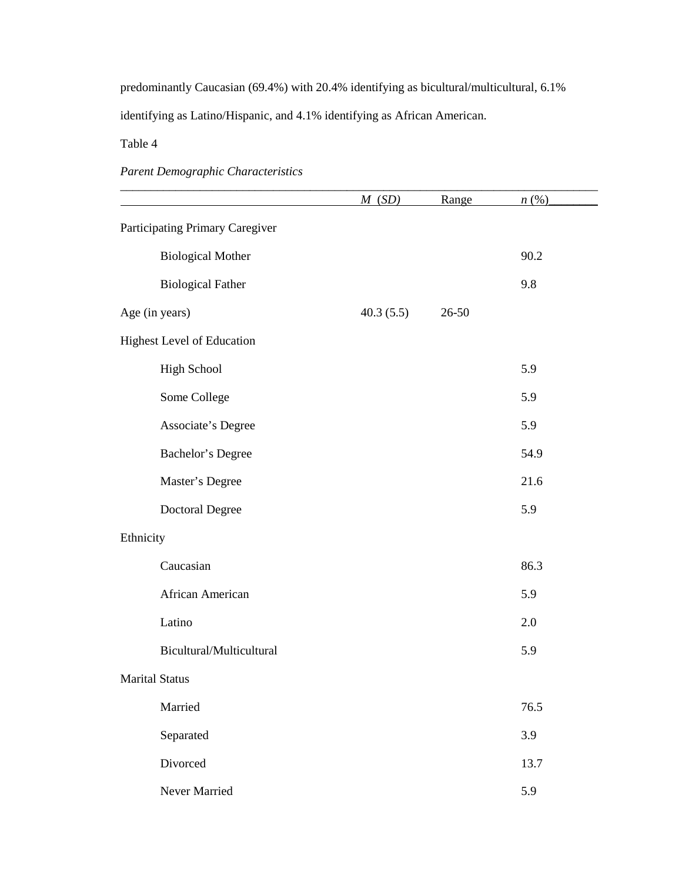predominantly Caucasian (69.4%) with 20.4% identifying as bicultural/multicultural, 6.1% identifying as Latino/Hispanic, and 4.1% identifying as African American.

Table 4

*Parent Demographic Characteristics*

| | *M* (*SD*) | Range | *n* (%) |
|---|---|---|---|
| Participating Primary Caregiver | | | |
| Biological Mother | | | 90.2 |
| Biological Father | | | 9.8 |
| Age (in years) | 40.3 (5.5) | 26-50 | |
| Highest Level of Education | | | |
| High School | | | 5.9 |
| Some College | | | 5.9 |
| Associate's Degree | | | 5.9 |
| Bachelor's Degree | | | 54.9 |
| Master's Degree | | | 21.6 |
| Doctoral Degree | | | 5.9 |
| Ethnicity | | | |
| Caucasian | | | 86.3 |
| African American | | | 5.9 |
| Latino | | | 2.0 |
| Bicultural/Multicultural | | | 5.9 |
| Marital Status | | | |
| Married | | | 76.5 |
| Separated | | | 3.9 |
| Divorced | | | 13.7 |
| Never Married | | | 5.9 |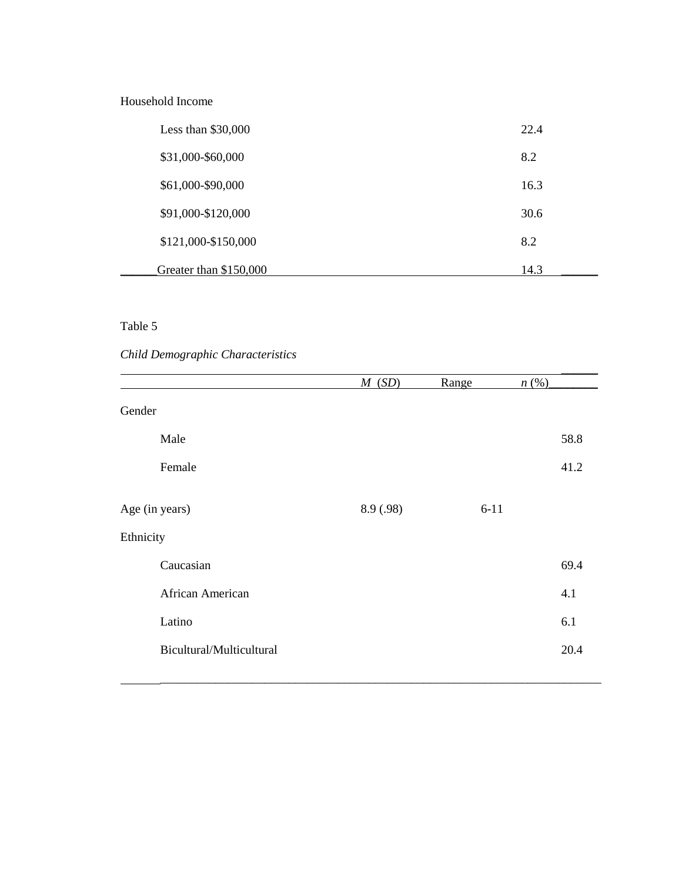| | | | |
|---|---|---|---|
| Household Income | | | |
| Less than $30,000 | | | 22.4 |
| $31,000-$60,000 | | | 8.2 |
| $61,000-$90,000 | | | 16.3 |
| $91,000-$120,000 | | | 30.6 |
| $121,000-$150,000 | | | 8.2 |
| Greater than $150,000 | | | 14.3 |

Table 5

*Child Demographic Characteristics*

| | *M* (*SD*) | Range | *n* (%) |
|---|---|---|---|
| Gender | | | |
| Male | | | 58.8 |
| Female | | | 41.2 |
| Age (in years) | 8.9 (.98) | 6-11 | |
| Ethnicity | | | |
| Caucasian | | | 69.4 |
| African American | | | 4.1 |
| Latino | | | 6.1 |
| Bicultural/Multicultural | | | 20.4 |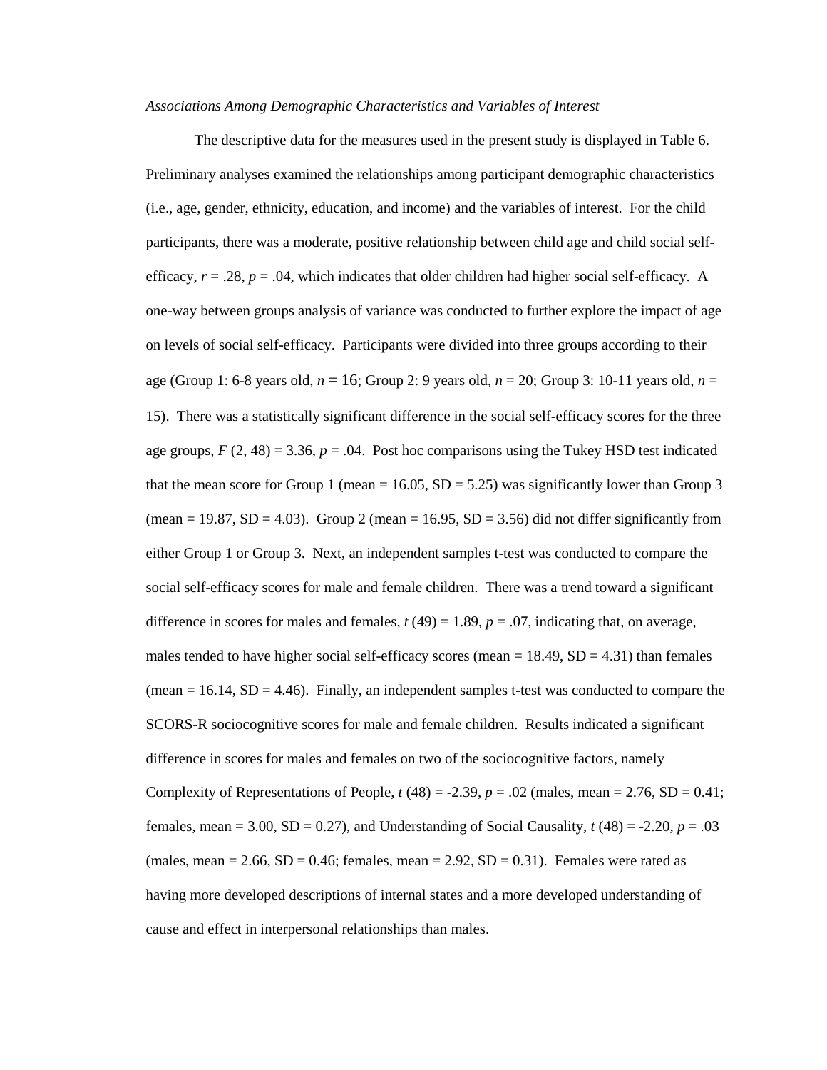*Associations Among Demographic Characteristics and Variables of Interest*

The descriptive data for the measures used in the present study is displayed in Table 6. Preliminary analyses examined the relationships among participant demographic characteristics (i.e., age, gender, ethnicity, education, and income) and the variables of interest. For the child participants, there was a moderate, positive relationship between child age and child social self-efficacy, $r = .28$, $p = .04$, which indicates that older children had higher social self-efficacy. A one-way between groups analysis of variance was conducted to further explore the impact of age on levels of social self-efficacy. Participants were divided into three groups according to their age (Group 1: 6-8 years old, $n = 16$; Group 2: 9 years old, $n = 20$; Group 3: 10-11 years old, $n = 15$). There was a statistically significant difference in the social self-efficacy scores for the three age groups, $F\ (2, 48) = 3.36$, $p = .04$. Post hoc comparisons using the Tukey HSD test indicated that the mean score for Group 1 (mean = 16.05, SD = 5.25) was significantly lower than Group 3 (mean = 19.87, SD = 4.03). Group 2 (mean = 16.95, SD = 3.56) did not differ significantly from either Group 1 or Group 3. Next, an independent samples t-test was conducted to compare the social self-efficacy scores for male and female children. There was a trend toward a significant difference in scores for males and females, $t\ (49) = 1.89$, $p = .07$, indicating that, on average, males tended to have higher social self-efficacy scores (mean = 18.49, SD = 4.31) than females (mean = 16.14, SD = 4.46). Finally, an independent samples t-test was conducted to compare the SCORS-R sociocognitive scores for male and female children. Results indicated a significant difference in scores for males and females on two of the sociocognitive factors, namely Complexity of Representations of People, $t\ (48) = -2.39$, $p = .02$ (males, mean = 2.76, SD = 0.41; females, mean = 3.00, SD = 0.27), and Understanding of Social Causality, $t\ (48) = -2.20$, $p = .03$ (males, mean = 2.66, SD = 0.46; females, mean = 2.92, SD = 0.31). Females were rated as having more developed descriptions of internal states and a more developed understanding of cause and effect in interpersonal relationships than males.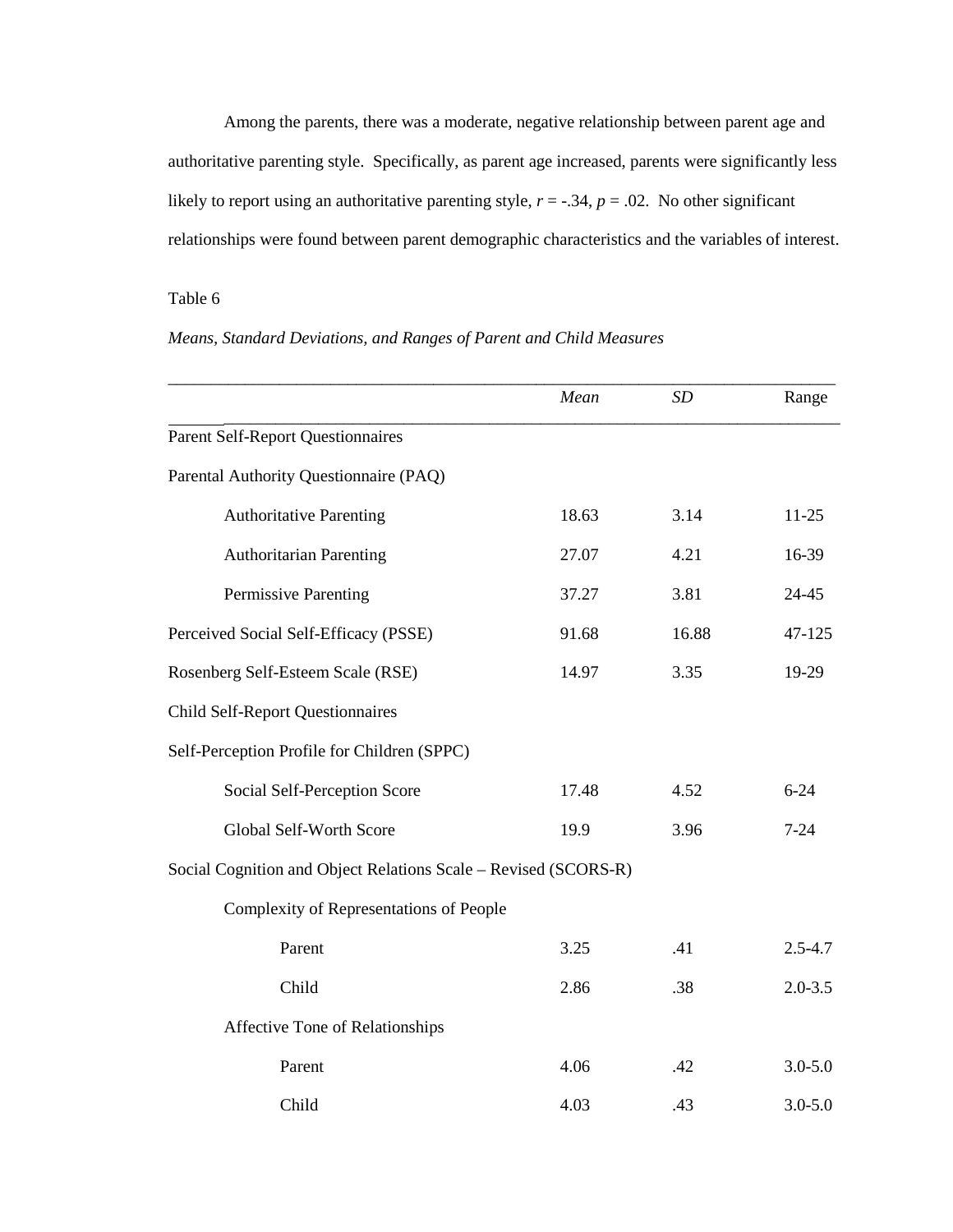Among the parents, there was a moderate, negative relationship between parent age and authoritative parenting style. Specifically, as parent age increased, parents were significantly less likely to report using an authoritative parenting style, $r = -.34$, $p = .02$. No other significant relationships were found between parent demographic characteristics and the variables of interest.

Table 6

*Means, Standard Deviations, and Ranges of Parent and Child Measures*

| | *Mean* | *SD* | Range |
|---|---|---|---|
| Parent Self-Report Questionnaires | | | |
| Parental Authority Questionnaire (PAQ) | | | |
| Authoritative Parenting | 18.63 | 3.14 | 11-25 |
| Authoritarian Parenting | 27.07 | 4.21 | 16-39 |
| Permissive Parenting | 37.27 | 3.81 | 24-45 |
| Perceived Social Self-Efficacy (PSSE) | 91.68 | 16.88 | 47-125 |
| Rosenberg Self-Esteem Scale (RSE) | 14.97 | 3.35 | 19-29 |
| Child Self-Report Questionnaires | | | |
| Self-Perception Profile for Children (SPPC) | | | |
| Social Self-Perception Score | 17.48 | 4.52 | 6-24 |
| Global Self-Worth Score | 19.9 | 3.96 | 7-24 |
| Social Cognition and Object Relations Scale – Revised (SCORS-R) | | | |
| Complexity of Representations of People | | | |
| Parent | 3.25 | .41 | 2.5-4.7 |
| Child | 2.86 | .38 | 2.0-3.5 |
| Affective Tone of Relationships | | | |
| Parent | 4.06 | .42 | 3.0-5.0 |
| Child | 4.03 | .43 | 3.0-5.0 |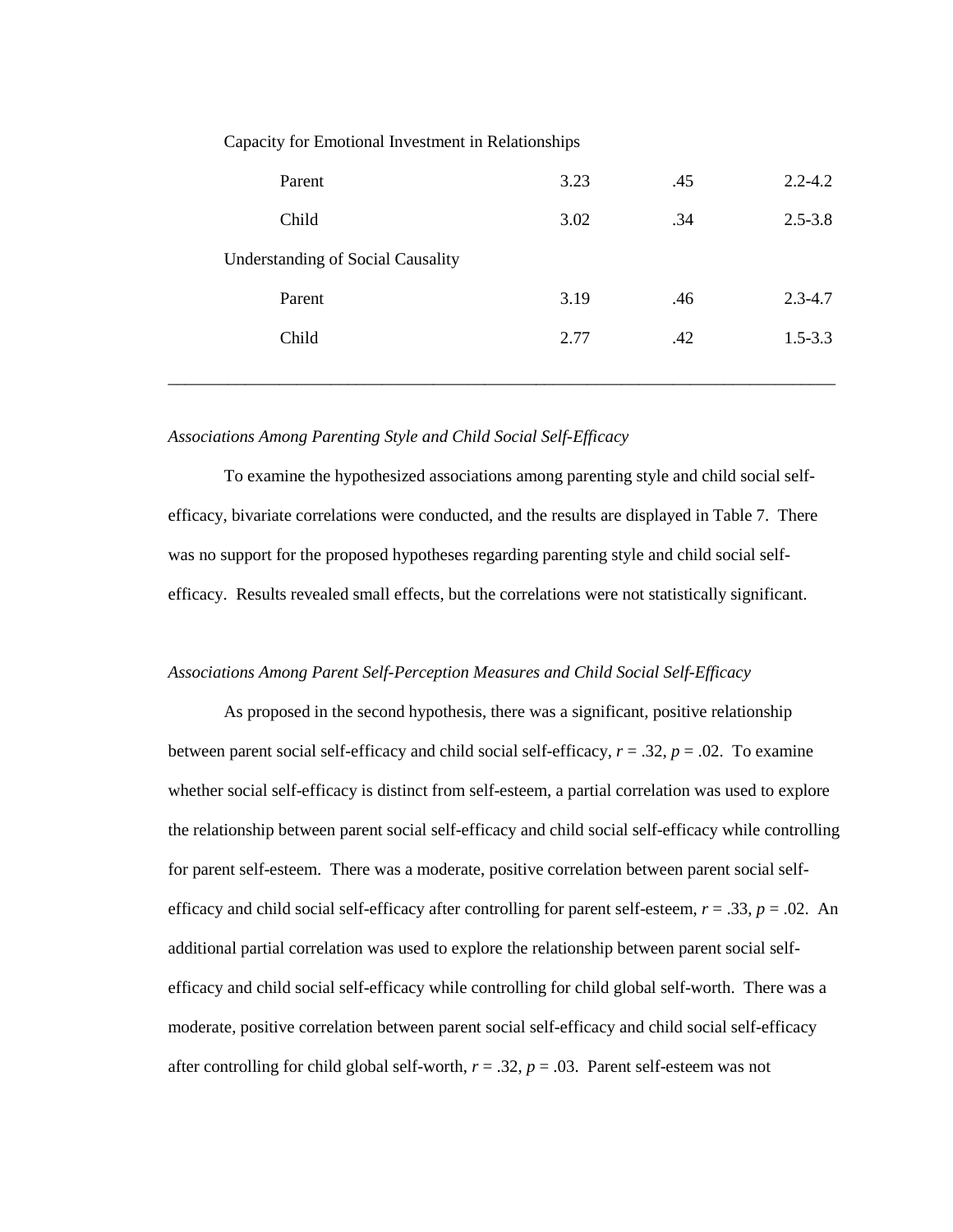| | | | |
|---|---|---|---|
| Capacity for Emotional Investment in Relationships | | | |
| Parent | 3.23 | .45 | 2.2-4.2 |
| Child | 3.02 | .34 | 2.5-3.8 |
| Understanding of Social Causality | | | |
| Parent | 3.19 | .46 | 2.3-4.7 |
| Child | 2.77 | .42 | 1.5-3.3 |

*Associations Among Parenting Style and Child Social Self-Efficacy*

To examine the hypothesized associations among parenting style and child social self-efficacy, bivariate correlations were conducted, and the results are displayed in Table 7. There was no support for the proposed hypotheses regarding parenting style and child social self-efficacy. Results revealed small effects, but the correlations were not statistically significant.

*Associations Among Parent Self-Perception Measures and Child Social Self-Efficacy*

As proposed in the second hypothesis, there was a significant, positive relationship between parent social self-efficacy and child social self-efficacy, $r = .32$, $p = .02$. To examine whether social self-efficacy is distinct from self-esteem, a partial correlation was used to explore the relationship between parent social self-efficacy and child social self-efficacy while controlling for parent self-esteem. There was a moderate, positive correlation between parent social self-efficacy and child social self-efficacy after controlling for parent self-esteem, $r = .33$, $p = .02$. An additional partial correlation was used to explore the relationship between parent social self-efficacy and child social self-efficacy while controlling for child global self-worth. There was a moderate, positive correlation between parent social self-efficacy and child social self-efficacy after controlling for child global self-worth, $r = .32$, $p = .03$. Parent self-esteem was not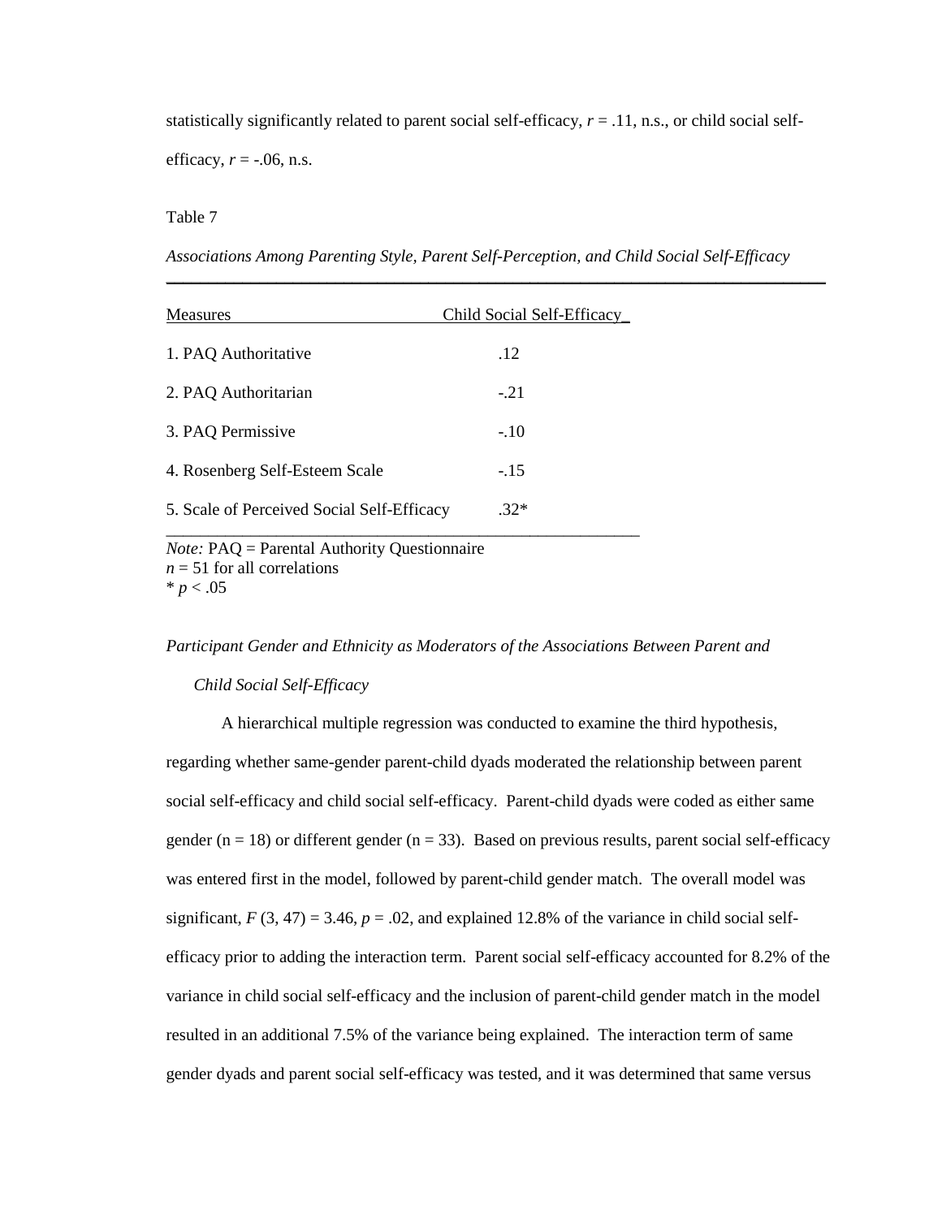statistically significantly related to parent social self-efficacy, $r = .11$, n.s., or child social self-efficacy, $r = -.06$, n.s.

Table 7

*Associations Among Parenting Style, Parent Self-Perception, and Child Social Self-Efficacy*

| Measures | Child Social Self-Efficacy |
|---|---|
| 1. PAQ Authoritative | .12 |
| 2. PAQ Authoritarian | -.21 |
| 3. PAQ Permissive | -.10 |
| 4. Rosenberg Self-Esteem Scale | -.15 |
| 5. Scale of Perceived Social Self-Efficacy | .32* |

*Note:* PAQ = Parental Authority Questionnaire
$n = 51$ for all correlations
* $p < .05$

*Participant Gender and Ethnicity as Moderators of the Associations Between Parent and Child Social Self-Efficacy*

A hierarchical multiple regression was conducted to examine the third hypothesis, regarding whether same-gender parent-child dyads moderated the relationship between parent social self-efficacy and child social self-efficacy. Parent-child dyads were coded as either same gender ($n = 18$) or different gender ($n = 33$). Based on previous results, parent social self-efficacy was entered first in the model, followed by parent-child gender match. The overall model was significant, $F(3, 47) = 3.46$, $p = .02$, and explained 12.8% of the variance in child social self-efficacy prior to adding the interaction term. Parent social self-efficacy accounted for 8.2% of the variance in child social self-efficacy and the inclusion of parent-child gender match in the model resulted in an additional 7.5% of the variance being explained. The interaction term of same gender dyads and parent social self-efficacy was tested, and it was determined that same versus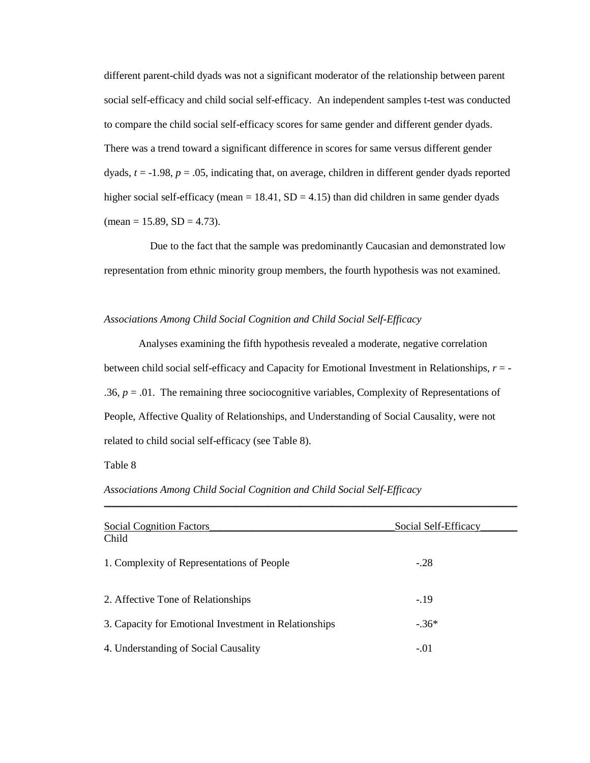different parent-child dyads was not a significant moderator of the relationship between parent social self-efficacy and child social self-efficacy. An independent samples t-test was conducted to compare the child social self-efficacy scores for same gender and different gender dyads. There was a trend toward a significant difference in scores for same versus different gender dyads, $t = -1.98$, $p = .05$, indicating that, on average, children in different gender dyads reported higher social self-efficacy (mean = 18.41, SD = 4.15) than did children in same gender dyads (mean = 15.89, SD = 4.73).

Due to the fact that the sample was predominantly Caucasian and demonstrated low representation from ethnic minority group members, the fourth hypothesis was not examined.

*Associations Among Child Social Cognition and Child Social Self-Efficacy*

Analyses examining the fifth hypothesis revealed a moderate, negative correlation between child social self-efficacy and Capacity for Emotional Investment in Relationships, $r = -.36$, $p = .01$. The remaining three sociocognitive variables, Complexity of Representations of People, Affective Quality of Relationships, and Understanding of Social Causality, were not related to child social self-efficacy (see Table 8).

Table 8

*Associations Among Child Social Cognition and Child Social Self-Efficacy*

| Social Cognition Factors | Social Self-Efficacy |
|---|---|
| Child | |
| 1. Complexity of Representations of People | -.28 |
| 2. Affective Tone of Relationships | -.19 |
| 3. Capacity for Emotional Investment in Relationships | -.36* |
| 4. Understanding of Social Causality | -.01 |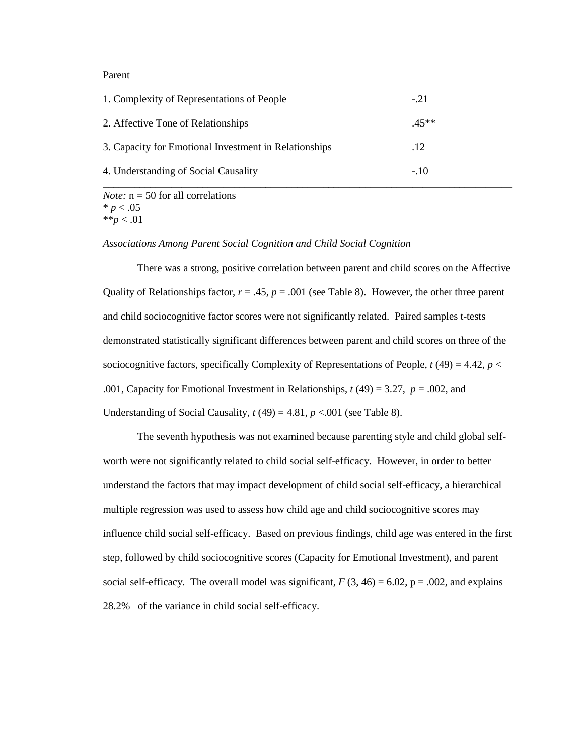| Parent | |
|---|---|
| 1. Complexity of Representations of People | -.21 |
| 2. Affective Tone of Relationships | .45** |
| 3. Capacity for Emotional Investment in Relationships | .12 |
| 4. Understanding of Social Causality | -.10 |

*Note:* n = 50 for all correlations
* $p < .05$
** $p < .01$

*Associations Among Parent Social Cognition and Child Social Cognition*

There was a strong, positive correlation between parent and child scores on the Affective Quality of Relationships factor, $r = .45$, $p = .001$ (see Table 8). However, the other three parent and child sociocognitive factor scores were not significantly related. Paired samples t-tests demonstrated statistically significant differences between parent and child scores on three of the sociocognitive factors, specifically Complexity of Representations of People, $t(49) = 4.42$, $p < .001$, Capacity for Emotional Investment in Relationships, $t(49) = 3.27$, $p = .002$, and Understanding of Social Causality, $t(49) = 4.81$, $p < .001$ (see Table 8).

The seventh hypothesis was not examined because parenting style and child global self-worth were not significantly related to child social self-efficacy. However, in order to better understand the factors that may impact development of child social self-efficacy, a hierarchical multiple regression was used to assess how child age and child sociocognitive scores may influence child social self-efficacy. Based on previous findings, child age was entered in the first step, followed by child sociocognitive scores (Capacity for Emotional Investment), and parent social self-efficacy. The overall model was significant, $F(3, 46) = 6.02$, $p = .002$, and explains 28.2% of the variance in child social self-efficacy.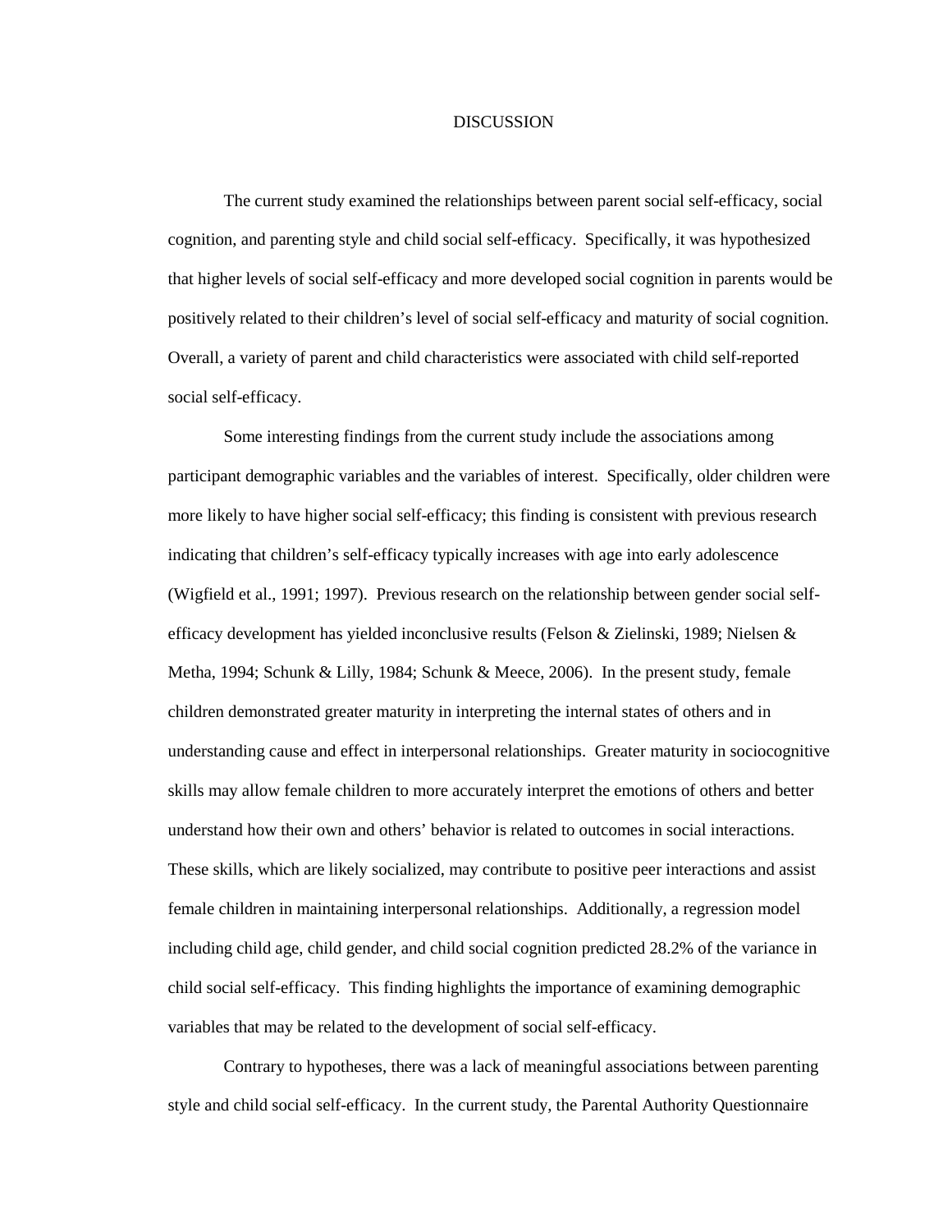# DISCUSSION

The current study examined the relationships between parent social self-efficacy, social cognition, and parenting style and child social self-efficacy. Specifically, it was hypothesized that higher levels of social self-efficacy and more developed social cognition in parents would be positively related to their children's level of social self-efficacy and maturity of social cognition. Overall, a variety of parent and child characteristics were associated with child self-reported social self-efficacy.

Some interesting findings from the current study include the associations among participant demographic variables and the variables of interest. Specifically, older children were more likely to have higher social self-efficacy; this finding is consistent with previous research indicating that children's self-efficacy typically increases with age into early adolescence (Wigfield et al., 1991; 1997). Previous research on the relationship between gender social self-efficacy development has yielded inconclusive results (Felson & Zielinski, 1989; Nielsen & Metha, 1994; Schunk & Lilly, 1984; Schunk & Meece, 2006). In the present study, female children demonstrated greater maturity in interpreting the internal states of others and in understanding cause and effect in interpersonal relationships. Greater maturity in sociocognitive skills may allow female children to more accurately interpret the emotions of others and better understand how their own and others' behavior is related to outcomes in social interactions. These skills, which are likely socialized, may contribute to positive peer interactions and assist female children in maintaining interpersonal relationships. Additionally, a regression model including child age, child gender, and child social cognition predicted 28.2% of the variance in child social self-efficacy. This finding highlights the importance of examining demographic variables that may be related to the development of social self-efficacy.

Contrary to hypotheses, there was a lack of meaningful associations between parenting style and child social self-efficacy. In the current study, the Parental Authority Questionnaire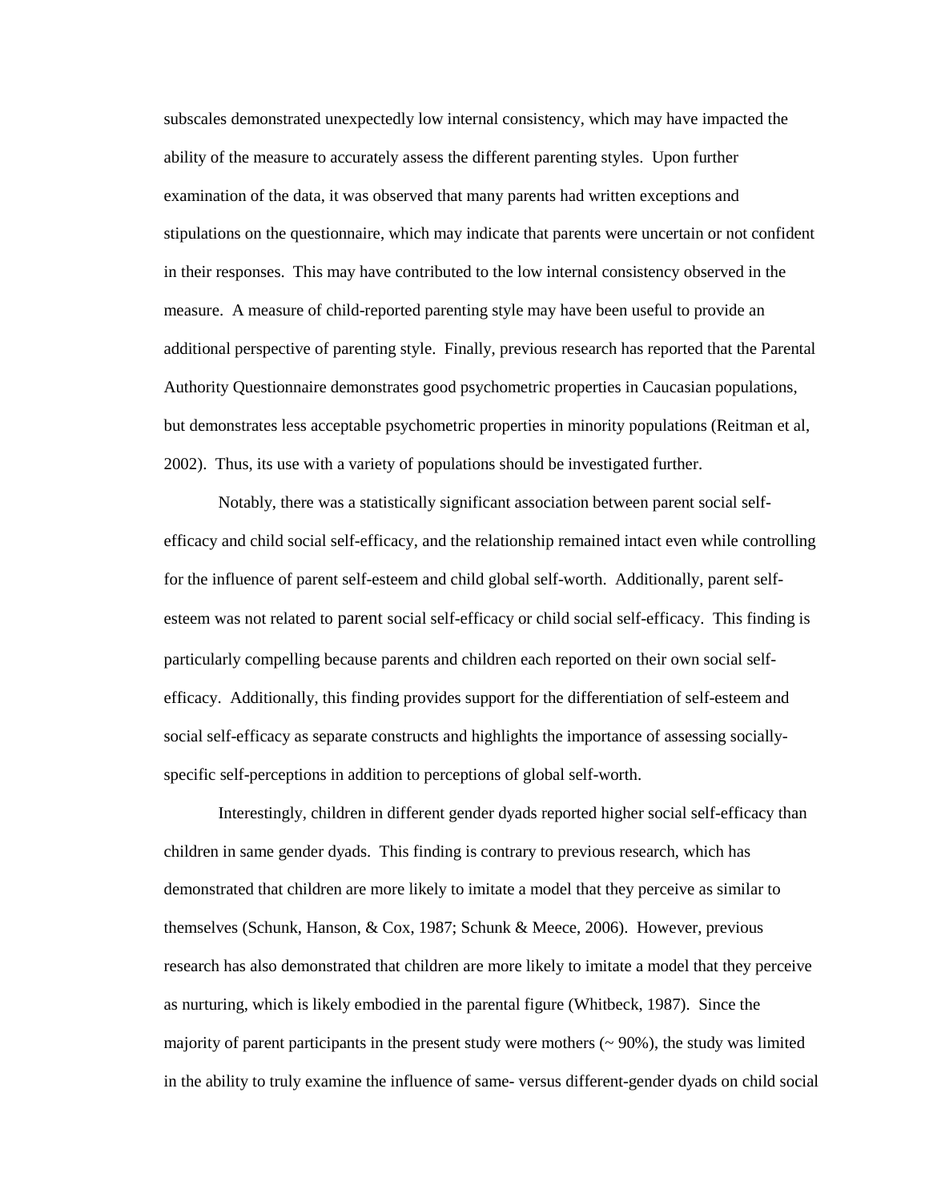subscales demonstrated unexpectedly low internal consistency, which may have impacted the ability of the measure to accurately assess the different parenting styles. Upon further examination of the data, it was observed that many parents had written exceptions and stipulations on the questionnaire, which may indicate that parents were uncertain or not confident in their responses. This may have contributed to the low internal consistency observed in the measure. A measure of child-reported parenting style may have been useful to provide an additional perspective of parenting style. Finally, previous research has reported that the Parental Authority Questionnaire demonstrates good psychometric properties in Caucasian populations, but demonstrates less acceptable psychometric properties in minority populations (Reitman et al, 2002). Thus, its use with a variety of populations should be investigated further.

Notably, there was a statistically significant association between parent social self-efficacy and child social self-efficacy, and the relationship remained intact even while controlling for the influence of parent self-esteem and child global self-worth. Additionally, parent self-esteem was not related to parent social self-efficacy or child social self-efficacy. This finding is particularly compelling because parents and children each reported on their own social self-efficacy. Additionally, this finding provides support for the differentiation of self-esteem and social self-efficacy as separate constructs and highlights the importance of assessing socially-specific self-perceptions in addition to perceptions of global self-worth.

Interestingly, children in different gender dyads reported higher social self-efficacy than children in same gender dyads. This finding is contrary to previous research, which has demonstrated that children are more likely to imitate a model that they perceive as similar to themselves (Schunk, Hanson, & Cox, 1987; Schunk & Meece, 2006). However, previous research has also demonstrated that children are more likely to imitate a model that they perceive as nurturing, which is likely embodied in the parental figure (Whitbeck, 1987). Since the majority of parent participants in the present study were mothers (~ 90%), the study was limited in the ability to truly examine the influence of same- versus different-gender dyads on child social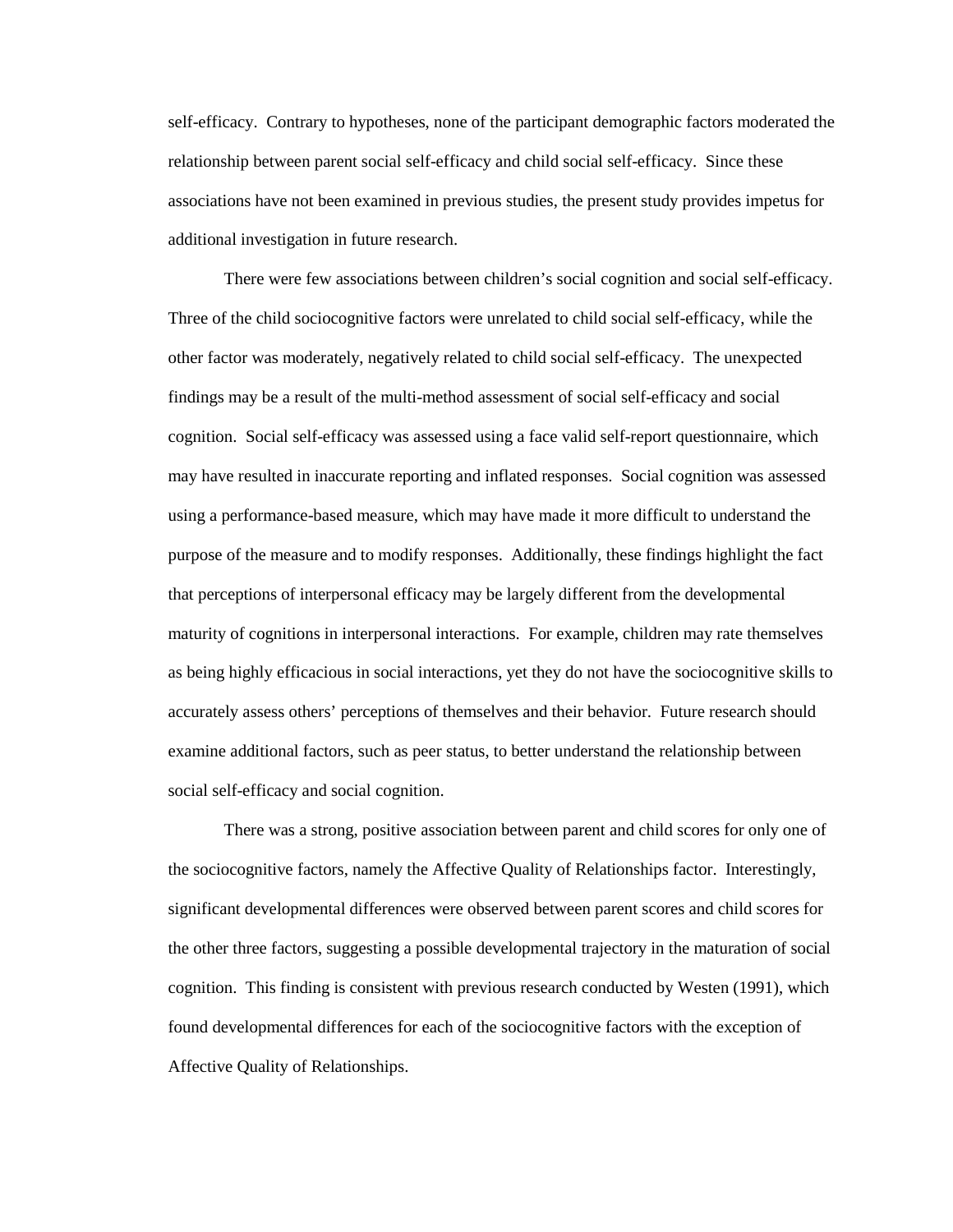self-efficacy. Contrary to hypotheses, none of the participant demographic factors moderated the relationship between parent social self-efficacy and child social self-efficacy. Since these associations have not been examined in previous studies, the present study provides impetus for additional investigation in future research.

There were few associations between children's social cognition and social self-efficacy. Three of the child sociocognitive factors were unrelated to child social self-efficacy, while the other factor was moderately, negatively related to child social self-efficacy. The unexpected findings may be a result of the multi-method assessment of social self-efficacy and social cognition. Social self-efficacy was assessed using a face valid self-report questionnaire, which may have resulted in inaccurate reporting and inflated responses. Social cognition was assessed using a performance-based measure, which may have made it more difficult to understand the purpose of the measure and to modify responses. Additionally, these findings highlight the fact that perceptions of interpersonal efficacy may be largely different from the developmental maturity of cognitions in interpersonal interactions. For example, children may rate themselves as being highly efficacious in social interactions, yet they do not have the sociocognitive skills to accurately assess others' perceptions of themselves and their behavior. Future research should examine additional factors, such as peer status, to better understand the relationship between social self-efficacy and social cognition.

There was a strong, positive association between parent and child scores for only one of the sociocognitive factors, namely the Affective Quality of Relationships factor. Interestingly, significant developmental differences were observed between parent scores and child scores for the other three factors, suggesting a possible developmental trajectory in the maturation of social cognition. This finding is consistent with previous research conducted by Westen (1991), which found developmental differences for each of the sociocognitive factors with the exception of Affective Quality of Relationships.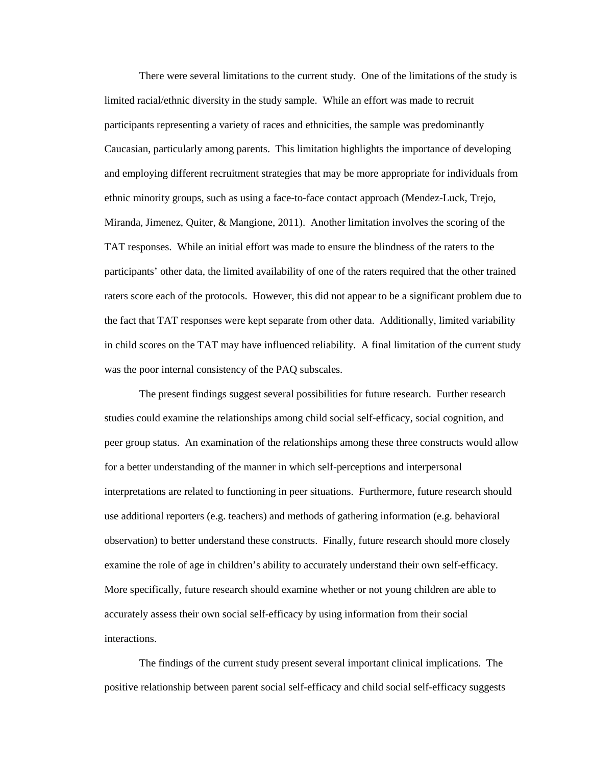There were several limitations to the current study. One of the limitations of the study is limited racial/ethnic diversity in the study sample. While an effort was made to recruit participants representing a variety of races and ethnicities, the sample was predominantly Caucasian, particularly among parents. This limitation highlights the importance of developing and employing different recruitment strategies that may be more appropriate for individuals from ethnic minority groups, such as using a face-to-face contact approach (Mendez-Luck, Trejo, Miranda, Jimenez, Quiter, & Mangione, 2011). Another limitation involves the scoring of the TAT responses. While an initial effort was made to ensure the blindness of the raters to the participants' other data, the limited availability of one of the raters required that the other trained raters score each of the protocols. However, this did not appear to be a significant problem due to the fact that TAT responses were kept separate from other data. Additionally, limited variability in child scores on the TAT may have influenced reliability. A final limitation of the current study was the poor internal consistency of the PAQ subscales.

The present findings suggest several possibilities for future research. Further research studies could examine the relationships among child social self-efficacy, social cognition, and peer group status. An examination of the relationships among these three constructs would allow for a better understanding of the manner in which self-perceptions and interpersonal interpretations are related to functioning in peer situations. Furthermore, future research should use additional reporters (e.g. teachers) and methods of gathering information (e.g. behavioral observation) to better understand these constructs. Finally, future research should more closely examine the role of age in children's ability to accurately understand their own self-efficacy. More specifically, future research should examine whether or not young children are able to accurately assess their own social self-efficacy by using information from their social interactions.

The findings of the current study present several important clinical implications. The positive relationship between parent social self-efficacy and child social self-efficacy suggests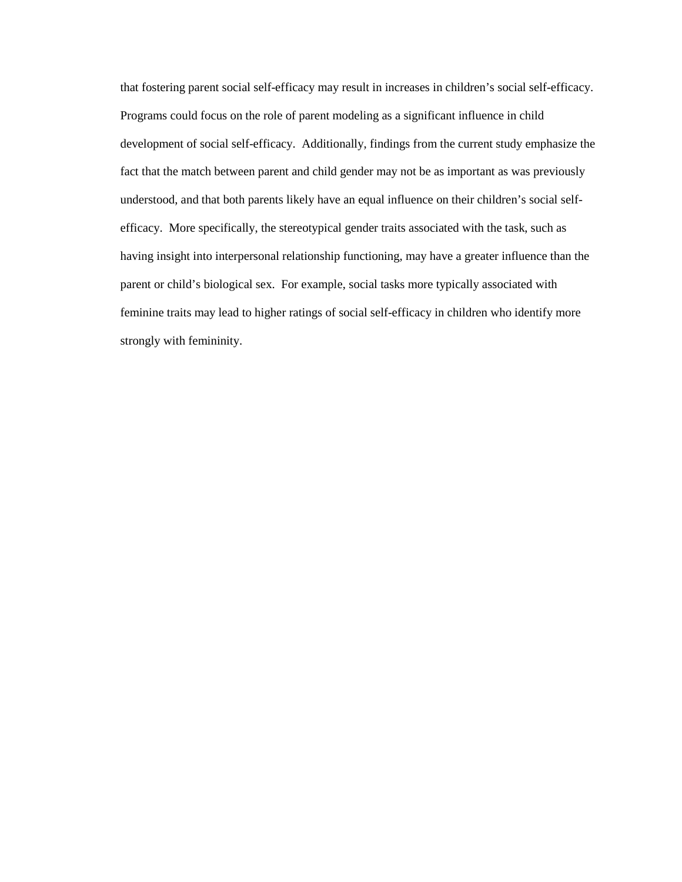that fostering parent social self-efficacy may result in increases in children's social self-efficacy. Programs could focus on the role of parent modeling as a significant influence in child development of social self-efficacy. Additionally, findings from the current study emphasize the fact that the match between parent and child gender may not be as important as was previously understood, and that both parents likely have an equal influence on their children's social self-efficacy. More specifically, the stereotypical gender traits associated with the task, such as having insight into interpersonal relationship functioning, may have a greater influence than the parent or child's biological sex. For example, social tasks more typically associated with feminine traits may lead to higher ratings of social self-efficacy in children who identify more strongly with femininity.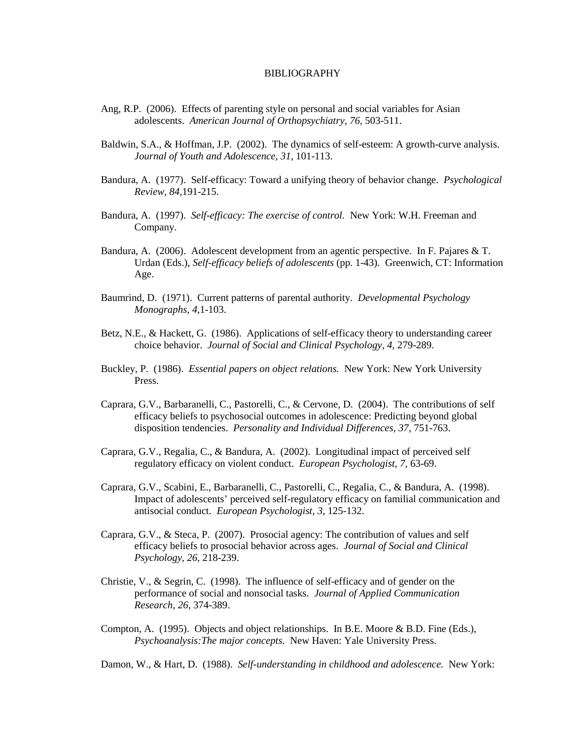# BIBLIOGRAPHY

Ang, R.P. (2006). Effects of parenting style on personal and social variables for Asian adolescents. *American Journal of Orthopsychiatry, 76,* 503-511.

Baldwin, S.A., & Hoffman, J.P. (2002). The dynamics of self-esteem: A growth-curve analysis. *Journal of Youth and Adolescence, 31,* 101-113.

Bandura, A. (1977). Self-efficacy: Toward a unifying theory of behavior change. *Psychological Review, 84,*191-215.

Bandura, A. (1997). *Self-efficacy: The exercise of control.* New York: W.H. Freeman and Company.

Bandura, A. (2006). Adolescent development from an agentic perspective. In F. Pajares & T. Urdan (Eds.), *Self-efficacy beliefs of adolescents* (pp. 1-43). Greenwich, CT: Information Age.

Baumrind, D. (1971). Current patterns of parental authority. *Developmental Psychology Monographs, 4,*1-103.

Betz, N.E., & Hackett, G. (1986). Applications of self-efficacy theory to understanding career choice behavior. *Journal of Social and Clinical Psychology, 4,* 279-289.

Buckley, P. (1986). *Essential papers on object relations.* New York: New York University Press.

Caprara, G.V., Barbaranelli, C., Pastorelli, C., & Cervone, D. (2004). The contributions of self efficacy beliefs to psychosocial outcomes in adolescence: Predicting beyond global disposition tendencies. *Personality and Individual Differences, 37,* 751-763.

Caprara, G.V., Regalia, C., & Bandura, A. (2002). Longitudinal impact of perceived self regulatory efficacy on violent conduct. *European Psychologist, 7,* 63-69.

Caprara, G.V., Scabini, E., Barbaranelli, C., Pastorelli, C., Regalia, C., & Bandura, A. (1998). Impact of adolescents' perceived self-regulatory efficacy on familial communication and antisocial conduct. *European Psychologist, 3,* 125-132.

Caprara, G.V., & Steca, P. (2007). Prosocial agency: The contribution of values and self efficacy beliefs to prosocial behavior across ages. *Journal of Social and Clinical Psychology, 26,* 218-239.

Christie, V., & Segrin, C. (1998). The influence of self-efficacy and of gender on the performance of social and nonsocial tasks. *Journal of Applied Communication Research, 26,* 374-389.

Compton, A. (1995). Objects and object relationships. In B.E. Moore & B.D. Fine (Eds.), *Psychoanalysis:The major concepts.* New Haven: Yale University Press.

Damon, W., & Hart, D. (1988). *Self-understanding in childhood and adolescence.* New York: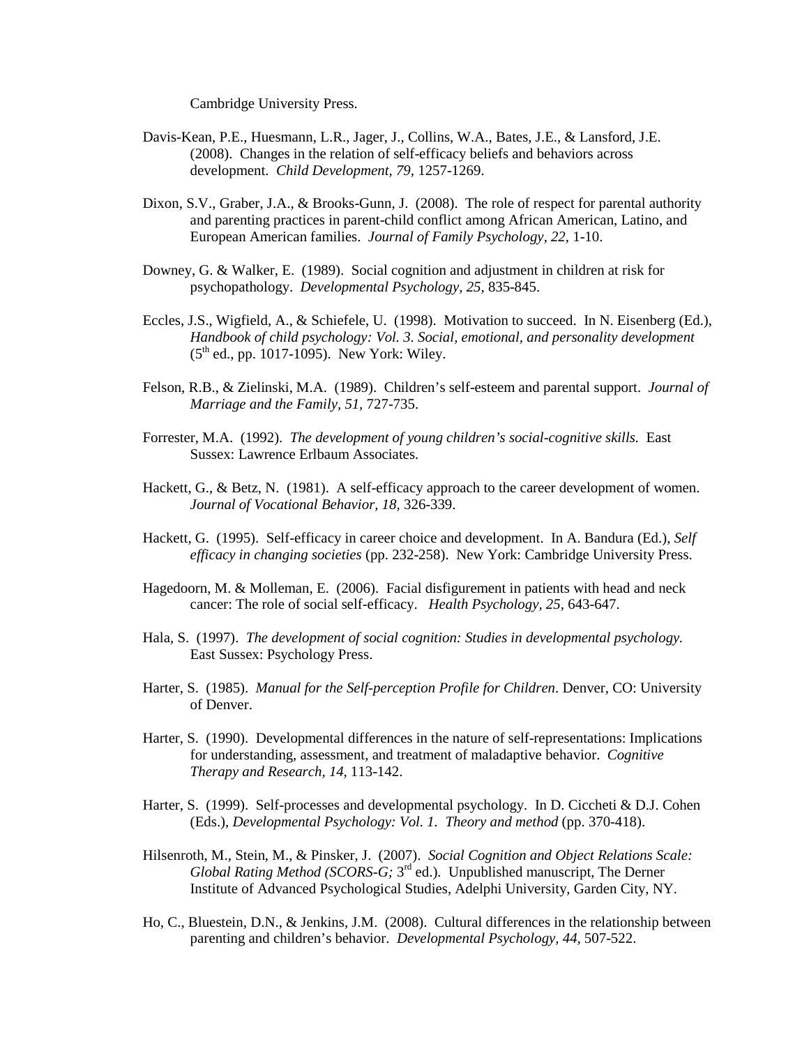Cambridge University Press.

Davis-Kean, P.E., Huesmann, L.R., Jager, J., Collins, W.A., Bates, J.E., & Lansford, J.E. (2008). Changes in the relation of self-efficacy beliefs and behaviors across development. *Child Development, 79,* 1257-1269.

Dixon, S.V., Graber, J.A., & Brooks-Gunn, J. (2008). The role of respect for parental authority and parenting practices in parent-child conflict among African American, Latino, and European American families. *Journal of Family Psychology, 22,* 1-10.

Downey, G. & Walker, E. (1989). Social cognition and adjustment in children at risk for psychopathology. *Developmental Psychology, 25,* 835-845.

Eccles, J.S., Wigfield, A., & Schiefele, U. (1998). Motivation to succeed. In N. Eisenberg (Ed.), *Handbook of child psychology: Vol. 3. Social, emotional, and personality development* (5th ed., pp. 1017-1095). New York: Wiley.

Felson, R.B., & Zielinski, M.A. (1989). Children's self-esteem and parental support. *Journal of Marriage and the Family, 51,* 727-735.

Forrester, M.A. (1992). *The development of young children's social-cognitive skills.* East Sussex: Lawrence Erlbaum Associates.

Hackett, G., & Betz, N. (1981). A self-efficacy approach to the career development of women. *Journal of Vocational Behavior, 18,* 326-339.

Hackett, G. (1995). Self-efficacy in career choice and development. In A. Bandura (Ed.), *Self efficacy in changing societies* (pp. 232-258). New York: Cambridge University Press.

Hagedoorn, M. & Molleman, E. (2006). Facial disfigurement in patients with head and neck cancer: The role of social self-efficacy. *Health Psychology, 25,* 643-647.

Hala, S. (1997). *The development of social cognition: Studies in developmental psychology.* East Sussex: Psychology Press.

Harter, S. (1985). *Manual for the Self-perception Profile for Children*. Denver, CO: University of Denver.

Harter, S. (1990). Developmental differences in the nature of self-representations: Implications for understanding, assessment, and treatment of maladaptive behavior. *Cognitive Therapy and Research, 14,* 113-142.

Harter, S. (1999). Self-processes and developmental psychology. In D. Ciccheti & D.J. Cohen (Eds.), *Developmental Psychology: Vol. 1. Theory and method* (pp. 370-418).

Hilsenroth, M., Stein, M., & Pinsker, J. (2007). *Social Cognition and Object Relations Scale: Global Rating Method (SCORS-G;* 3rd ed.). Unpublished manuscript, The Derner Institute of Advanced Psychological Studies, Adelphi University, Garden City, NY.

Ho, C., Bluestein, D.N., & Jenkins, J.M. (2008). Cultural differences in the relationship between parenting and children's behavior. *Developmental Psychology, 44,* 507-522.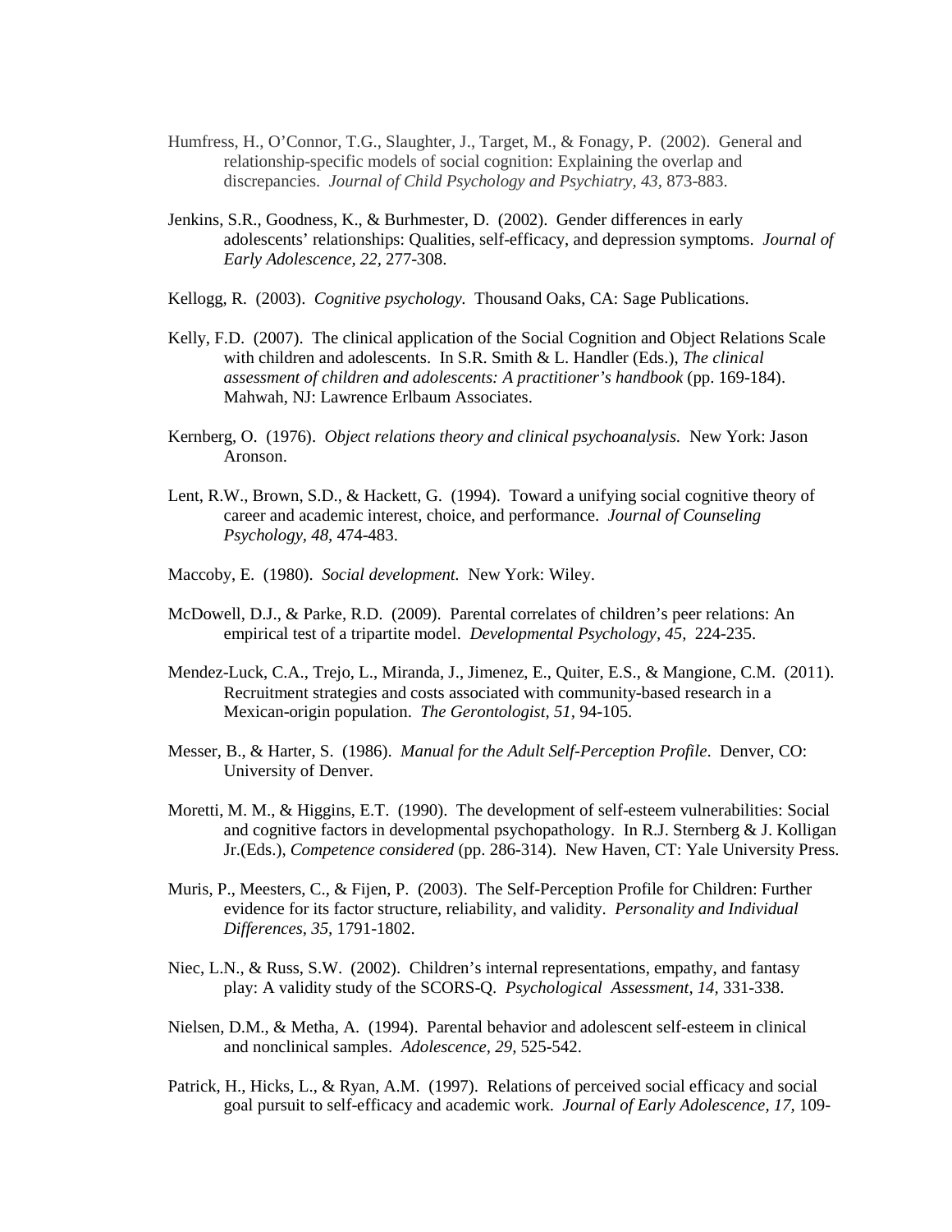Humfress, H., O'Connor, T.G., Slaughter, J., Target, M., & Fonagy, P. (2002). General and relationship-specific models of social cognition: Explaining the overlap and discrepancies. *Journal of Child Psychology and Psychiatry, 43*, 873-883.

Jenkins, S.R., Goodness, K., & Burhmester, D. (2002). Gender differences in early adolescents' relationships: Qualities, self-efficacy, and depression symptoms. *Journal of Early Adolescence, 22*, 277-308.

Kellogg, R. (2003). *Cognitive psychology.* Thousand Oaks, CA: Sage Publications.

Kelly, F.D. (2007). The clinical application of the Social Cognition and Object Relations Scale with children and adolescents. In S.R. Smith & L. Handler (Eds.), *The clinical assessment of children and adolescents: A practitioner's handbook* (pp. 169-184). Mahwah, NJ: Lawrence Erlbaum Associates.

Kernberg, O. (1976). *Object relations theory and clinical psychoanalysis.* New York: Jason Aronson.

Lent, R.W., Brown, S.D., & Hackett, G. (1994). Toward a unifying social cognitive theory of career and academic interest, choice, and performance. *Journal of Counseling Psychology, 48*, 474-483.

Maccoby, E. (1980). *Social development.* New York: Wiley.

McDowell, D.J., & Parke, R.D. (2009). Parental correlates of children's peer relations: An empirical test of a tripartite model. *Developmental Psychology, 45,* 224-235.

Mendez-Luck, C.A., Trejo, L., Miranda, J., Jimenez, E., Quiter, E.S., & Mangione, C.M. (2011). Recruitment strategies and costs associated with community-based research in a Mexican-origin population. *The Gerontologist, 51*, 94-105.

Messer, B., & Harter, S. (1986). *Manual for the Adult Self-Perception Profile*. Denver, CO: University of Denver.

Moretti, M. M., & Higgins, E.T. (1990). The development of self-esteem vulnerabilities: Social and cognitive factors in developmental psychopathology. In R.J. Sternberg & J. Kolligan Jr.(Eds.), *Competence considered* (pp. 286-314). New Haven, CT: Yale University Press.

Muris, P., Meesters, C., & Fijen, P. (2003). The Self-Perception Profile for Children: Further evidence for its factor structure, reliability, and validity. *Personality and Individual Differences, 35*, 1791-1802.

Niec, L.N., & Russ, S.W. (2002). Children's internal representations, empathy, and fantasy play: A validity study of the SCORS-Q. *Psychological Assessment, 14,* 331-338.

Nielsen, D.M., & Metha, A. (1994). Parental behavior and adolescent self-esteem in clinical and nonclinical samples. *Adolescence, 29*, 525-542.

Patrick, H., Hicks, L., & Ryan, A.M. (1997). Relations of perceived social efficacy and social goal pursuit to self-efficacy and academic work. *Journal of Early Adolescence, 17,* 109-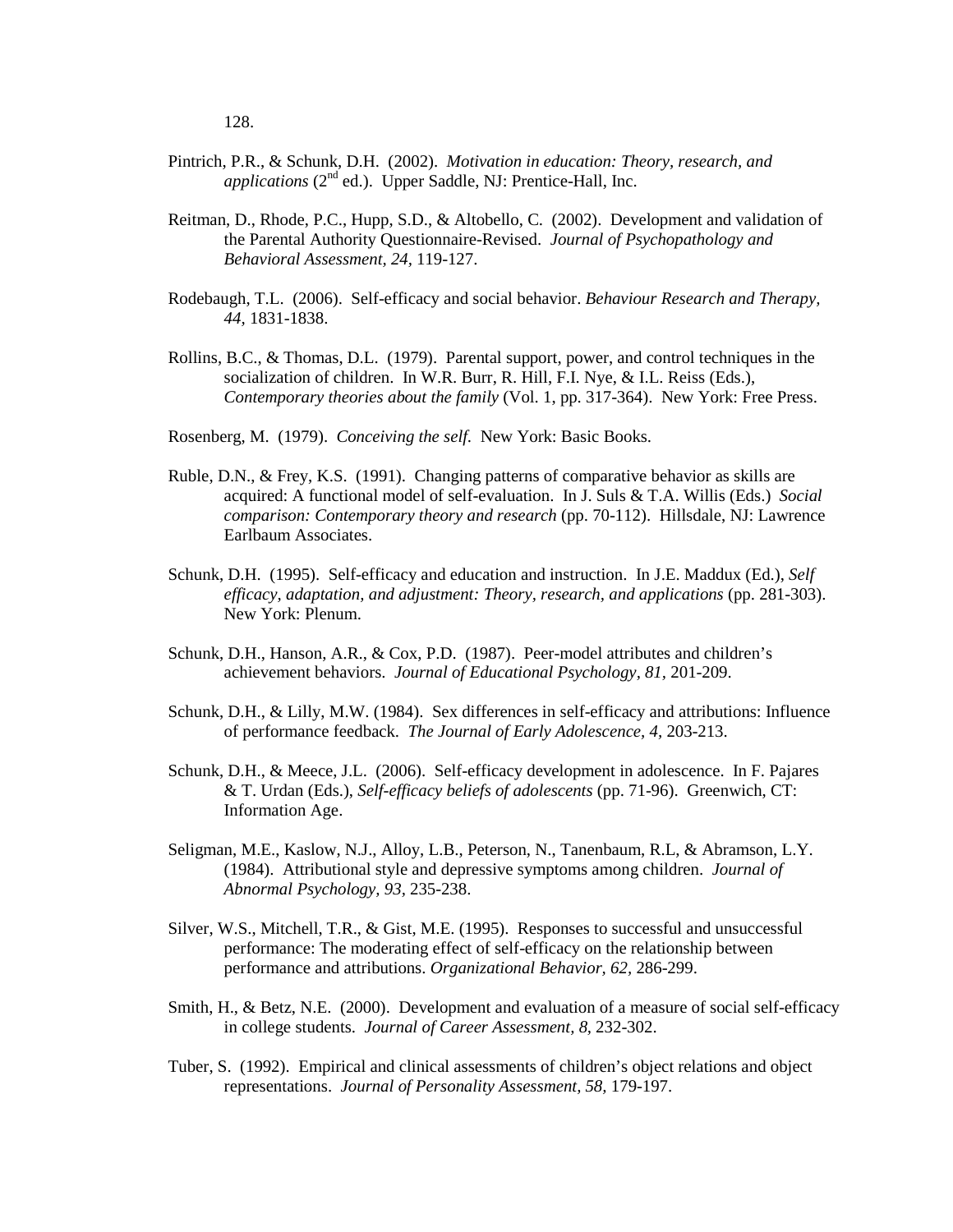128.

Pintrich, P.R., & Schunk, D.H. (2002). *Motivation in education: Theory, research, and applications* (2nd ed.). Upper Saddle, NJ: Prentice-Hall, Inc.

Reitman, D., Rhode, P.C., Hupp, S.D., & Altobello, C. (2002). Development and validation of the Parental Authority Questionnaire-Revised. *Journal of Psychopathology and Behavioral Assessment, 24,* 119-127.

Rodebaugh, T.L. (2006). Self-efficacy and social behavior. *Behaviour Research and Therapy, 44,* 1831-1838.

Rollins, B.C., & Thomas, D.L. (1979). Parental support, power, and control techniques in the socialization of children. In W.R. Burr, R. Hill, F.I. Nye, & I.L. Reiss (Eds.), *Contemporary theories about the family* (Vol. 1, pp. 317-364). New York: Free Press.

Rosenberg, M. (1979). *Conceiving the self*. New York: Basic Books.

Ruble, D.N., & Frey, K.S. (1991). Changing patterns of comparative behavior as skills are acquired: A functional model of self-evaluation. In J. Suls & T.A. Willis (Eds.) *Social comparison: Contemporary theory and research* (pp. 70-112). Hillsdale, NJ: Lawrence Earlbaum Associates.

Schunk, D.H. (1995). Self-efficacy and education and instruction. In J.E. Maddux (Ed.), *Self efficacy, adaptation, and adjustment: Theory, research, and applications* (pp. 281-303). New York: Plenum.

Schunk, D.H., Hanson, A.R., & Cox, P.D. (1987). Peer-model attributes and children's achievement behaviors. *Journal of Educational Psychology, 81,* 201-209.

Schunk, D.H., & Lilly, M.W. (1984). Sex differences in self-efficacy and attributions: Influence of performance feedback. *The Journal of Early Adolescence, 4,* 203-213.

Schunk, D.H., & Meece, J.L. (2006). Self-efficacy development in adolescence. In F. Pajares & T. Urdan (Eds.), *Self-efficacy beliefs of adolescents* (pp. 71-96). Greenwich, CT: Information Age.

Seligman, M.E., Kaslow, N.J., Alloy, L.B., Peterson, N., Tanenbaum, R.L, & Abramson, L.Y. (1984). Attributional style and depressive symptoms among children. *Journal of Abnormal Psychology, 93,* 235-238.

Silver, W.S., Mitchell, T.R., & Gist, M.E. (1995). Responses to successful and unsuccessful performance: The moderating effect of self-efficacy on the relationship between performance and attributions. *Organizational Behavior, 62,* 286-299.

Smith, H., & Betz, N.E. (2000). Development and evaluation of a measure of social self-efficacy in college students. *Journal of Career Assessment, 8,* 232-302.

Tuber, S. (1992). Empirical and clinical assessments of children's object relations and object representations. *Journal of Personality Assessment, 58,* 179-197.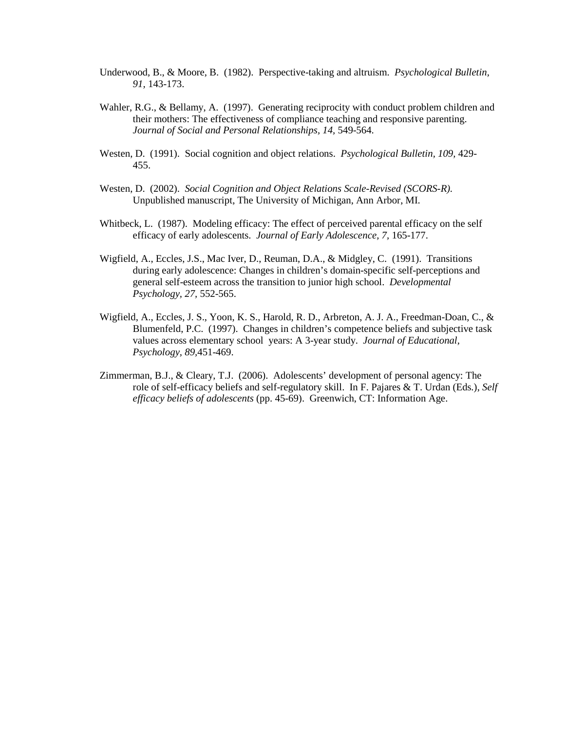Underwood, B., & Moore, B. (1982). Perspective-taking and altruism. *Psychological Bulletin, 91*, 143-173.

Wahler, R.G., & Bellamy, A. (1997). Generating reciprocity with conduct problem children and their mothers: The effectiveness of compliance teaching and responsive parenting. *Journal of Social and Personal Relationships, 14,* 549-564.

Westen, D. (1991). Social cognition and object relations. *Psychological Bulletin, 109,* 429-455.

Westen, D. (2002). *Social Cognition and Object Relations Scale-Revised (SCORS-R).* Unpublished manuscript, The University of Michigan, Ann Arbor, MI.

Whitbeck, L. (1987). Modeling efficacy: The effect of perceived parental efficacy on the self efficacy of early adolescents. *Journal of Early Adolescence, 7,* 165-177.

Wigfield, A., Eccles, J.S., Mac Iver, D., Reuman, D.A., & Midgley, C. (1991). Transitions during early adolescence: Changes in children's domain-specific self-perceptions and general self-esteem across the transition to junior high school. *Developmental Psychology, 27,* 552-565.

Wigfield, A., Eccles, J. S., Yoon, K. S., Harold, R. D., Arbreton, A. J. A., Freedman-Doan, C., & Blumenfeld, P.C. (1997). Changes in children's competence beliefs and subjective task values across elementary school years: A 3-year study. *Journal of Educational, Psychology, 89,*451-469.

Zimmerman, B.J., & Cleary, T.J. (2006). Adolescents' development of personal agency: The role of self-efficacy beliefs and self-regulatory skill. In F. Pajares & T. Urdan (Eds.), *Self efficacy beliefs of adolescents* (pp. 45-69). Greenwich, CT: Information Age.